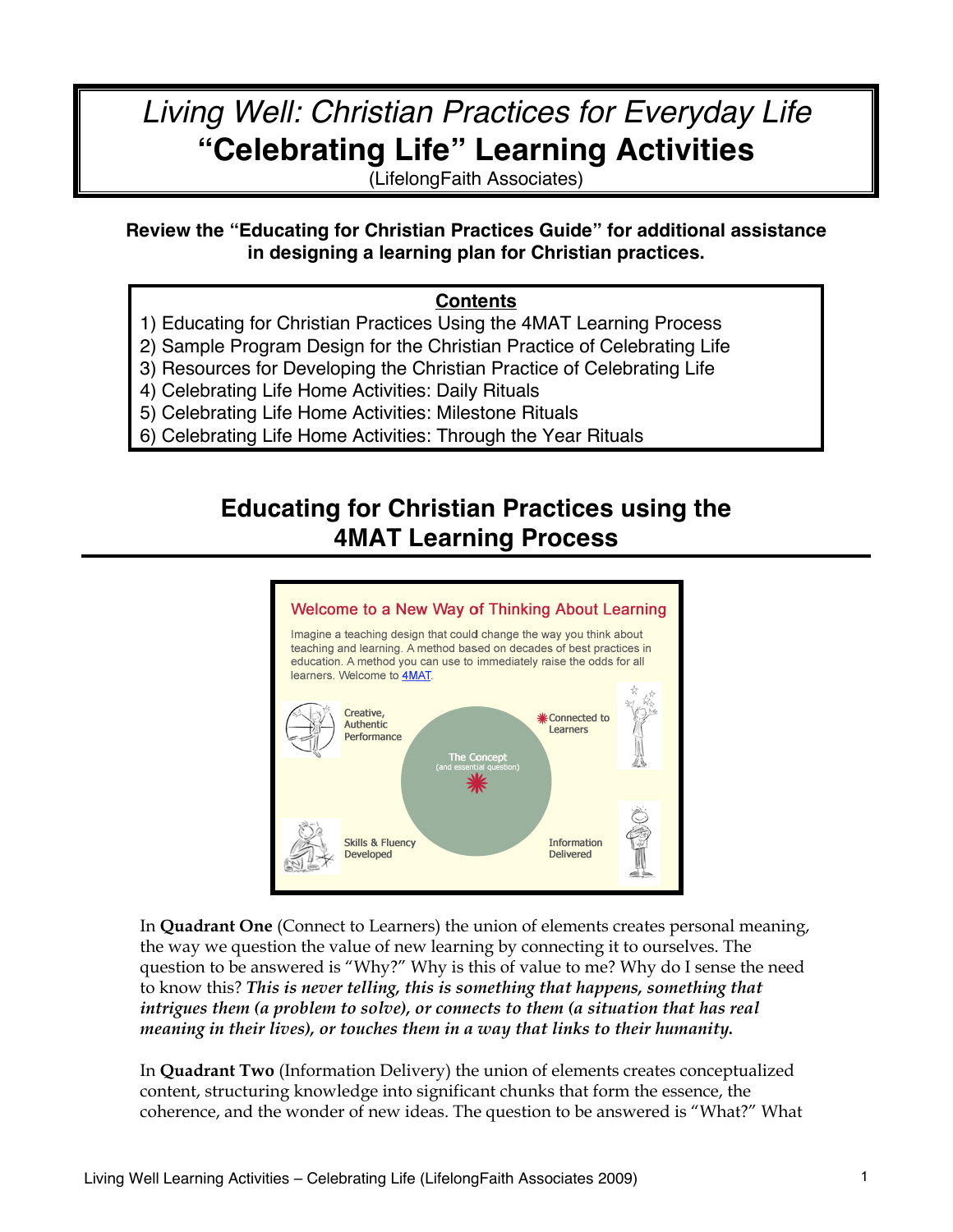# *Living Well: Christian Practices for Everyday Life*
# "Celebrating Life" Learning Activities

(LifelongFaith Associates)

**Review the "Educating for Christian Practices Guide" for additional assistance in designing a learning plan for Christian practices.**

**Contents**

1) Educating for Christian Practices Using the 4MAT Learning Process
2) Sample Program Design for the Christian Practice of Celebrating Life
3) Resources for Developing the Christian Practice of Celebrating Life
4) Celebrating Life Home Activities: Daily Rituals
5) Celebrating Life Home Activities: Milestone Rituals
6) Celebrating Life Home Activities: Through the Year Rituals

## Educating for Christian Practices using the 4MAT Learning Process

Welcome to a New Way of Thinking About Learning

Imagine a teaching design that could change the way you think about teaching and learning. A method based on decades of best practices in education. A method you can use to immediately raise the odds for all learners. Welcome to 4MAT.

Connected to Learners

Information Delivered

Skills & Fluency Developed

Creative, Authentic Performance

The Concept (and essential question)

In **Quadrant One** (Connect to Learners) the union of elements creates personal meaning, the way we question the value of new learning by connecting it to ourselves. The question to be answered is "Why?" Why is this of value to me? Why do I sense the need to know this? ***This is never telling, this is something that happens, something that intrigues them (a problem to solve), or connects to them (a situation that has real meaning in their lives), or touches them in a way that links to their humanity.***

In **Quadrant Two** (Information Delivery) the union of elements creates conceptualized content, structuring knowledge into significant chunks that form the essence, the coherence, and the wonder of new ideas. The question to be answered is "What?" What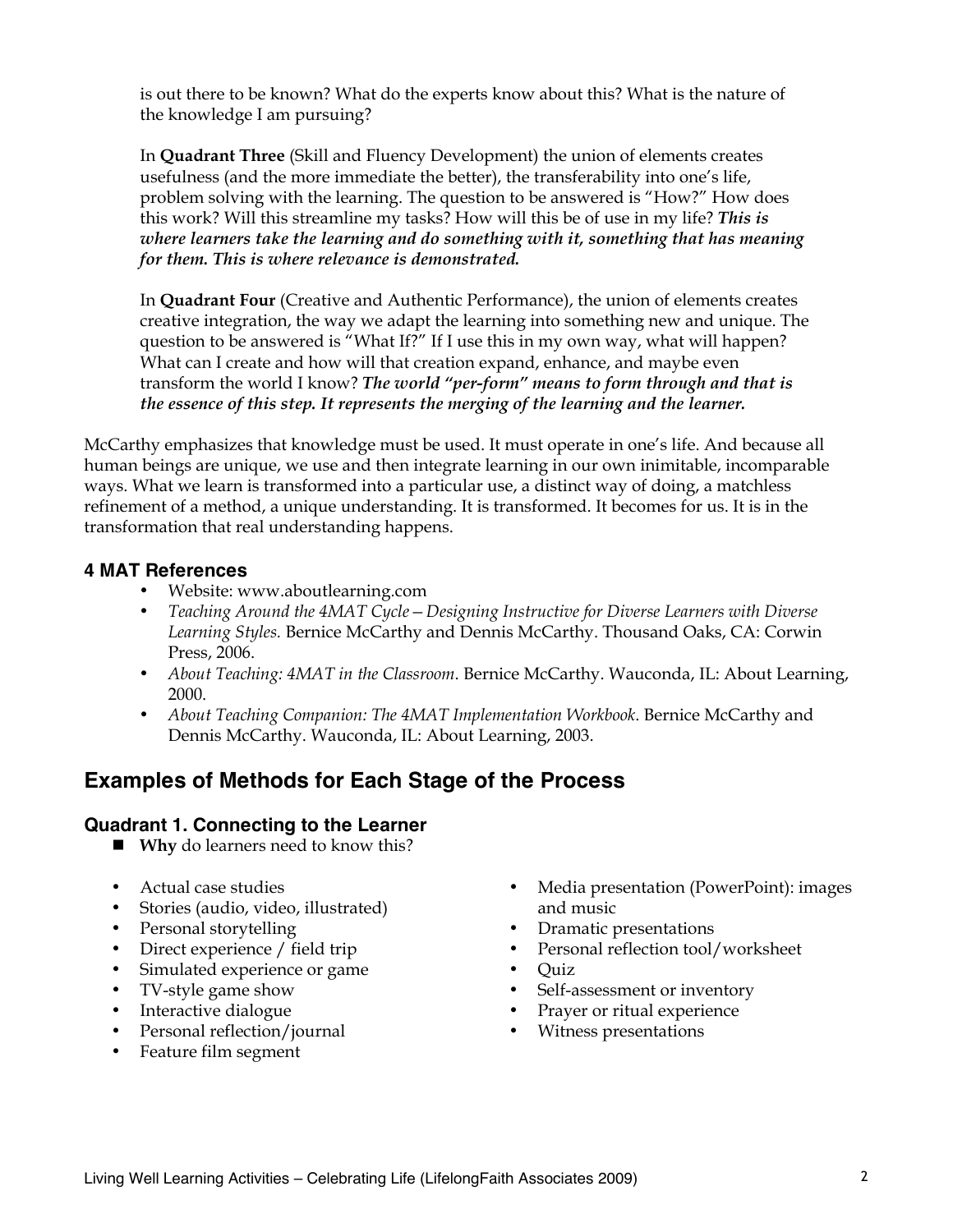is out there to be known? What do the experts know about this? What is the nature of the knowledge I am pursuing?

In **Quadrant Three** (Skill and Fluency Development) the union of elements creates usefulness (and the more immediate the better), the transferability into one's life, problem solving with the learning. The question to be answered is "How?" How does this work? Will this streamline my tasks? How will this be of use in my life? ***This is where learners take the learning and do something with it, something that has meaning for them. This is where relevance is demonstrated.***

In **Quadrant Four** (Creative and Authentic Performance), the union of elements creates creative integration, the way we adapt the learning into something new and unique. The question to be answered is "What If?" If I use this in my own way, what will happen? What can I create and how will that creation expand, enhance, and maybe even transform the world I know? ***The world "per-form" means to form through and that is the essence of this step. It represents the merging of the learning and the learner.***

McCarthy emphasizes that knowledge must be used. It must operate in one's life. And because all human beings are unique, we use and then integrate learning in our own inimitable, incomparable ways. What we learn is transformed into a particular use, a distinct way of doing, a matchless refinement of a method, a unique understanding. It is transformed. It becomes for us. It is in the transformation that real understanding happens.

### 4 MAT References

- Website: www.aboutlearning.com
- *Teaching Around the 4MAT Cycle—Designing Instructive for Diverse Learners with Diverse Learning Styles.* Bernice McCarthy and Dennis McCarthy. Thousand Oaks, CA: Corwin Press, 2006.
- *About Teaching: 4MAT in the Classroom*. Bernice McCarthy. Wauconda, IL: About Learning, 2000.
- *About Teaching Companion: The 4MAT Implementation Workbook*. Bernice McCarthy and Dennis McCarthy. Wauconda, IL: About Learning, 2003.

## Examples of Methods for Each Stage of the Process

### Quadrant 1. Connecting to the Learner

- **Why** do learners need to know this?

- Actual case studies
- Stories (audio, video, illustrated)
- Personal storytelling
- Direct experience / field trip
- Simulated experience or game
- TV-style game show
- Interactive dialogue
- Personal reflection/journal
- Feature film segment
- Media presentation (PowerPoint): images and music
- Dramatic presentations
- Personal reflection tool/worksheet
- Quiz
- Self-assessment or inventory
- Prayer or ritual experience
- Witness presentations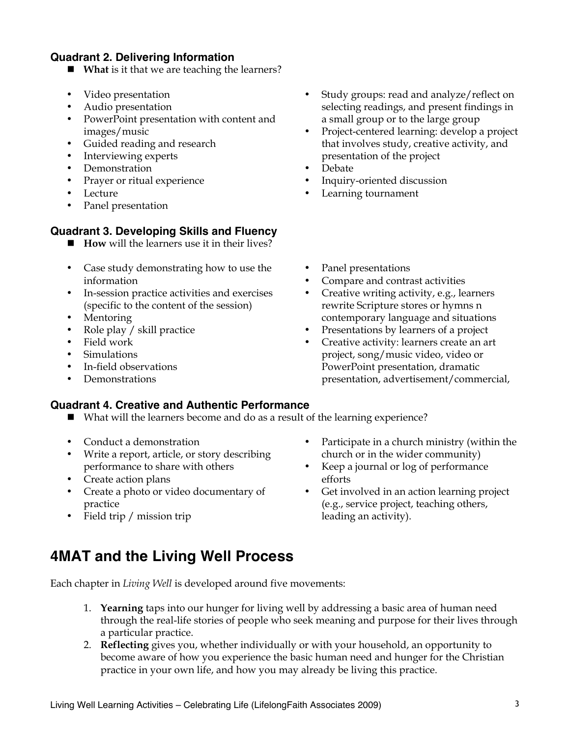### Quadrant 2. Delivering Information

- **What** is it that we are teaching the learners?

- Video presentation
- Audio presentation
- PowerPoint presentation with content and images/music
- Guided reading and research
- Interviewing experts
- Demonstration
- Prayer or ritual experience
- Lecture
- Panel presentation
- Study groups: read and analyze/reflect on selecting readings, and present findings in a small group or to the large group
- Project-centered learning: develop a project that involves study, creative activity, and presentation of the project
- Debate
- Inquiry-oriented discussion
- Learning tournament

### Quadrant 3. Developing Skills and Fluency

- **How** will the learners use it in their lives?

- Case study demonstrating how to use the information
- In-session practice activities and exercises (specific to the content of the session)
- Mentoring
- Role play / skill practice
- Field work
- Simulations
- In-field observations
- Demonstrations
- Panel presentations
- Compare and contrast activities
- Creative writing activity, e.g., learners rewrite Scripture stores or hymns n contemporary language and situations
- Presentations by learners of a project
- Creative activity: learners create an art project, song/music video, video or PowerPoint presentation, dramatic presentation, advertisement/commercial,

### Quadrant 4. Creative and Authentic Performance

- What will the learners become and do as a result of the learning experience?

- Conduct a demonstration
- Write a report, article, or story describing performance to share with others
- Create action plans
- Create a photo or video documentary of practice
- Field trip / mission trip
- Participate in a church ministry (within the church or in the wider community)
- Keep a journal or log of performance efforts
- Get involved in an action learning project (e.g., service project, teaching others, leading an activity).

## 4MAT and the Living Well Process

Each chapter in *Living Well* is developed around five movements:

1. **Yearning** taps into our hunger for living well by addressing a basic area of human need through the real-life stories of people who seek meaning and purpose for their lives through a particular practice.
2. **Reflecting** gives you, whether individually or with your household, an opportunity to become aware of how you experience the basic human need and hunger for the Christian practice in your own life, and how you may already be living this practice.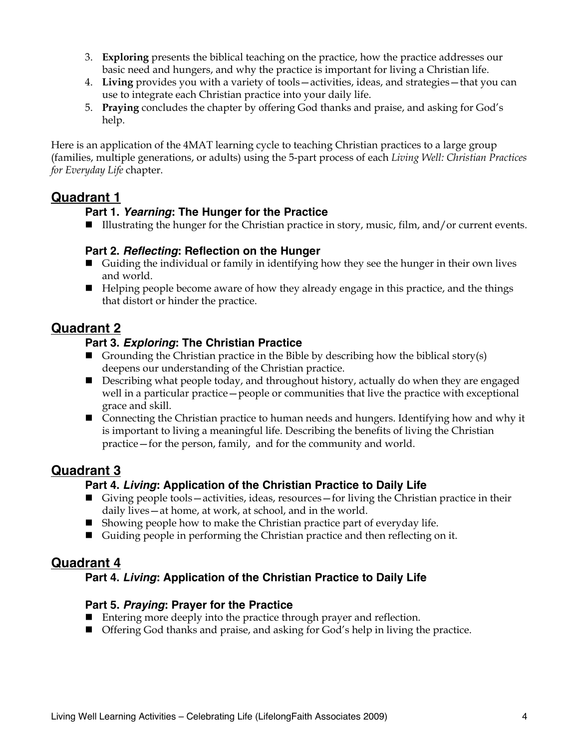3. **Exploring** presents the biblical teaching on the practice, how the practice addresses our basic need and hungers, and why the practice is important for living a Christian life.
4. **Living** provides you with a variety of tools—activities, ideas, and strategies—that you can use to integrate each Christian practice into your daily life.
5. **Praying** concludes the chapter by offering God thanks and praise, and asking for God's help.

Here is an application of the 4MAT learning cycle to teaching Christian practices to a large group (families, multiple generations, or adults) using the 5-part process of each *Living Well: Christian Practices for Everyday Life* chapter.

## Quadrant 1

### Part 1. *Yearning*: The Hunger for the Practice

- Illustrating the hunger for the Christian practice in story, music, film, and/or current events.

### Part 2. *Reflecting*: Reflection on the Hunger

- Guiding the individual or family in identifying how they see the hunger in their own lives and world.
- Helping people become aware of how they already engage in this practice, and the things that distort or hinder the practice.

## Quadrant 2

### Part 3. *Exploring*: The Christian Practice

- Grounding the Christian practice in the Bible by describing how the biblical story(s) deepens our understanding of the Christian practice.
- Describing what people today, and throughout history, actually do when they are engaged well in a particular practice—people or communities that live the practice with exceptional grace and skill.
- Connecting the Christian practice to human needs and hungers. Identifying how and why it is important to living a meaningful life. Describing the benefits of living the Christian practice—for the person, family, and for the community and world.

## Quadrant 3

### Part 4. *Living*: Application of the Christian Practice to Daily Life

- Giving people tools—activities, ideas, resources—for living the Christian practice in their daily lives—at home, at work, at school, and in the world.
- Showing people how to make the Christian practice part of everyday life.
- Guiding people in performing the Christian practice and then reflecting on it.

## Quadrant 4

### Part 4. *Living*: Application of the Christian Practice to Daily Life

### Part 5. *Praying*: Prayer for the Practice

- Entering more deeply into the practice through prayer and reflection.
- Offering God thanks and praise, and asking for God's help in living the practice.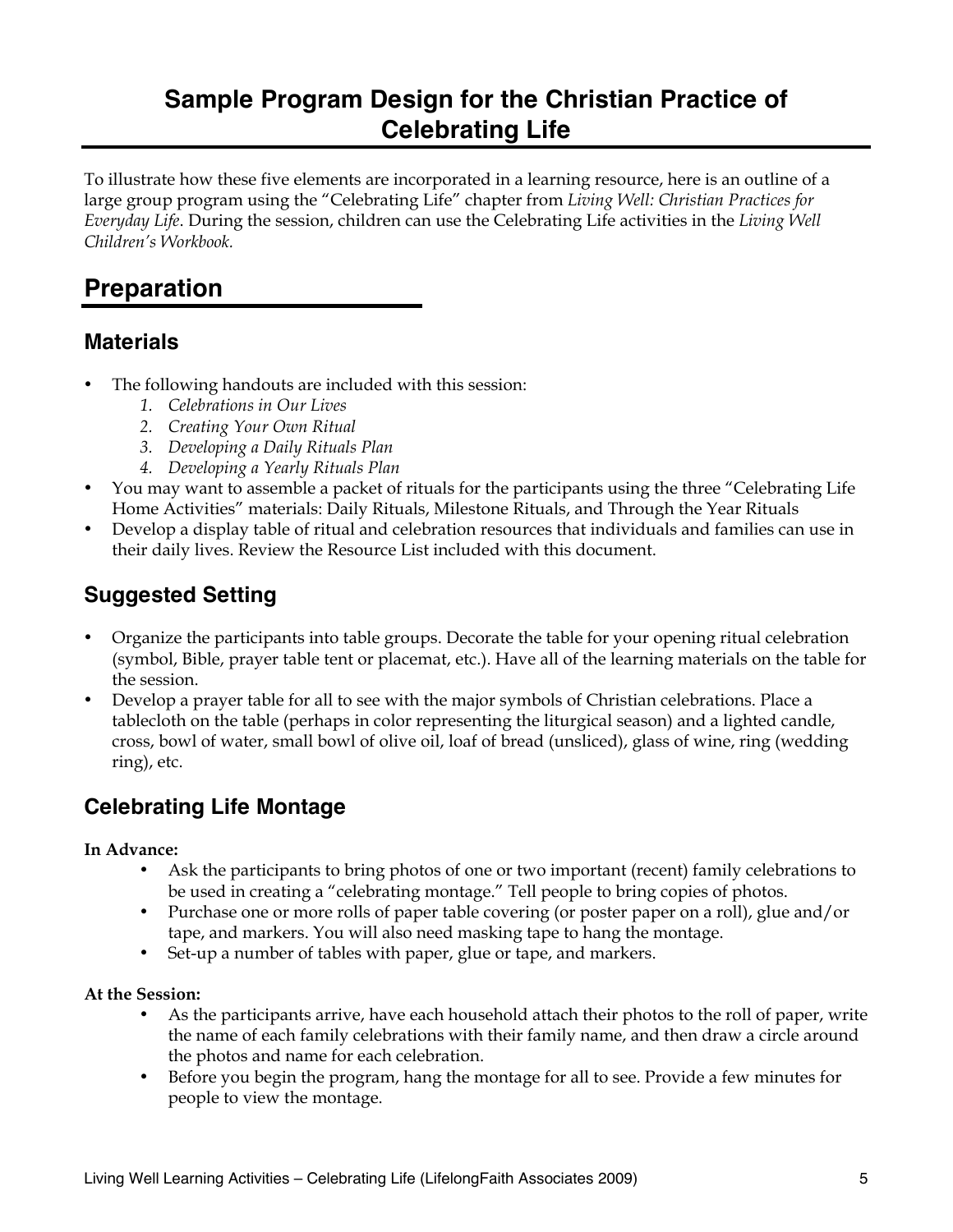# Sample Program Design for the Christian Practice of Celebrating Life

To illustrate how these five elements are incorporated in a learning resource, here is an outline of a large group program using the "Celebrating Life" chapter from *Living Well: Christian Practices for Everyday Life*. During the session, children can use the Celebrating Life activities in the *Living Well Children's Workbook.*

## Preparation

### Materials

- The following handouts are included with this session:
  1. *Celebrations in Our Lives*
  2. *Creating Your Own Ritual*
  3. *Developing a Daily Rituals Plan*
  4. *Developing a Yearly Rituals Plan*
- You may want to assemble a packet of rituals for the participants using the three "Celebrating Life Home Activities" materials: Daily Rituals, Milestone Rituals, and Through the Year Rituals
- Develop a display table of ritual and celebration resources that individuals and families can use in their daily lives. Review the Resource List included with this document.

### Suggested Setting

- Organize the participants into table groups. Decorate the table for your opening ritual celebration (symbol, Bible, prayer table tent or placemat, etc.). Have all of the learning materials on the table for the session.
- Develop a prayer table for all to see with the major symbols of Christian celebrations. Place a tablecloth on the table (perhaps in color representing the liturgical season) and a lighted candle, cross, bowl of water, small bowl of olive oil, loaf of bread (unsliced), glass of wine, ring (wedding ring), etc.

### Celebrating Life Montage

**In Advance:**

- Ask the participants to bring photos of one or two important (recent) family celebrations to be used in creating a "celebrating montage." Tell people to bring copies of photos.
- Purchase one or more rolls of paper table covering (or poster paper on a roll), glue and/or tape, and markers. You will also need masking tape to hang the montage.
- Set-up a number of tables with paper, glue or tape, and markers.

**At the Session:**

- As the participants arrive, have each household attach their photos to the roll of paper, write the name of each family celebrations with their family name, and then draw a circle around the photos and name for each celebration.
- Before you begin the program, hang the montage for all to see. Provide a few minutes for people to view the montage.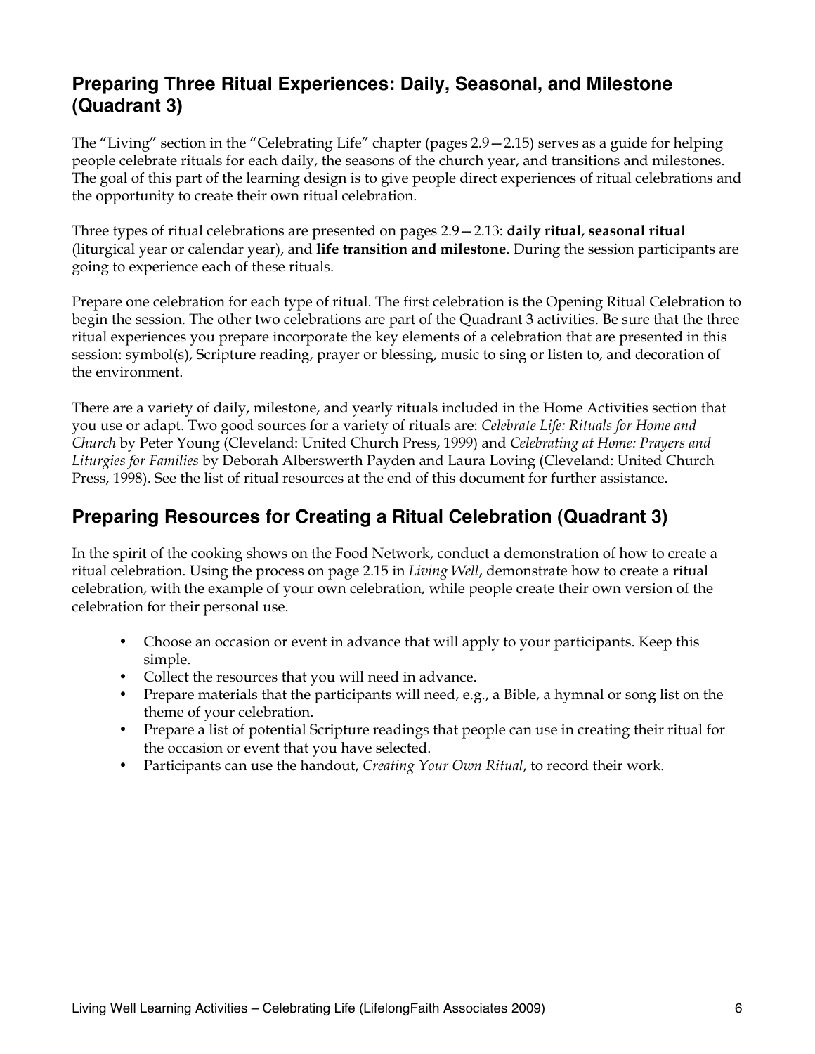## Preparing Three Ritual Experiences: Daily, Seasonal, and Milestone (Quadrant 3)

The "Living" section in the "Celebrating Life" chapter (pages 2.9—2.15) serves as a guide for helping people celebrate rituals for each daily, the seasons of the church year, and transitions and milestones. The goal of this part of the learning design is to give people direct experiences of ritual celebrations and the opportunity to create their own ritual celebration.

Three types of ritual celebrations are presented on pages 2.9—2.13: **daily ritual**, **seasonal ritual** (liturgical year or calendar year), and **life transition and milestone**. During the session participants are going to experience each of these rituals.

Prepare one celebration for each type of ritual. The first celebration is the Opening Ritual Celebration to begin the session. The other two celebrations are part of the Quadrant 3 activities. Be sure that the three ritual experiences you prepare incorporate the key elements of a celebration that are presented in this session: symbol(s), Scripture reading, prayer or blessing, music to sing or listen to, and decoration of the environment.

There are a variety of daily, milestone, and yearly rituals included in the Home Activities section that you use or adapt. Two good sources for a variety of rituals are: *Celebrate Life: Rituals for Home and Church* by Peter Young (Cleveland: United Church Press, 1999) and *Celebrating at Home: Prayers and Liturgies for Families* by Deborah Alberswerth Payden and Laura Loving (Cleveland: United Church Press, 1998). See the list of ritual resources at the end of this document for further assistance.

## Preparing Resources for Creating a Ritual Celebration (Quadrant 3)

In the spirit of the cooking shows on the Food Network, conduct a demonstration of how to create a ritual celebration. Using the process on page 2.15 in *Living Well*, demonstrate how to create a ritual celebration, with the example of your own celebration, while people create their own version of the celebration for their personal use.

- Choose an occasion or event in advance that will apply to your participants. Keep this simple.
- Collect the resources that you will need in advance.
- Prepare materials that the participants will need, e.g., a Bible, a hymnal or song list on the theme of your celebration.
- Prepare a list of potential Scripture readings that people can use in creating their ritual for the occasion or event that you have selected.
- Participants can use the handout, *Creating Your Own Ritual*, to record their work.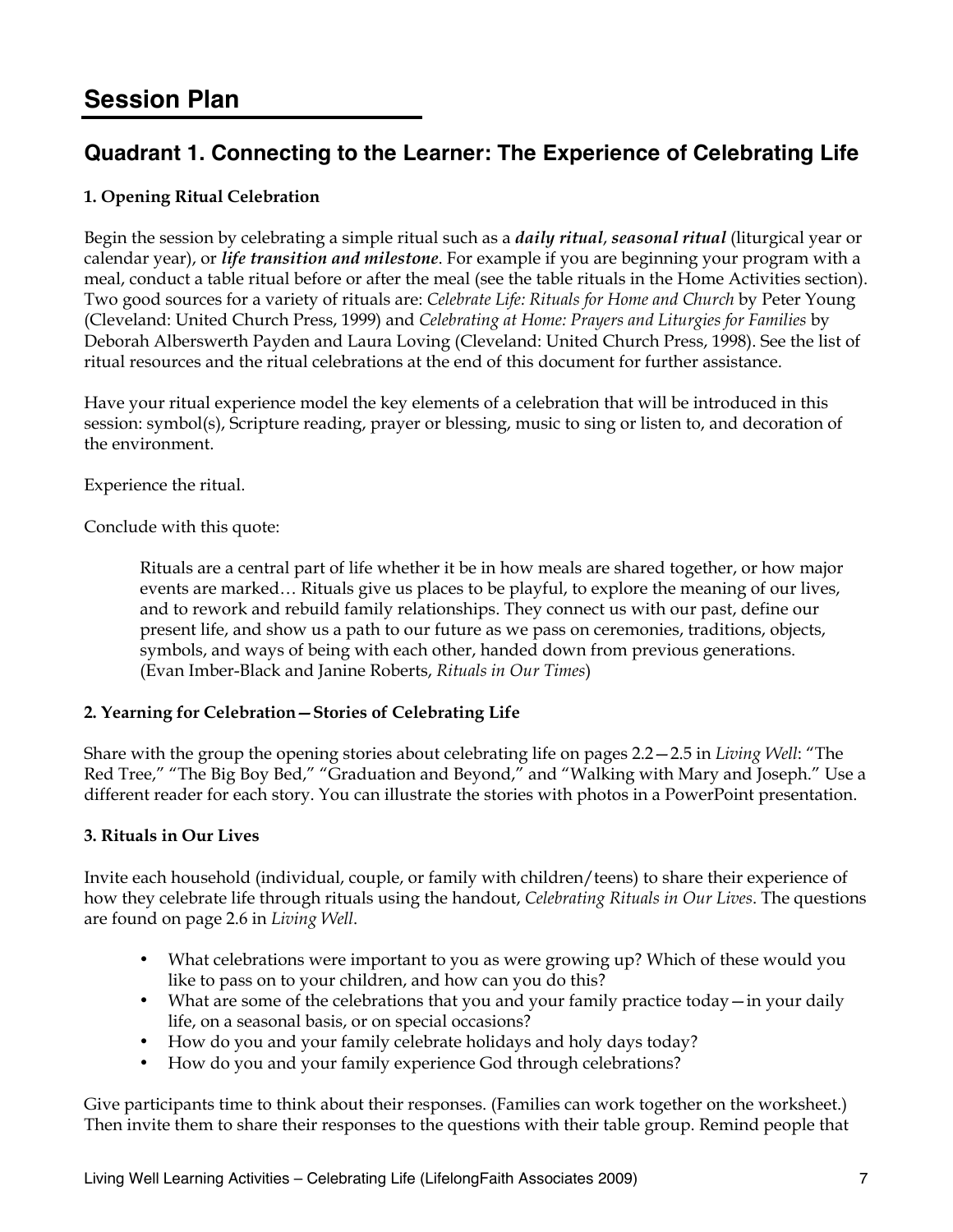# Session Plan

## Quadrant 1. Connecting to the Learner: The Experience of Celebrating Life

### 1. Opening Ritual Celebration

Begin the session by celebrating a simple ritual such as a ***daily ritual***, ***seasonal ritual*** (liturgical year or calendar year), or ***life transition and milestone***. For example if you are beginning your program with a meal, conduct a table ritual before or after the meal (see the table rituals in the Home Activities section). Two good sources for a variety of rituals are: *Celebrate Life: Rituals for Home and Church* by Peter Young (Cleveland: United Church Press, 1999) and *Celebrating at Home: Prayers and Liturgies for Families* by Deborah Alberswerth Payden and Laura Loving (Cleveland: United Church Press, 1998). See the list of ritual resources and the ritual celebrations at the end of this document for further assistance.

Have your ritual experience model the key elements of a celebration that will be introduced in this session: symbol(s), Scripture reading, prayer or blessing, music to sing or listen to, and decoration of the environment.

Experience the ritual.

Conclude with this quote:

> Rituals are a central part of life whether it be in how meals are shared together, or how major events are marked… Rituals give us places to be playful, to explore the meaning of our lives, and to rework and rebuild family relationships. They connect us with our past, define our present life, and show us a path to our future as we pass on ceremonies, traditions, objects, symbols, and ways of being with each other, handed down from previous generations. (Evan Imber-Black and Janine Roberts, *Rituals in Our Times*)

### 2. Yearning for Celebration—Stories of Celebrating Life

Share with the group the opening stories about celebrating life on pages 2.2—2.5 in *Living Well*: "The Red Tree," "The Big Boy Bed," "Graduation and Beyond," and "Walking with Mary and Joseph." Use a different reader for each story. You can illustrate the stories with photos in a PowerPoint presentation.

### 3. Rituals in Our Lives

Invite each household (individual, couple, or family with children/teens) to share their experience of how they celebrate life through rituals using the handout, *Celebrating Rituals in Our Lives*. The questions are found on page 2.6 in *Living Well*.

- What celebrations were important to you as were growing up? Which of these would you like to pass on to your children, and how can you do this?
- What are some of the celebrations that you and your family practice today—in your daily life, on a seasonal basis, or on special occasions?
- How do you and your family celebrate holidays and holy days today?
- How do you and your family experience God through celebrations?

Give participants time to think about their responses. (Families can work together on the worksheet.) Then invite them to share their responses to the questions with their table group. Remind people that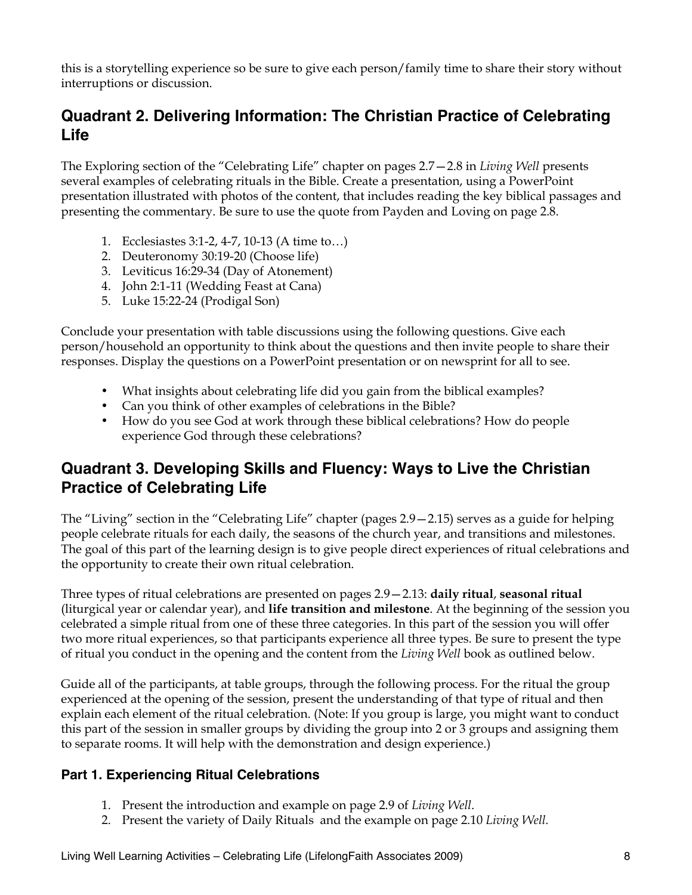this is a storytelling experience so be sure to give each person/family time to share their story without interruptions or discussion.

## Quadrant 2. Delivering Information: The Christian Practice of Celebrating Life

The Exploring section of the "Celebrating Life" chapter on pages 2.7—2.8 in *Living Well* presents several examples of celebrating rituals in the Bible. Create a presentation, using a PowerPoint presentation illustrated with photos of the content, that includes reading the key biblical passages and presenting the commentary. Be sure to use the quote from Payden and Loving on page 2.8.

1. Ecclesiastes 3:1-2, 4-7, 10-13 (A time to…)
2. Deuteronomy 30:19-20 (Choose life)
3. Leviticus 16:29-34 (Day of Atonement)
4. John 2:1-11 (Wedding Feast at Cana)
5. Luke 15:22-24 (Prodigal Son)

Conclude your presentation with table discussions using the following questions. Give each person/household an opportunity to think about the questions and then invite people to share their responses. Display the questions on a PowerPoint presentation or on newsprint for all to see.

- What insights about celebrating life did you gain from the biblical examples?
- Can you think of other examples of celebrations in the Bible?
- How do you see God at work through these biblical celebrations? How do people experience God through these celebrations?

## Quadrant 3. Developing Skills and Fluency: Ways to Live the Christian Practice of Celebrating Life

The "Living" section in the "Celebrating Life" chapter (pages 2.9—2.15) serves as a guide for helping people celebrate rituals for each daily, the seasons of the church year, and transitions and milestones. The goal of this part of the learning design is to give people direct experiences of ritual celebrations and the opportunity to create their own ritual celebration.

Three types of ritual celebrations are presented on pages 2.9—2.13: **daily ritual**, **seasonal ritual** (liturgical year or calendar year), and **life transition and milestone**. At the beginning of the session you celebrated a simple ritual from one of these three categories. In this part of the session you will offer two more ritual experiences, so that participants experience all three types. Be sure to present the type of ritual you conduct in the opening and the content from the *Living Well* book as outlined below.

Guide all of the participants, at table groups, through the following process. For the ritual the group experienced at the opening of the session, present the understanding of that type of ritual and then explain each element of the ritual celebration. (Note: If you group is large, you might want to conduct this part of the session in smaller groups by dividing the group into 2 or 3 groups and assigning them to separate rooms. It will help with the demonstration and design experience.)

### Part 1. Experiencing Ritual Celebrations

1. Present the introduction and example on page 2.9 of *Living Well*.
2. Present the variety of Daily Rituals and the example on page 2.10 *Living Well.*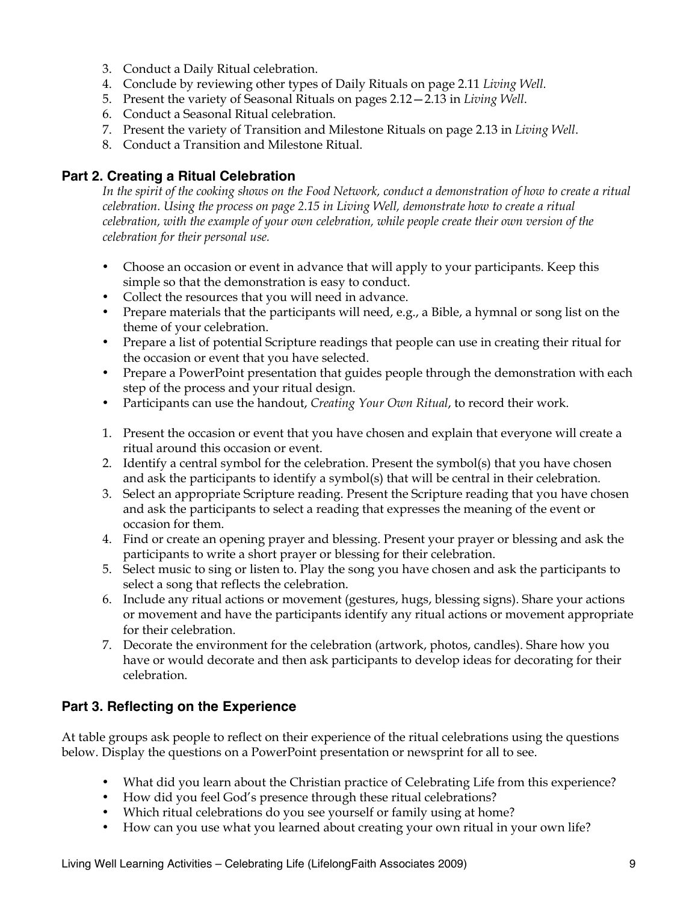3. Conduct a Daily Ritual celebration.
4. Conclude by reviewing other types of Daily Rituals on page 2.11 *Living Well*.
5. Present the variety of Seasonal Rituals on pages 2.12—2.13 in *Living Well*.
6. Conduct a Seasonal Ritual celebration.
7. Present the variety of Transition and Milestone Rituals on page 2.13 in *Living Well*.
8. Conduct a Transition and Milestone Ritual.

## Part 2. Creating a Ritual Celebration

*In the spirit of the cooking shows on the Food Network, conduct a demonstration of how to create a ritual celebration. Using the process on page 2.15 in Living Well, demonstrate how to create a ritual celebration, with the example of your own celebration, while people create their own version of the celebration for their personal use.*

- Choose an occasion or event in advance that will apply to your participants. Keep this simple so that the demonstration is easy to conduct.
- Collect the resources that you will need in advance.
- Prepare materials that the participants will need, e.g., a Bible, a hymnal or song list on the theme of your celebration.
- Prepare a list of potential Scripture readings that people can use in creating their ritual for the occasion or event that you have selected.
- Prepare a PowerPoint presentation that guides people through the demonstration with each step of the process and your ritual design.
- Participants can use the handout, *Creating Your Own Ritual*, to record their work.

1. Present the occasion or event that you have chosen and explain that everyone will create a ritual around this occasion or event.
2. Identify a central symbol for the celebration. Present the symbol(s) that you have chosen and ask the participants to identify a symbol(s) that will be central in their celebration.
3. Select an appropriate Scripture reading. Present the Scripture reading that you have chosen and ask the participants to select a reading that expresses the meaning of the event or occasion for them.
4. Find or create an opening prayer and blessing. Present your prayer or blessing and ask the participants to write a short prayer or blessing for their celebration.
5. Select music to sing or listen to. Play the song you have chosen and ask the participants to select a song that reflects the celebration.
6. Include any ritual actions or movement (gestures, hugs, blessing signs). Share your actions or movement and have the participants identify any ritual actions or movement appropriate for their celebration.
7. Decorate the environment for the celebration (artwork, photos, candles). Share how you have or would decorate and then ask participants to develop ideas for decorating for their celebration.

## Part 3. Reflecting on the Experience

At table groups ask people to reflect on their experience of the ritual celebrations using the questions below. Display the questions on a PowerPoint presentation or newsprint for all to see.

- What did you learn about the Christian practice of Celebrating Life from this experience?
- How did you feel God's presence through these ritual celebrations?
- Which ritual celebrations do you see yourself or family using at home?
- How can you use what you learned about creating your own ritual in your own life?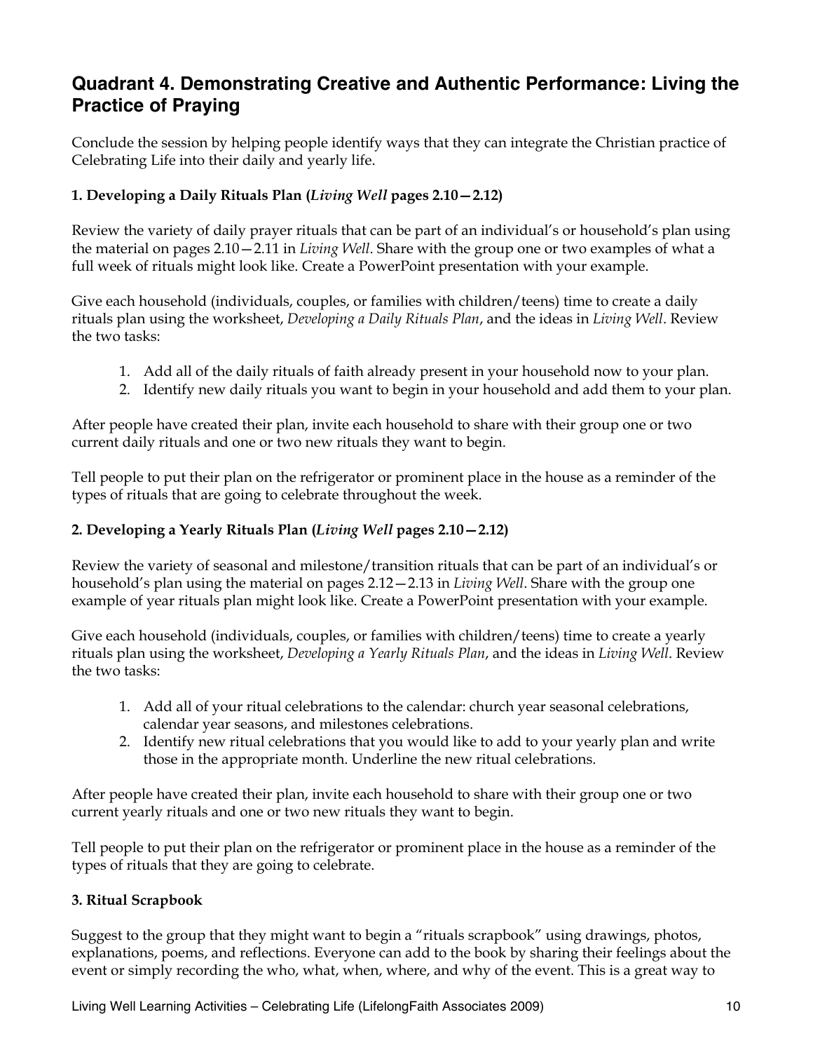## Quadrant 4. Demonstrating Creative and Authentic Performance: Living the Practice of Praying

Conclude the session by helping people identify ways that they can integrate the Christian practice of Celebrating Life into their daily and yearly life.

### 1. Developing a Daily Rituals Plan (*Living Well* pages 2.10—2.12)

Review the variety of daily prayer rituals that can be part of an individual's or household's plan using the material on pages 2.10—2.11 in *Living Well*. Share with the group one or two examples of what a full week of rituals might look like. Create a PowerPoint presentation with your example.

Give each household (individuals, couples, or families with children/teens) time to create a daily rituals plan using the worksheet, *Developing a Daily Rituals Plan*, and the ideas in *Living Well*. Review the two tasks:

1. Add all of the daily rituals of faith already present in your household now to your plan.
2. Identify new daily rituals you want to begin in your household and add them to your plan.

After people have created their plan, invite each household to share with their group one or two current daily rituals and one or two new rituals they want to begin.

Tell people to put their plan on the refrigerator or prominent place in the house as a reminder of the types of rituals that are going to celebrate throughout the week.

### 2. Developing a Yearly Rituals Plan (*Living Well* pages 2.10—2.12)

Review the variety of seasonal and milestone/transition rituals that can be part of an individual's or household's plan using the material on pages 2.12—2.13 in *Living Well*. Share with the group one example of year rituals plan might look like. Create a PowerPoint presentation with your example.

Give each household (individuals, couples, or families with children/teens) time to create a yearly rituals plan using the worksheet, *Developing a Yearly Rituals Plan*, and the ideas in *Living Well*. Review the two tasks:

1. Add all of your ritual celebrations to the calendar: church year seasonal celebrations, calendar year seasons, and milestones celebrations.
2. Identify new ritual celebrations that you would like to add to your yearly plan and write those in the appropriate month. Underline the new ritual celebrations.

After people have created their plan, invite each household to share with their group one or two current yearly rituals and one or two new rituals they want to begin.

Tell people to put their plan on the refrigerator or prominent place in the house as a reminder of the types of rituals that they are going to celebrate.

### 3. Ritual Scrapbook

Suggest to the group that they might want to begin a "rituals scrapbook" using drawings, photos, explanations, poems, and reflections. Everyone can add to the book by sharing their feelings about the event or simply recording the who, what, when, where, and why of the event. This is a great way to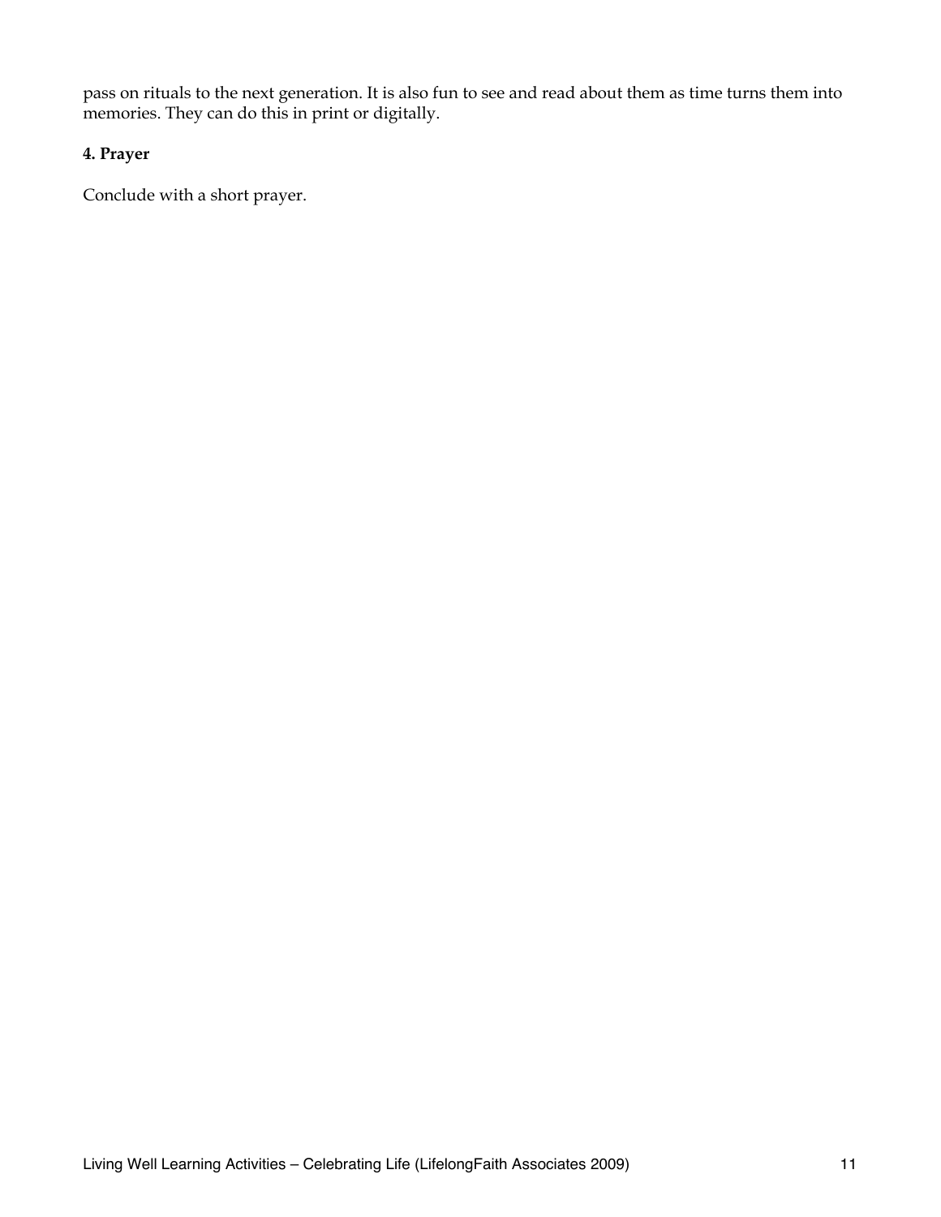pass on rituals to the next generation. It is also fun to see and read about them as time turns them into memories. They can do this in print or digitally.

**4. Prayer**

Conclude with a short prayer.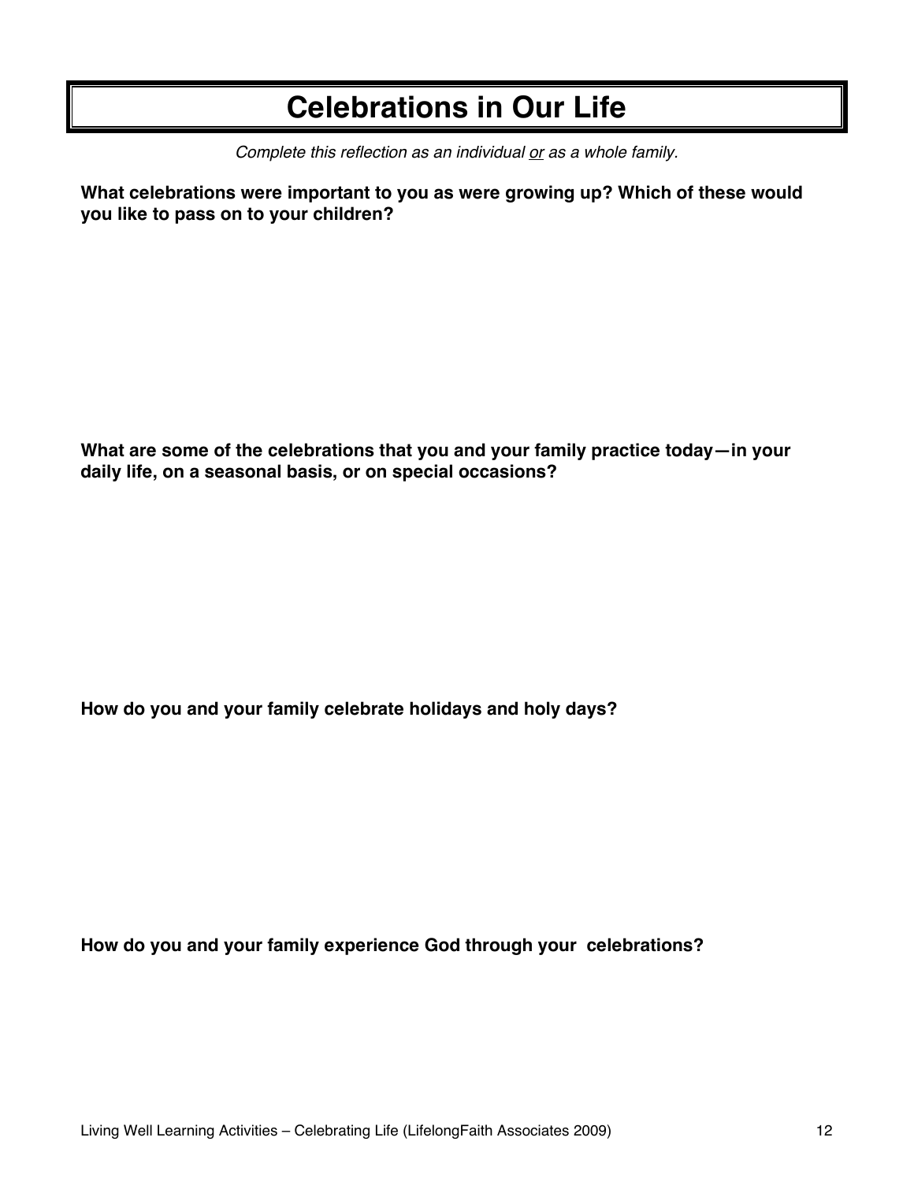# Celebrations in Our Life

*Complete this reflection as an individual <u>or</u> as a whole family.*

**What celebrations were important to you as were growing up? Which of these would you like to pass on to your children?**

**What are some of the celebrations that you and your family practice today—in your daily life, on a seasonal basis, or on special occasions?**

**How do you and your family celebrate holidays and holy days?**

**How do you and your family experience God through your celebrations?**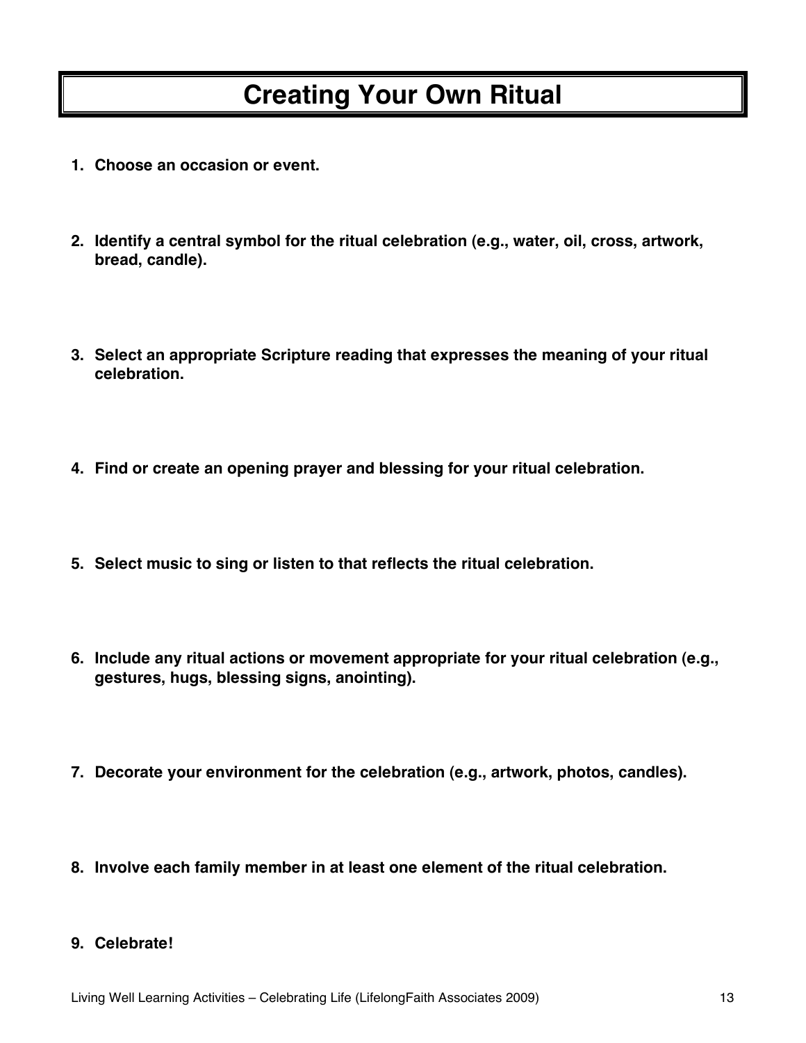# Creating Your Own Ritual

1. **Choose an occasion or event.**

2. **Identify a central symbol for the ritual celebration (e.g., water, oil, cross, artwork, bread, candle).**

3. **Select an appropriate Scripture reading that expresses the meaning of your ritual celebration.**

4. **Find or create an opening prayer and blessing for your ritual celebration.**

5. **Select music to sing or listen to that reflects the ritual celebration.**

6. **Include any ritual actions or movement appropriate for your ritual celebration (e.g., gestures, hugs, blessing signs, anointing).**

7. **Decorate your environment for the celebration (e.g., artwork, photos, candles).**

8. **Involve each family member in at least one element of the ritual celebration.**

9. **Celebrate!**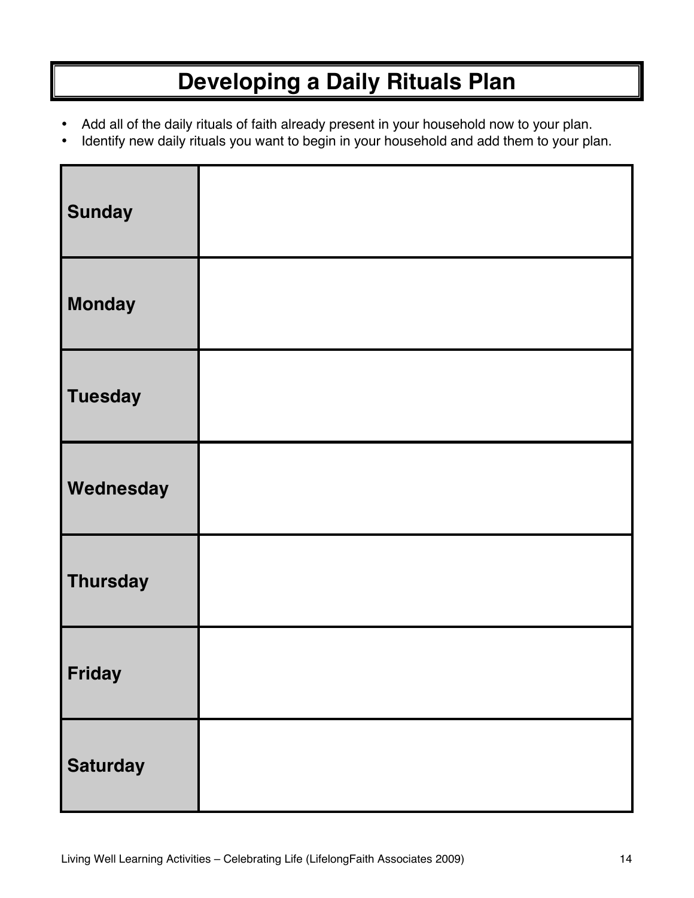# Developing a Daily Rituals Plan

- Add all of the daily rituals of faith already present in your household now to your plan.
- Identify new daily rituals you want to begin in your household and add them to your plan.

| | |
|---|---|
| **Sunday** | |
| **Monday** | |
| **Tuesday** | |
| **Wednesday** | |
| **Thursday** | |
| **Friday** | |
| **Saturday** | |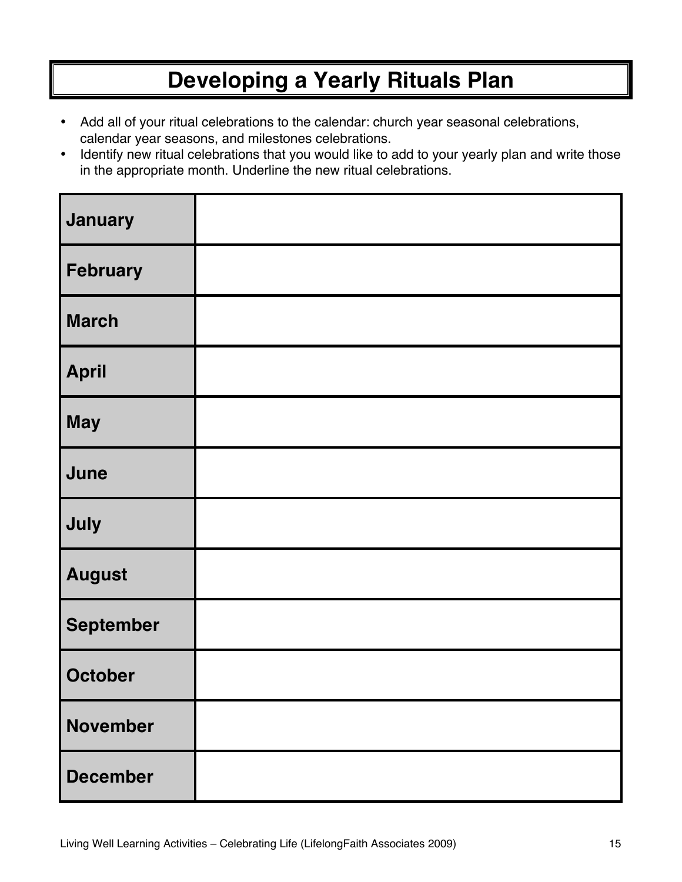# Developing a Yearly Rituals Plan

- Add all of your ritual celebrations to the calendar: church year seasonal celebrations, calendar year seasons, and milestones celebrations.
- Identify new ritual celebrations that you would like to add to your yearly plan and write those in the appropriate month. Underline the new ritual celebrations.

| | |
|---|---|
| **January** | |
| **February** | |
| **March** | |
| **April** | |
| **May** | |
| **June** | |
| **July** | |
| **August** | |
| **September** | |
| **October** | |
| **November** | |
| **December** | |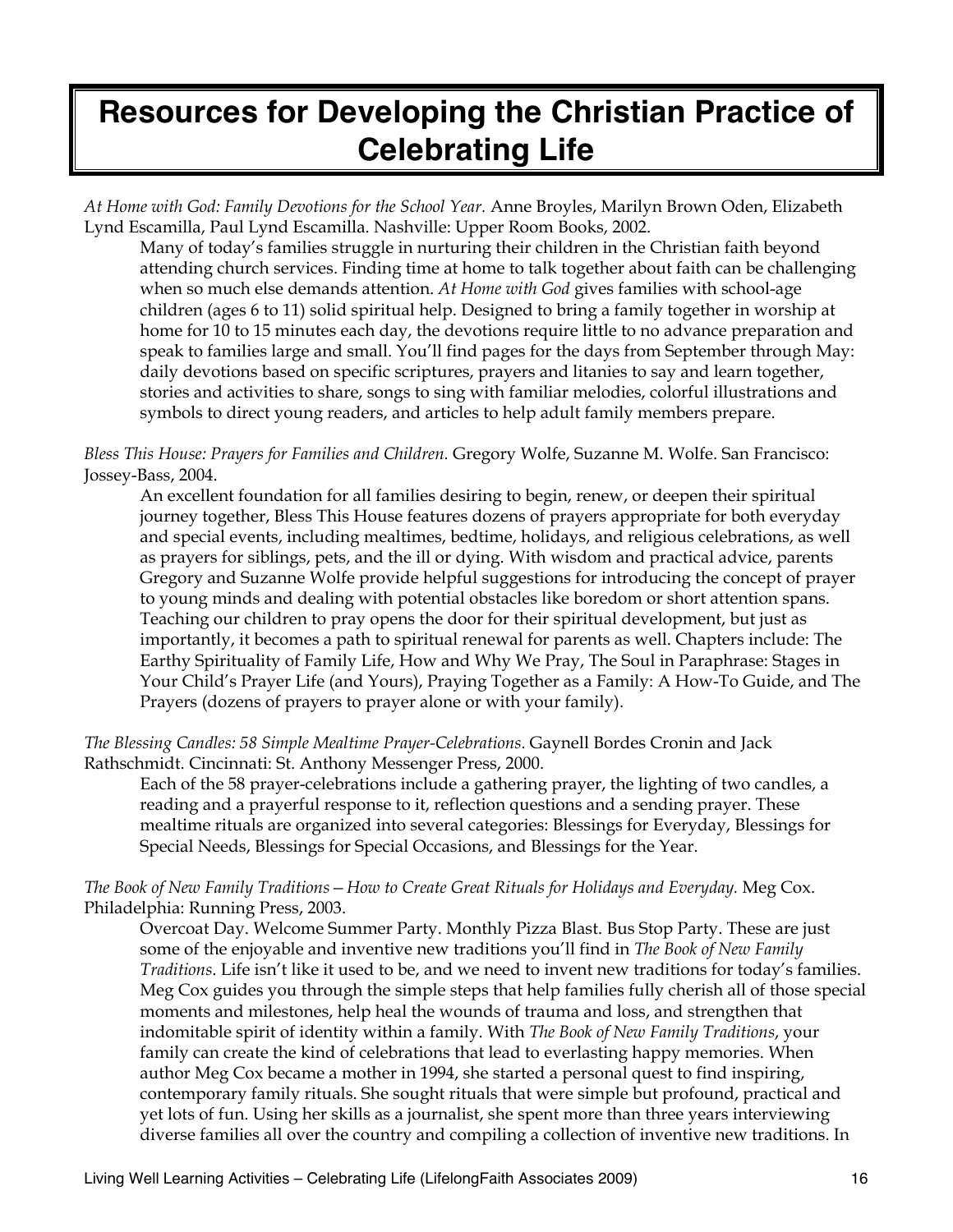# Resources for Developing the Christian Practice of Celebrating Life

*At Home with God: Family Devotions for the School Year.* Anne Broyles, Marilyn Brown Oden, Elizabeth Lynd Escamilla, Paul Lynd Escamilla. Nashville: Upper Room Books, 2002.

Many of today's families struggle in nurturing their children in the Christian faith beyond attending church services. Finding time at home to talk together about faith can be challenging when so much else demands attention. *At Home with God* gives families with school-age children (ages 6 to 11) solid spiritual help. Designed to bring a family together in worship at home for 10 to 15 minutes each day, the devotions require little to no advance preparation and speak to families large and small. You'll find pages for the days from September through May: daily devotions based on specific scriptures, prayers and litanies to say and learn together, stories and activities to share, songs to sing with familiar melodies, colorful illustrations and symbols to direct young readers, and articles to help adult family members prepare.

*Bless This House: Prayers for Families and Children.* Gregory Wolfe, Suzanne M. Wolfe. San Francisco: Jossey-Bass, 2004.

An excellent foundation for all families desiring to begin, renew, or deepen their spiritual journey together, Bless This House features dozens of prayers appropriate for both everyday and special events, including mealtimes, bedtime, holidays, and religious celebrations, as well as prayers for siblings, pets, and the ill or dying. With wisdom and practical advice, parents Gregory and Suzanne Wolfe provide helpful suggestions for introducing the concept of prayer to young minds and dealing with potential obstacles like boredom or short attention spans. Teaching our children to pray opens the door for their spiritual development, but just as importantly, it becomes a path to spiritual renewal for parents as well. Chapters include: The Earthy Spirituality of Family Life, How and Why We Pray, The Soul in Paraphrase: Stages in Your Child's Prayer Life (and Yours), Praying Together as a Family: A How-To Guide, and The Prayers (dozens of prayers to prayer alone or with your family).

*The Blessing Candles: 58 Simple Mealtime Prayer-Celebrations*. Gaynell Bordes Cronin and Jack Rathschmidt. Cincinnati: St. Anthony Messenger Press, 2000.

Each of the 58 prayer-celebrations include a gathering prayer, the lighting of two candles, a reading and a prayerful response to it, reflection questions and a sending prayer. These mealtime rituals are organized into several categories: Blessings for Everyday, Blessings for Special Needs, Blessings for Special Occasions, and Blessings for the Year.

*The Book of New Family Traditions—How to Create Great Rituals for Holidays and Everyday.* Meg Cox. Philadelphia: Running Press, 2003.

Overcoat Day. Welcome Summer Party. Monthly Pizza Blast. Bus Stop Party. These are just some of the enjoyable and inventive new traditions you'll find in *The Book of New Family Traditions*. Life isn't like it used to be, and we need to invent new traditions for today's families. Meg Cox guides you through the simple steps that help families fully cherish all of those special moments and milestones, help heal the wounds of trauma and loss, and strengthen that indomitable spirit of identity within a family. With *The Book of New Family Traditions*, your family can create the kind of celebrations that lead to everlasting happy memories. When author Meg Cox became a mother in 1994, she started a personal quest to find inspiring, contemporary family rituals. She sought rituals that were simple but profound, practical and yet lots of fun. Using her skills as a journalist, she spent more than three years interviewing diverse families all over the country and compiling a collection of inventive new traditions. In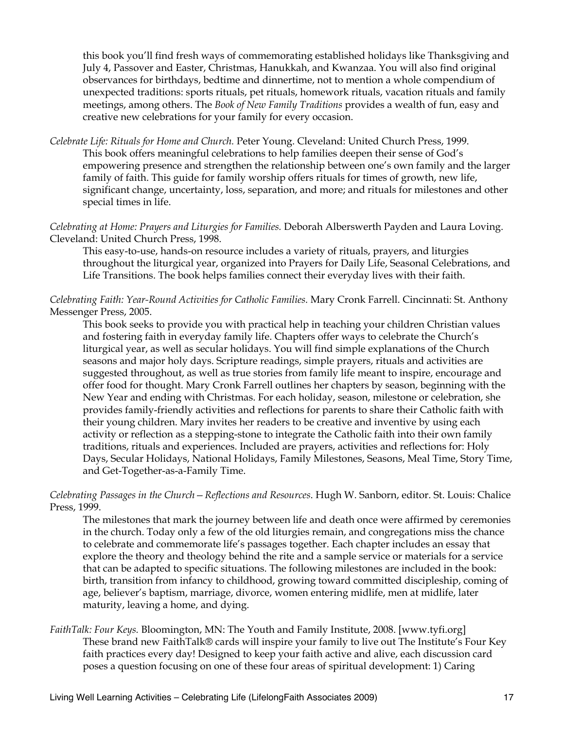this book you'll find fresh ways of commemorating established holidays like Thanksgiving and July 4, Passover and Easter, Christmas, Hanukkah, and Kwanzaa. You will also find original observances for birthdays, bedtime and dinnertime, not to mention a whole compendium of unexpected traditions: sports rituals, pet rituals, homework rituals, vacation rituals and family meetings, among others. The *Book of New Family Traditions* provides a wealth of fun, easy and creative new celebrations for your family for every occasion.

*Celebrate Life: Rituals for Home and Church.* Peter Young. Cleveland: United Church Press, 1999.
This book offers meaningful celebrations to help families deepen their sense of God's empowering presence and strengthen the relationship between one's own family and the larger family of faith. This guide for family worship offers rituals for times of growth, new life, significant change, uncertainty, loss, separation, and more; and rituals for milestones and other special times in life.

*Celebrating at Home: Prayers and Liturgies for Families.* Deborah Alberswerth Payden and Laura Loving. Cleveland: United Church Press, 1998.
This easy-to-use, hands-on resource includes a variety of rituals, prayers, and liturgies throughout the liturgical year, organized into Prayers for Daily Life, Seasonal Celebrations, and Life Transitions. The book helps families connect their everyday lives with their faith.

*Celebrating Faith: Year-Round Activities for Catholic Families.* Mary Cronk Farrell. Cincinnati: St. Anthony Messenger Press, 2005.
This book seeks to provide you with practical help in teaching your children Christian values and fostering faith in everyday family life. Chapters offer ways to celebrate the Church's liturgical year, as well as secular holidays. You will find simple explanations of the Church seasons and major holy days. Scripture readings, simple prayers, rituals and activities are suggested throughout, as well as true stories from family life meant to inspire, encourage and offer food for thought. Mary Cronk Farrell outlines her chapters by season, beginning with the New Year and ending with Christmas. For each holiday, season, milestone or celebration, she provides family-friendly activities and reflections for parents to share their Catholic faith with their young children. Mary invites her readers to be creative and inventive by using each activity or reflection as a stepping-stone to integrate the Catholic faith into their own family traditions, rituals and experiences. Included are prayers, activities and reflections for: Holy Days, Secular Holidays, National Holidays, Family Milestones, Seasons, Meal Time, Story Time, and Get-Together-as-a-Family Time.

*Celebrating Passages in the Church – Reflections and Resources.* Hugh W. Sanborn, editor. St. Louis: Chalice Press, 1999.
The milestones that mark the journey between life and death once were affirmed by ceremonies in the church. Today only a few of the old liturgies remain, and congregations miss the chance to celebrate and commemorate life's passages together. Each chapter includes an essay that explore the theory and theology behind the rite and a sample service or materials for a service that can be adapted to specific situations. The following milestones are included in the book: birth, transition from infancy to childhood, growing toward committed discipleship, coming of age, believer's baptism, marriage, divorce, women entering midlife, men at midlife, later maturity, leaving a home, and dying.

*FaithTalk: Four Keys.* Bloomington, MN: The Youth and Family Institute, 2008. [www.tyfi.org]
These brand new FaithTalk® cards will inspire your family to live out The Institute's Four Key faith practices every day! Designed to keep your faith active and alive, each discussion card poses a question focusing on one of these four areas of spiritual development: 1) Caring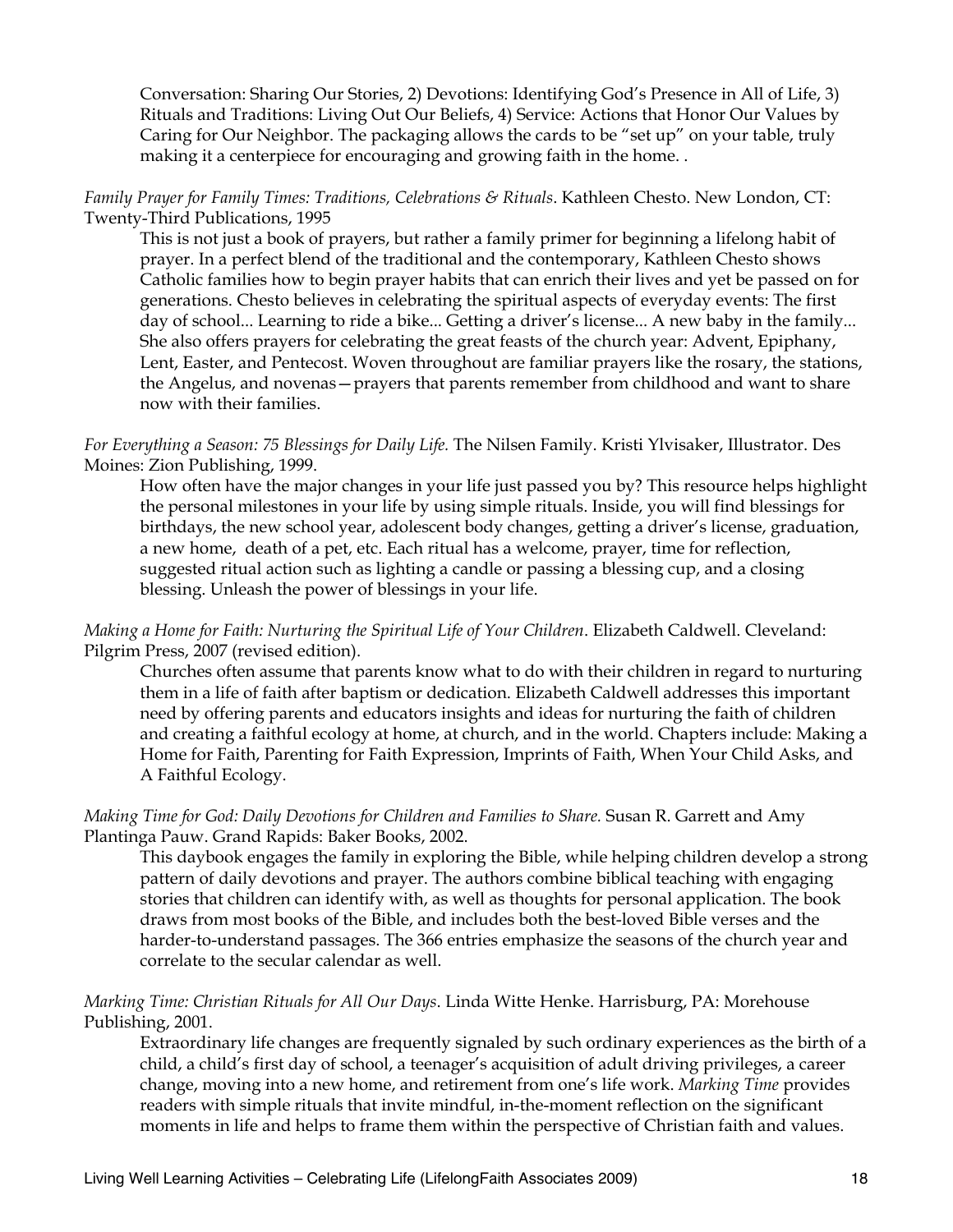Conversation: Sharing Our Stories, 2) Devotions: Identifying God's Presence in All of Life, 3) Rituals and Traditions: Living Out Our Beliefs, 4) Service: Actions that Honor Our Values by Caring for Our Neighbor. The packaging allows the cards to be "set up" on your table, truly making it a centerpiece for encouraging and growing faith in the home. .

*Family Prayer for Family Times: Traditions, Celebrations & Rituals*. Kathleen Chesto. New London, CT: Twenty-Third Publications, 1995

This is not just a book of prayers, but rather a family primer for beginning a lifelong habit of prayer. In a perfect blend of the traditional and the contemporary, Kathleen Chesto shows Catholic families how to begin prayer habits that can enrich their lives and yet be passed on for generations. Chesto believes in celebrating the spiritual aspects of everyday events: The first day of school... Learning to ride a bike... Getting a driver's license... A new baby in the family... She also offers prayers for celebrating the great feasts of the church year: Advent, Epiphany, Lent, Easter, and Pentecost. Woven throughout are familiar prayers like the rosary, the stations, the Angelus, and novenas—prayers that parents remember from childhood and want to share now with their families.

*For Everything a Season: 75 Blessings for Daily Life.* The Nilsen Family. Kristi Ylvisaker, Illustrator. Des Moines: Zion Publishing, 1999.

How often have the major changes in your life just passed you by? This resource helps highlight the personal milestones in your life by using simple rituals. Inside, you will find blessings for birthdays, the new school year, adolescent body changes, getting a driver's license, graduation, a new home, death of a pet, etc. Each ritual has a welcome, prayer, time for reflection, suggested ritual action such as lighting a candle or passing a blessing cup, and a closing blessing. Unleash the power of blessings in your life.

*Making a Home for Faith: Nurturing the Spiritual Life of Your Children*. Elizabeth Caldwell. Cleveland: Pilgrim Press, 2007 (revised edition).

Churches often assume that parents know what to do with their children in regard to nurturing them in a life of faith after baptism or dedication. Elizabeth Caldwell addresses this important need by offering parents and educators insights and ideas for nurturing the faith of children and creating a faithful ecology at home, at church, and in the world. Chapters include: Making a Home for Faith, Parenting for Faith Expression, Imprints of Faith, When Your Child Asks, and A Faithful Ecology.

*Making Time for God: Daily Devotions for Children and Families to Share*. Susan R. Garrett and Amy Plantinga Pauw. Grand Rapids: Baker Books, 2002.

This daybook engages the family in exploring the Bible, while helping children develop a strong pattern of daily devotions and prayer. The authors combine biblical teaching with engaging stories that children can identify with, as well as thoughts for personal application. The book draws from most books of the Bible, and includes both the best-loved Bible verses and the harder-to-understand passages. The 366 entries emphasize the seasons of the church year and correlate to the secular calendar as well.

*Marking Time: Christian Rituals for All Our Days*. Linda Witte Henke. Harrisburg, PA: Morehouse Publishing, 2001.

Extraordinary life changes are frequently signaled by such ordinary experiences as the birth of a child, a child's first day of school, a teenager's acquisition of adult driving privileges, a career change, moving into a new home, and retirement from one's life work. *Marking Time* provides readers with simple rituals that invite mindful, in-the-moment reflection on the significant moments in life and helps to frame them within the perspective of Christian faith and values.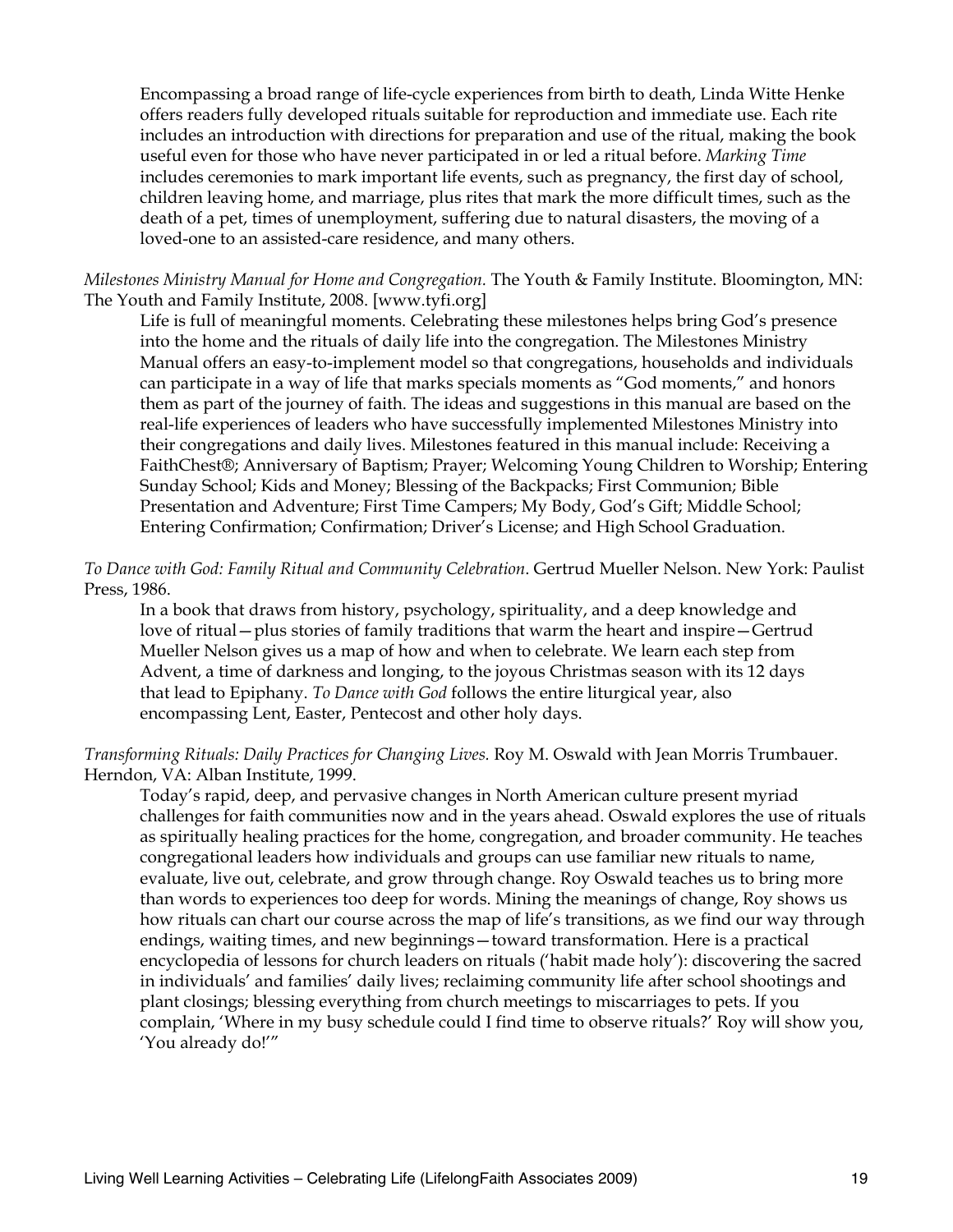Encompassing a broad range of life-cycle experiences from birth to death, Linda Witte Henke offers readers fully developed rituals suitable for reproduction and immediate use. Each rite includes an introduction with directions for preparation and use of the ritual, making the book useful even for those who have never participated in or led a ritual before. *Marking Time* includes ceremonies to mark important life events, such as pregnancy, the first day of school, children leaving home, and marriage, plus rites that mark the more difficult times, such as the death of a pet, times of unemployment, suffering due to natural disasters, the moving of a loved-one to an assisted-care residence, and many others.

*Milestones Ministry Manual for Home and Congregation.* The Youth & Family Institute. Bloomington, MN: The Youth and Family Institute, 2008. [www.tyfi.org]

Life is full of meaningful moments. Celebrating these milestones helps bring God's presence into the home and the rituals of daily life into the congregation. The Milestones Ministry Manual offers an easy-to-implement model so that congregations, households and individuals can participate in a way of life that marks specials moments as "God moments," and honors them as part of the journey of faith. The ideas and suggestions in this manual are based on the real-life experiences of leaders who have successfully implemented Milestones Ministry into their congregations and daily lives. Milestones featured in this manual include: Receiving a FaithChest®; Anniversary of Baptism; Prayer; Welcoming Young Children to Worship; Entering Sunday School; Kids and Money; Blessing of the Backpacks; First Communion; Bible Presentation and Adventure; First Time Campers; My Body, God's Gift; Middle School; Entering Confirmation; Confirmation; Driver's License; and High School Graduation.

*To Dance with God: Family Ritual and Community Celebration*. Gertrud Mueller Nelson. New York: Paulist Press, 1986.

In a book that draws from history, psychology, spirituality, and a deep knowledge and love of ritual—plus stories of family traditions that warm the heart and inspire—Gertrud Mueller Nelson gives us a map of how and when to celebrate. We learn each step from Advent, a time of darkness and longing, to the joyous Christmas season with its 12 days that lead to Epiphany. *To Dance with God* follows the entire liturgical year, also encompassing Lent, Easter, Pentecost and other holy days.

*Transforming Rituals: Daily Practices for Changing Lives.* Roy M. Oswald with Jean Morris Trumbauer. Herndon, VA: Alban Institute, 1999.

Today's rapid, deep, and pervasive changes in North American culture present myriad challenges for faith communities now and in the years ahead. Oswald explores the use of rituals as spiritually healing practices for the home, congregation, and broader community. He teaches congregational leaders how individuals and groups can use familiar new rituals to name, evaluate, live out, celebrate, and grow through change. Roy Oswald teaches us to bring more than words to experiences too deep for words. Mining the meanings of change, Roy shows us how rituals can chart our course across the map of life's transitions, as we find our way through endings, waiting times, and new beginnings—toward transformation. Here is a practical encyclopedia of lessons for church leaders on rituals ('habit made holy'): discovering the sacred in individuals' and families' daily lives; reclaiming community life after school shootings and plant closings; blessing everything from church meetings to miscarriages to pets. If you complain, 'Where in my busy schedule could I find time to observe rituals?' Roy will show you, 'You already do!'"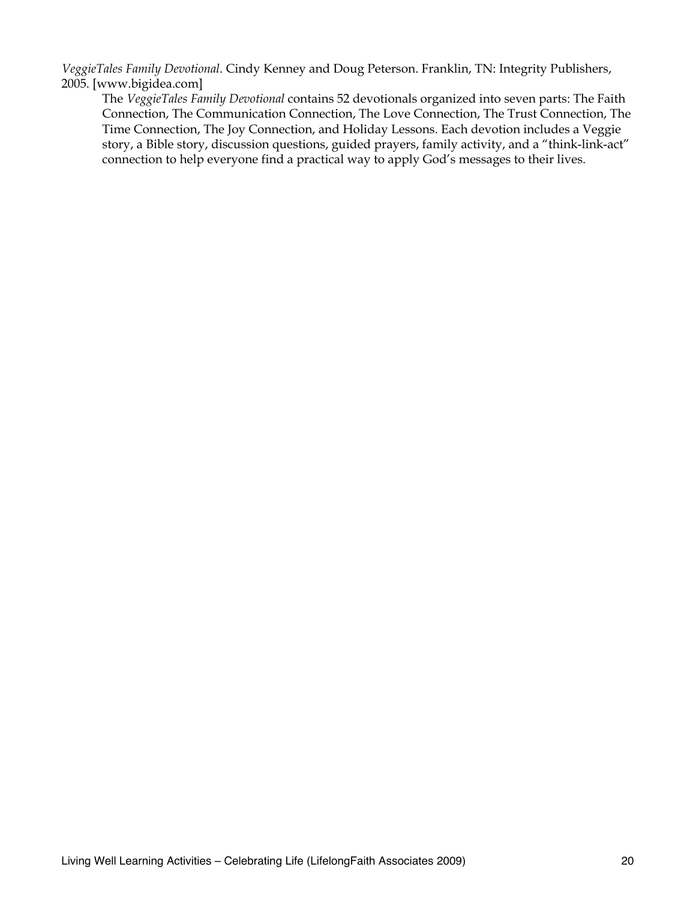*VeggieTales Family Devotional*. Cindy Kenney and Doug Peterson. Franklin, TN: Integrity Publishers, 2005. [www.bigidea.com]

The *VeggieTales Family Devotional* contains 52 devotionals organized into seven parts: The Faith Connection, The Communication Connection, The Love Connection, The Trust Connection, The Time Connection, The Joy Connection, and Holiday Lessons. Each devotion includes a Veggie story, a Bible story, discussion questions, guided prayers, family activity, and a "think-link-act" connection to help everyone find a practical way to apply God's messages to their lives.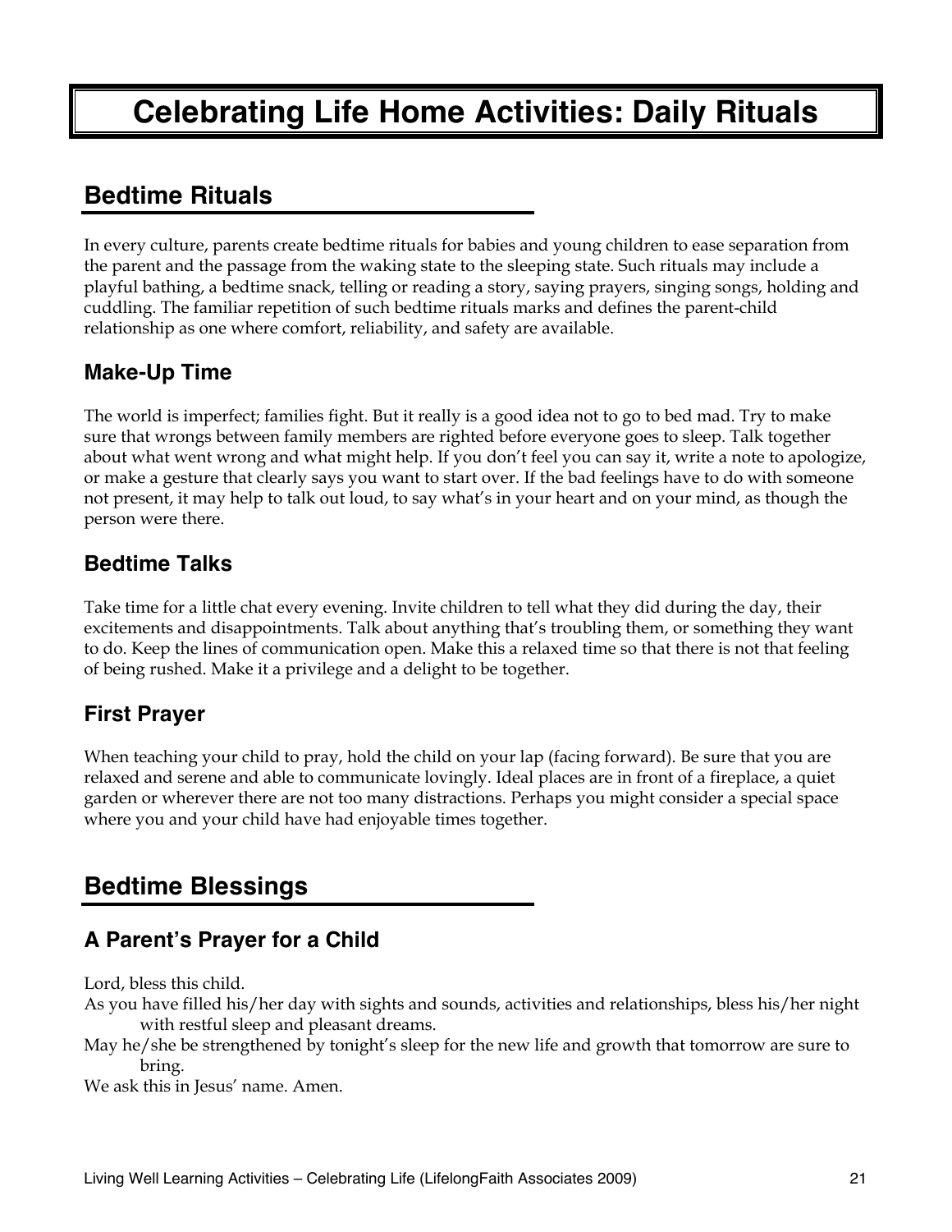# Celebrating Life Home Activities: Daily Rituals

## Bedtime Rituals

In every culture, parents create bedtime rituals for babies and young children to ease separation from the parent and the passage from the waking state to the sleeping state. Such rituals may include a playful bathing, a bedtime snack, telling or reading a story, saying prayers, singing songs, holding and cuddling. The familiar repetition of such bedtime rituals marks and defines the parent-child relationship as one where comfort, reliability, and safety are available.

### Make-Up Time

The world is imperfect; families fight. But it really is a good idea not to go to bed mad. Try to make sure that wrongs between family members are righted before everyone goes to sleep. Talk together about what went wrong and what might help. If you don't feel you can say it, write a note to apologize, or make a gesture that clearly says you want to start over. If the bad feelings have to do with someone not present, it may help to talk out loud, to say what's in your heart and on your mind, as though the person were there.

### Bedtime Talks

Take time for a little chat every evening. Invite children to tell what they did during the day, their excitements and disappointments. Talk about anything that's troubling them, or something they want to do. Keep the lines of communication open. Make this a relaxed time so that there is not that feeling of being rushed. Make it a privilege and a delight to be together.

### First Prayer

When teaching your child to pray, hold the child on your lap (facing forward). Be sure that you are relaxed and serene and able to communicate lovingly. Ideal places are in front of a fireplace, a quiet garden or wherever there are not too many distractions. Perhaps you might consider a special space where you and your child have had enjoyable times together.

## Bedtime Blessings

### A Parent's Prayer for a Child

Lord, bless this child.

As you have filled his/her day with sights and sounds, activities and relationships, bless his/her night with restful sleep and pleasant dreams.

May he/she be strengthened by tonight's sleep for the new life and growth that tomorrow are sure to bring.

We ask this in Jesus' name. Amen.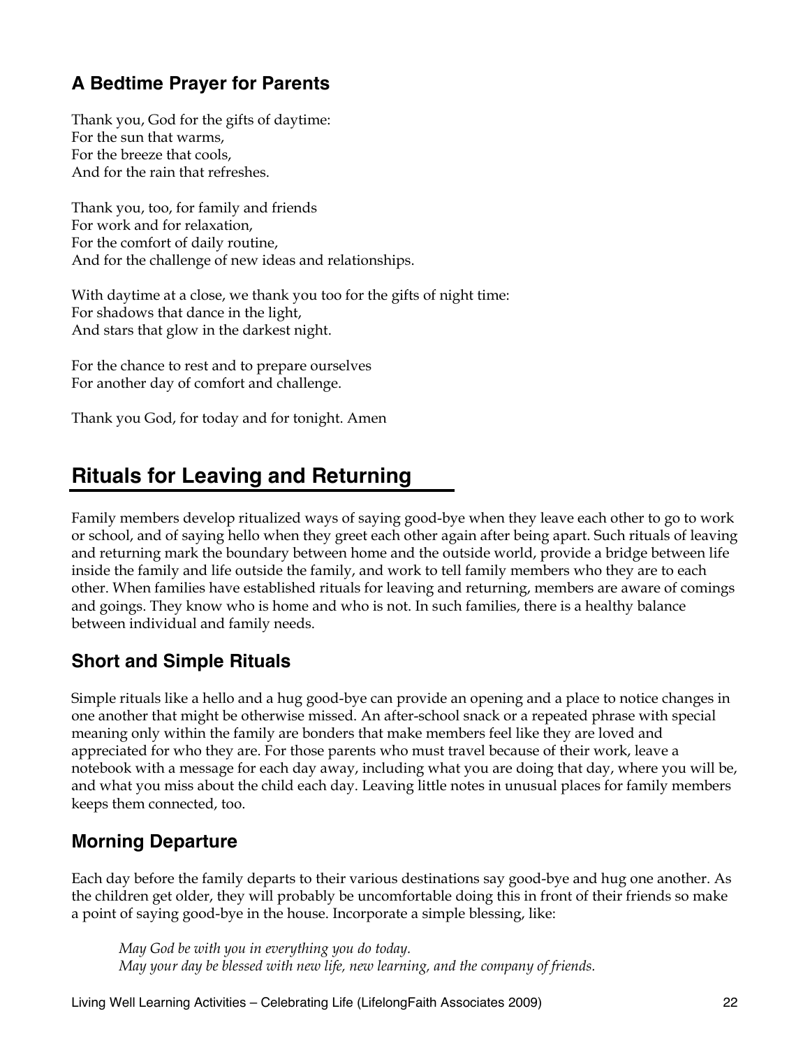### A Bedtime Prayer for Parents

Thank you, God for the gifts of daytime:  
For the sun that warms,  
For the breeze that cools,  
And for the rain that refreshes.

Thank you, too, for family and friends  
For work and for relaxation,  
For the comfort of daily routine,  
And for the challenge of new ideas and relationships.

With daytime at a close, we thank you too for the gifts of night time:  
For shadows that dance in the light,  
And stars that glow in the darkest night.

For the chance to rest and to prepare ourselves  
For another day of comfort and challenge.

Thank you God, for today and for tonight. Amen

## Rituals for Leaving and Returning

Family members develop ritualized ways of saying good-bye when they leave each other to go to work or school, and of saying hello when they greet each other again after being apart. Such rituals of leaving and returning mark the boundary between home and the outside world, provide a bridge between life inside the family and life outside the family, and work to tell family members who they are to each other. When families have established rituals for leaving and returning, members are aware of comings and goings. They know who is home and who is not. In such families, there is a healthy balance between individual and family needs.

### Short and Simple Rituals

Simple rituals like a hello and a hug good-bye can provide an opening and a place to notice changes in one another that might be otherwise missed. An after-school snack or a repeated phrase with special meaning only within the family are bonders that make members feel like they are loved and appreciated for who they are. For those parents who must travel because of their work, leave a notebook with a message for each day away, including what you are doing that day, where you will be, and what you miss about the child each day. Leaving little notes in unusual places for family members keeps them connected, too.

### Morning Departure

Each day before the family departs to their various destinations say good-bye and hug one another. As the children get older, they will probably be uncomfortable doing this in front of their friends so make a point of saying good-bye in the house. Incorporate a simple blessing, like:

> *May God be with you in everything you do today.*  
> *May your day be blessed with new life, new learning, and the company of friends.*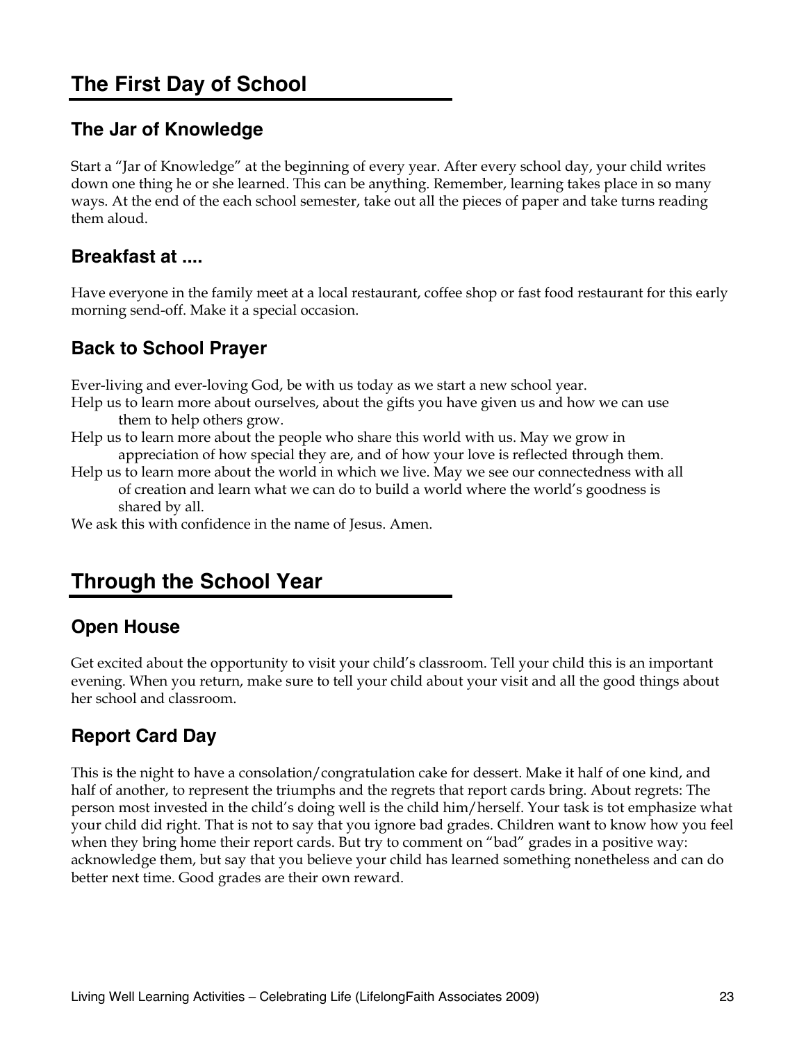## The First Day of School

### The Jar of Knowledge

Start a "Jar of Knowledge" at the beginning of every year. After every school day, your child writes down one thing he or she learned. This can be anything. Remember, learning takes place in so many ways. At the end of the each school semester, take out all the pieces of paper and take turns reading them aloud.

### Breakfast at ....

Have everyone in the family meet at a local restaurant, coffee shop or fast food restaurant for this early morning send-off. Make it a special occasion.

### Back to School Prayer

Ever-living and ever-loving God, be with us today as we start a new school year.
Help us to learn more about ourselves, about the gifts you have given us and how we can use them to help others grow.
Help us to learn more about the people who share this world with us. May we grow in appreciation of how special they are, and of how your love is reflected through them.
Help us to learn more about the world in which we live. May we see our connectedness with all of creation and learn what we can do to build a world where the world's goodness is shared by all.
We ask this with confidence in the name of Jesus. Amen.

## Through the School Year

### Open House

Get excited about the opportunity to visit your child's classroom. Tell your child this is an important evening. When you return, make sure to tell your child about your visit and all the good things about her school and classroom.

### Report Card Day

This is the night to have a consolation/congratulation cake for dessert. Make it half of one kind, and half of another, to represent the triumphs and the regrets that report cards bring. About regrets: The person most invested in the child's doing well is the child him/herself. Your task is tot emphasize what your child did right. That is not to say that you ignore bad grades. Children want to know how you feel when they bring home their report cards. But try to comment on "bad" grades in a positive way: acknowledge them, but say that you believe your child has learned something nonetheless and can do better next time. Good grades are their own reward.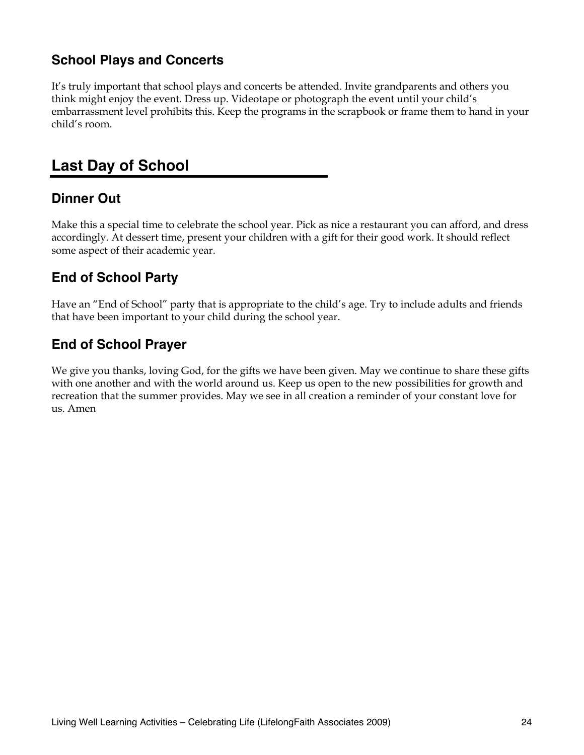### School Plays and Concerts

It's truly important that school plays and concerts be attended. Invite grandparents and others you think might enjoy the event. Dress up. Videotape or photograph the event until your child's embarrassment level prohibits this. Keep the programs in the scrapbook or frame them to hand in your child's room.

## Last Day of School

### Dinner Out

Make this a special time to celebrate the school year. Pick as nice a restaurant you can afford, and dress accordingly. At dessert time, present your children with a gift for their good work. It should reflect some aspect of their academic year.

### End of School Party

Have an "End of School" party that is appropriate to the child's age. Try to include adults and friends that have been important to your child during the school year.

### End of School Prayer

We give you thanks, loving God, for the gifts we have been given. May we continue to share these gifts with one another and with the world around us. Keep us open to the new possibilities for growth and recreation that the summer provides. May we see in all creation a reminder of your constant love for us. Amen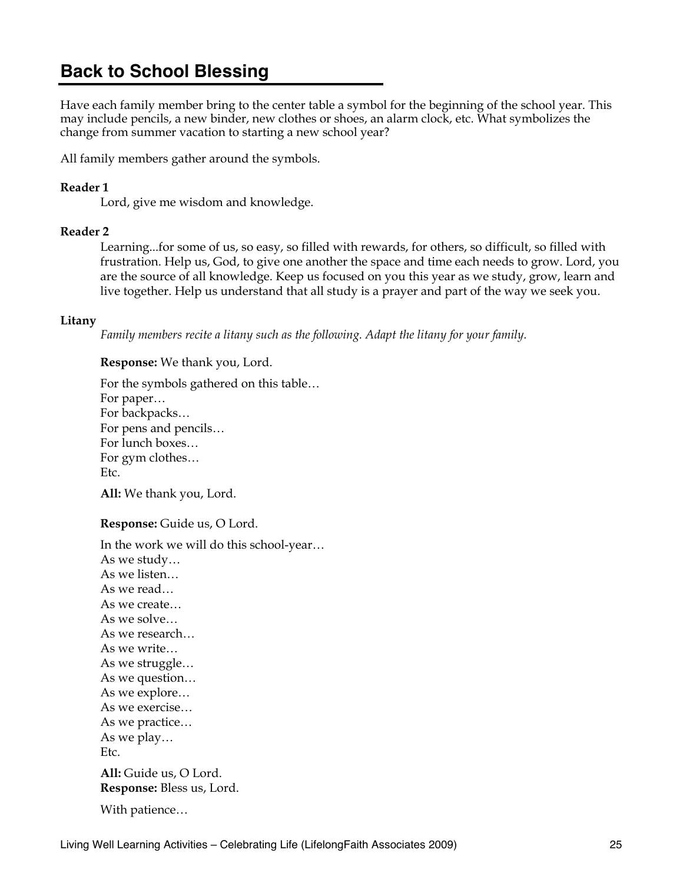## Back to School Blessing

Have each family member bring to the center table a symbol for the beginning of the school year. This may include pencils, a new binder, new clothes or shoes, an alarm clock, etc. What symbolizes the change from summer vacation to starting a new school year?

All family members gather around the symbols.

**Reader 1**

Lord, give me wisdom and knowledge.

**Reader 2**

Learning...for some of us, so easy, so filled with rewards, for others, so difficult, so filled with frustration. Help us, God, to give one another the space and time each needs to grow. Lord, you are the source of all knowledge. Keep us focused on you this year as we study, grow, learn and live together. Help us understand that all study is a prayer and part of the way we seek you.

**Litany**

*Family members recite a litany such as the following. Adapt the litany for your family.*

**Response:** We thank you, Lord.

For the symbols gathered on this table…
For paper…
For backpacks…
For pens and pencils…
For lunch boxes…
For gym clothes…
Etc.

**All:** We thank you, Lord.

**Response:** Guide us, O Lord.

In the work we will do this school-year…
As we study…
As we listen…
As we read…
As we create…
As we solve…
As we research…
As we write…
As we struggle…
As we question…
As we explore…
As we exercise…
As we practice…
As we play…
Etc.

**All:** Guide us, O Lord.
**Response:** Bless us, Lord.

With patience…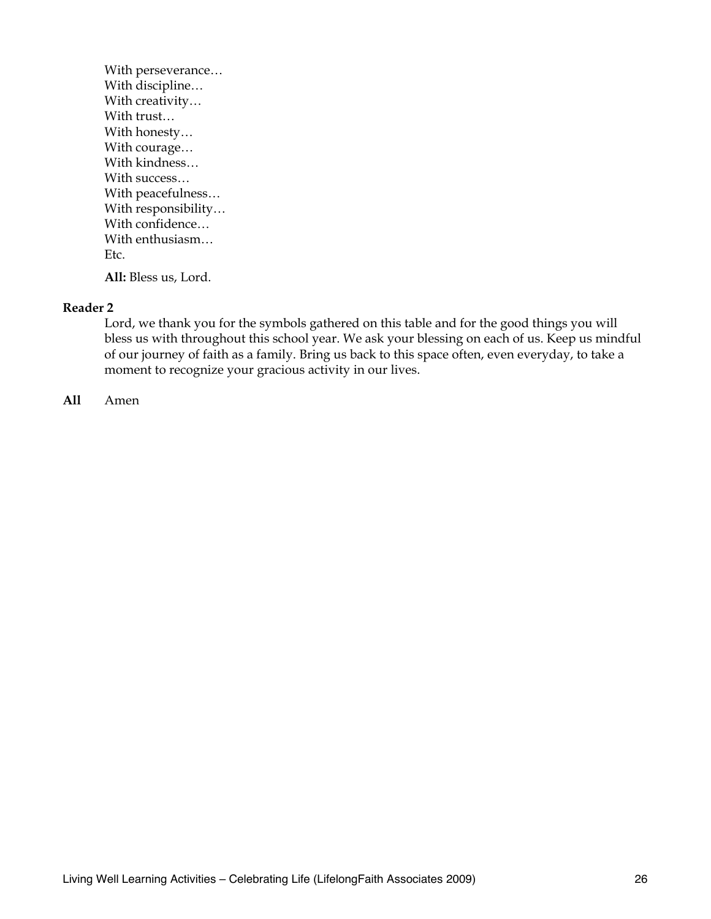With perseverance…
With discipline…
With creativity…
With trust…
With honesty…
With courage…
With kindness…
With success…
With peacefulness…
With responsibility…
With confidence…
With enthusiasm…
Etc.

**All:** Bless us, Lord.

**Reader 2**

Lord, we thank you for the symbols gathered on this table and for the good things you will bless us with throughout this school year. We ask your blessing on each of us. Keep us mindful of our journey of faith as a family. Bring us back to this space often, even everyday, to take a moment to recognize your gracious activity in our lives.

**All** Amen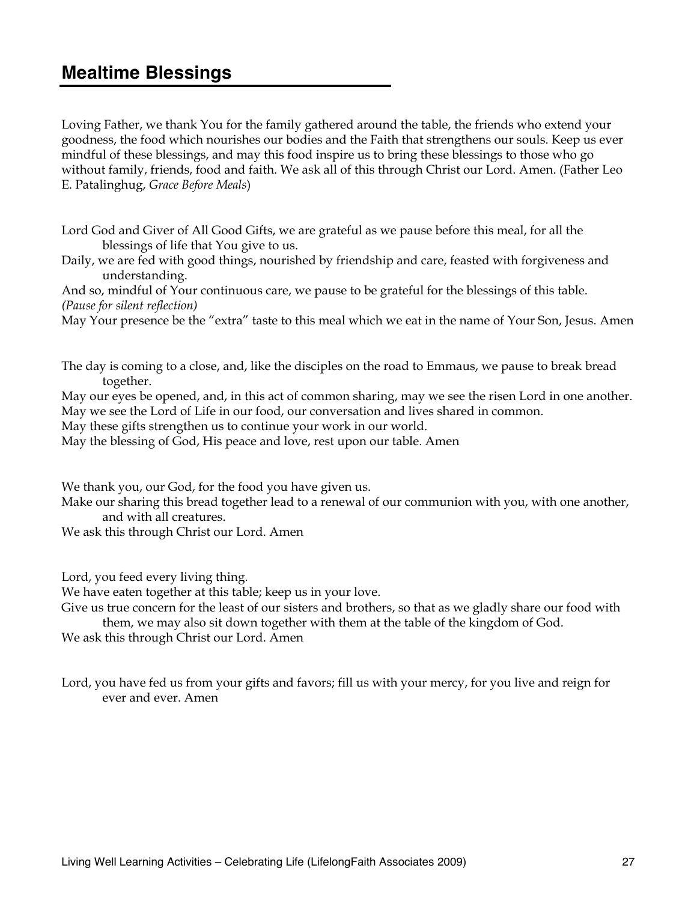## Mealtime Blessings

Loving Father, we thank You for the family gathered around the table, the friends who extend your goodness, the food which nourishes our bodies and the Faith that strengthens our souls. Keep us ever mindful of these blessings, and may this food inspire us to bring these blessings to those who go without family, friends, food and faith. We ask all of this through Christ our Lord. Amen. (Father Leo E. Patalinghug, *Grace Before Meals*)

Lord God and Giver of All Good Gifts, we are grateful as we pause before this meal, for all the blessings of life that You give to us.
Daily, we are fed with good things, nourished by friendship and care, feasted with forgiveness and understanding.
And so, mindful of Your continuous care, we pause to be grateful for the blessings of this table.
*(Pause for silent reflection)*
May Your presence be the "extra" taste to this meal which we eat in the name of Your Son, Jesus. Amen

The day is coming to a close, and, like the disciples on the road to Emmaus, we pause to break bread together.
May our eyes be opened, and, in this act of common sharing, may we see the risen Lord in one another.
May we see the Lord of Life in our food, our conversation and lives shared in common.
May these gifts strengthen us to continue your work in our world.
May the blessing of God, His peace and love, rest upon our table. Amen

We thank you, our God, for the food you have given us.
Make our sharing this bread together lead to a renewal of our communion with you, with one another, and with all creatures.
We ask this through Christ our Lord. Amen

Lord, you feed every living thing.
We have eaten together at this table; keep us in your love.
Give us true concern for the least of our sisters and brothers, so that as we gladly share our food with them, we may also sit down together with them at the table of the kingdom of God.
We ask this through Christ our Lord. Amen

Lord, you have fed us from your gifts and favors; fill us with your mercy, for you live and reign for ever and ever. Amen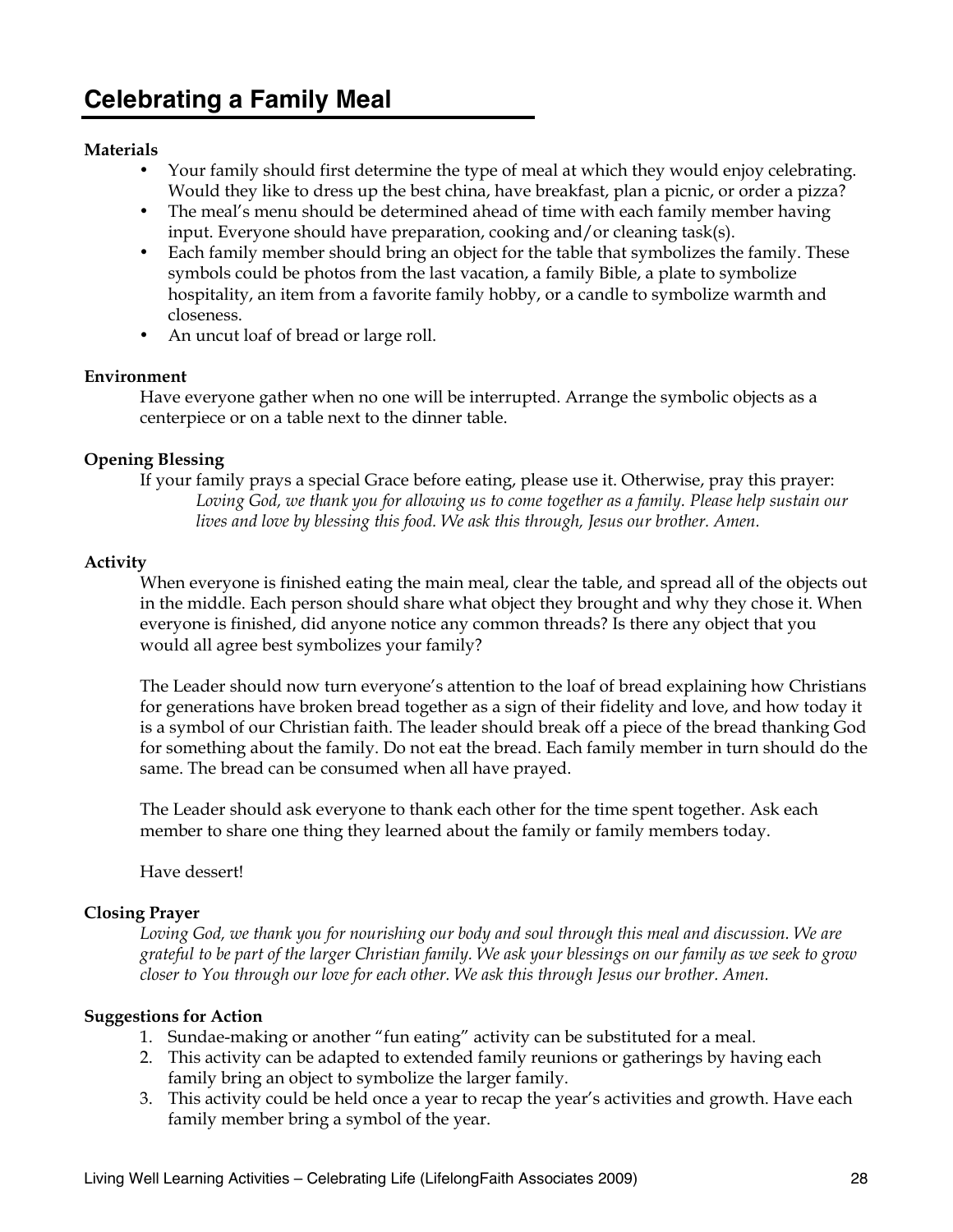# Celebrating a Family Meal

**Materials**

- Your family should first determine the type of meal at which they would enjoy celebrating. Would they like to dress up the best china, have breakfast, plan a picnic, or order a pizza?
- The meal's menu should be determined ahead of time with each family member having input. Everyone should have preparation, cooking and/or cleaning task(s).
- Each family member should bring an object for the table that symbolizes the family. These symbols could be photos from the last vacation, a family Bible, a plate to symbolize hospitality, an item from a favorite family hobby, or a candle to symbolize warmth and closeness.
- An uncut loaf of bread or large roll.

**Environment**

Have everyone gather when no one will be interrupted. Arrange the symbolic objects as a centerpiece or on a table next to the dinner table.

**Opening Blessing**

If your family prays a special Grace before eating, please use it. Otherwise, pray this prayer:

*Loving God, we thank you for allowing us to come together as a family. Please help sustain our lives and love by blessing this food. We ask this through, Jesus our brother. Amen.*

**Activity**

When everyone is finished eating the main meal, clear the table, and spread all of the objects out in the middle. Each person should share what object they brought and why they chose it. When everyone is finished, did anyone notice any common threads? Is there any object that you would all agree best symbolizes your family?

The Leader should now turn everyone's attention to the loaf of bread explaining how Christians for generations have broken bread together as a sign of their fidelity and love, and how today it is a symbol of our Christian faith. The leader should break off a piece of the bread thanking God for something about the family. Do not eat the bread. Each family member in turn should do the same. The bread can be consumed when all have prayed.

The Leader should ask everyone to thank each other for the time spent together. Ask each member to share one thing they learned about the family or family members today.

Have dessert!

**Closing Prayer**

*Loving God, we thank you for nourishing our body and soul through this meal and discussion. We are grateful to be part of the larger Christian family. We ask your blessings on our family as we seek to grow closer to You through our love for each other. We ask this through Jesus our brother. Amen.*

**Suggestions for Action**

1. Sundae-making or another "fun eating" activity can be substituted for a meal.
2. This activity can be adapted to extended family reunions or gatherings by having each family bring an object to symbolize the larger family.
3. This activity could be held once a year to recap the year's activities and growth. Have each family member bring a symbol of the year.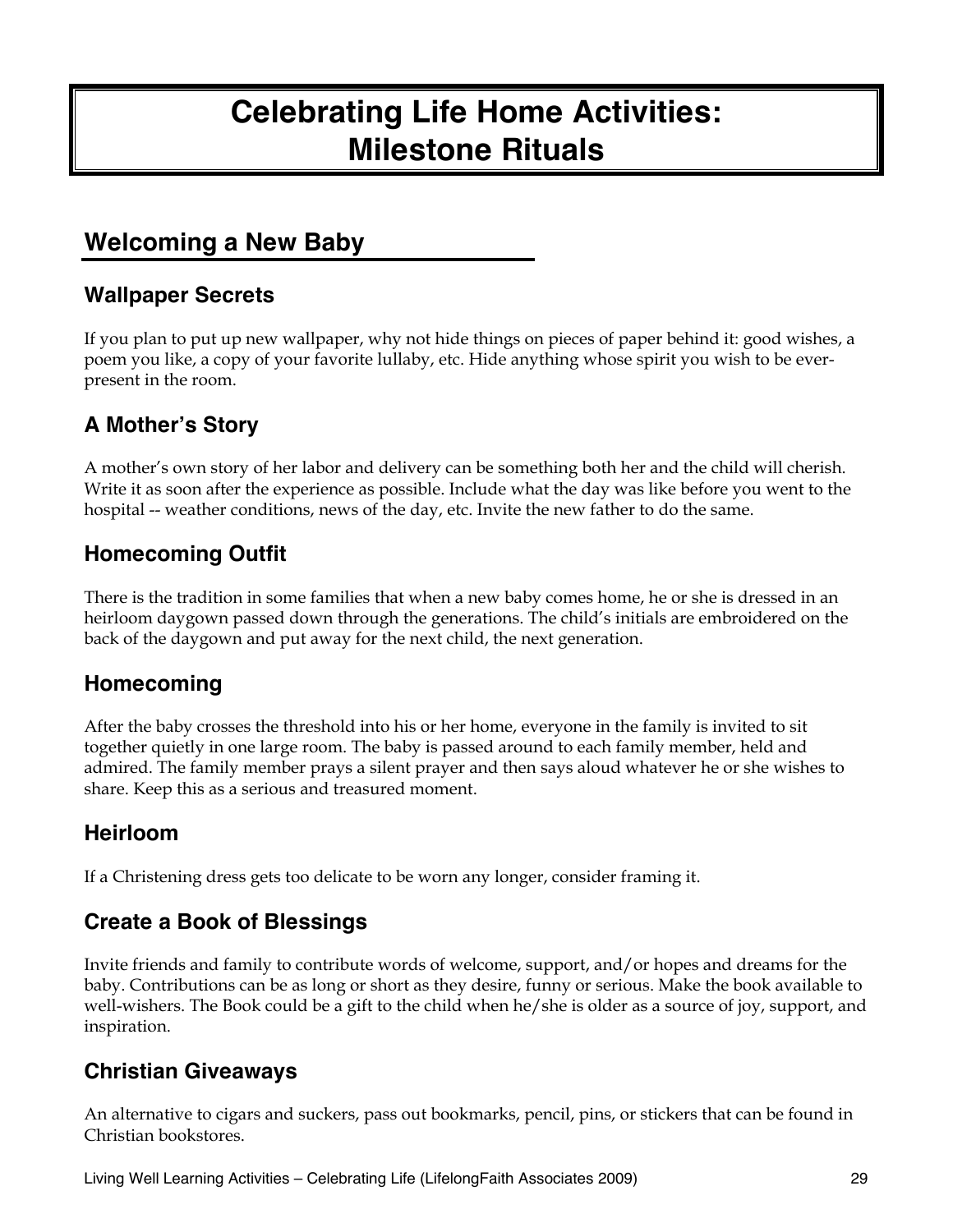# Celebrating Life Home Activities: Milestone Rituals

## Welcoming a New Baby

### Wallpaper Secrets

If you plan to put up new wallpaper, why not hide things on pieces of paper behind it: good wishes, a poem you like, a copy of your favorite lullaby, etc. Hide anything whose spirit you wish to be ever-present in the room.

### A Mother's Story

A mother's own story of her labor and delivery can be something both her and the child will cherish. Write it as soon after the experience as possible. Include what the day was like before you went to the hospital -- weather conditions, news of the day, etc. Invite the new father to do the same.

### Homecoming Outfit

There is the tradition in some families that when a new baby comes home, he or she is dressed in an heirloom daygown passed down through the generations. The child's initials are embroidered on the back of the daygown and put away for the next child, the next generation.

### Homecoming

After the baby crosses the threshold into his or her home, everyone in the family is invited to sit together quietly in one large room. The baby is passed around to each family member, held and admired. The family member prays a silent prayer and then says aloud whatever he or she wishes to share. Keep this as a serious and treasured moment.

### Heirloom

If a Christening dress gets too delicate to be worn any longer, consider framing it.

### Create a Book of Blessings

Invite friends and family to contribute words of welcome, support, and/or hopes and dreams for the baby. Contributions can be as long or short as they desire, funny or serious. Make the book available to well-wishers. The Book could be a gift to the child when he/she is older as a source of joy, support, and inspiration.

### Christian Giveaways

An alternative to cigars and suckers, pass out bookmarks, pencil, pins, or stickers that can be found in Christian bookstores.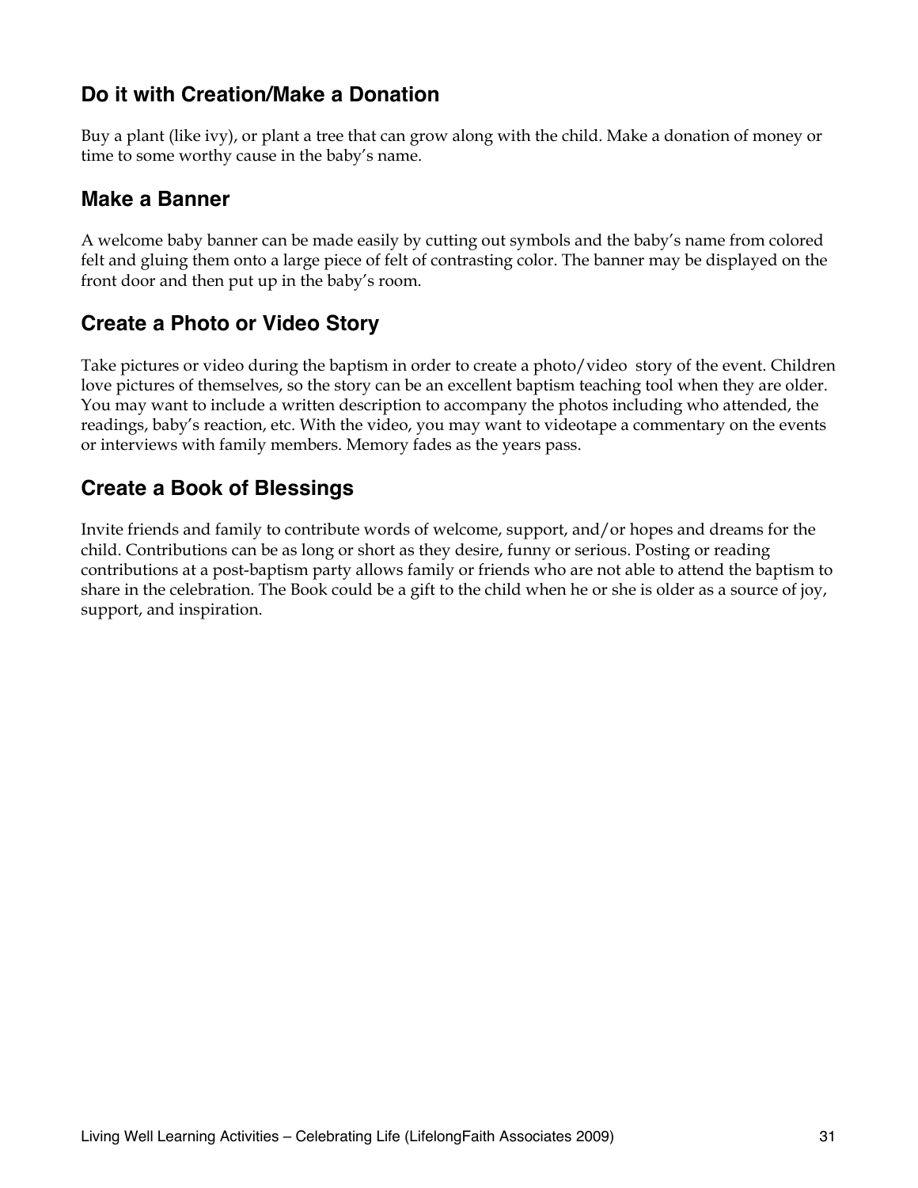## Do it with Creation/Make a Donation

Buy a plant (like ivy), or plant a tree that can grow along with the child. Make a donation of money or time to some worthy cause in the baby's name.

## Make a Banner

A welcome baby banner can be made easily by cutting out symbols and the baby's name from colored felt and gluing them onto a large piece of felt of contrasting color. The banner may be displayed on the front door and then put up in the baby's room.

## Create a Photo or Video Story

Take pictures or video during the baptism in order to create a photo/video story of the event. Children love pictures of themselves, so the story can be an excellent baptism teaching tool when they are older. You may want to include a written description to accompany the photos including who attended, the readings, baby's reaction, etc. With the video, you may want to videotape a commentary on the events or interviews with family members. Memory fades as the years pass.

## Create a Book of Blessings

Invite friends and family to contribute words of welcome, support, and/or hopes and dreams for the child. Contributions can be as long or short as they desire, funny or serious. Posting or reading contributions at a post-baptism party allows family or friends who are not able to attend the baptism to share in the celebration. The Book could be a gift to the child when he or she is older as a source of joy, support, and inspiration.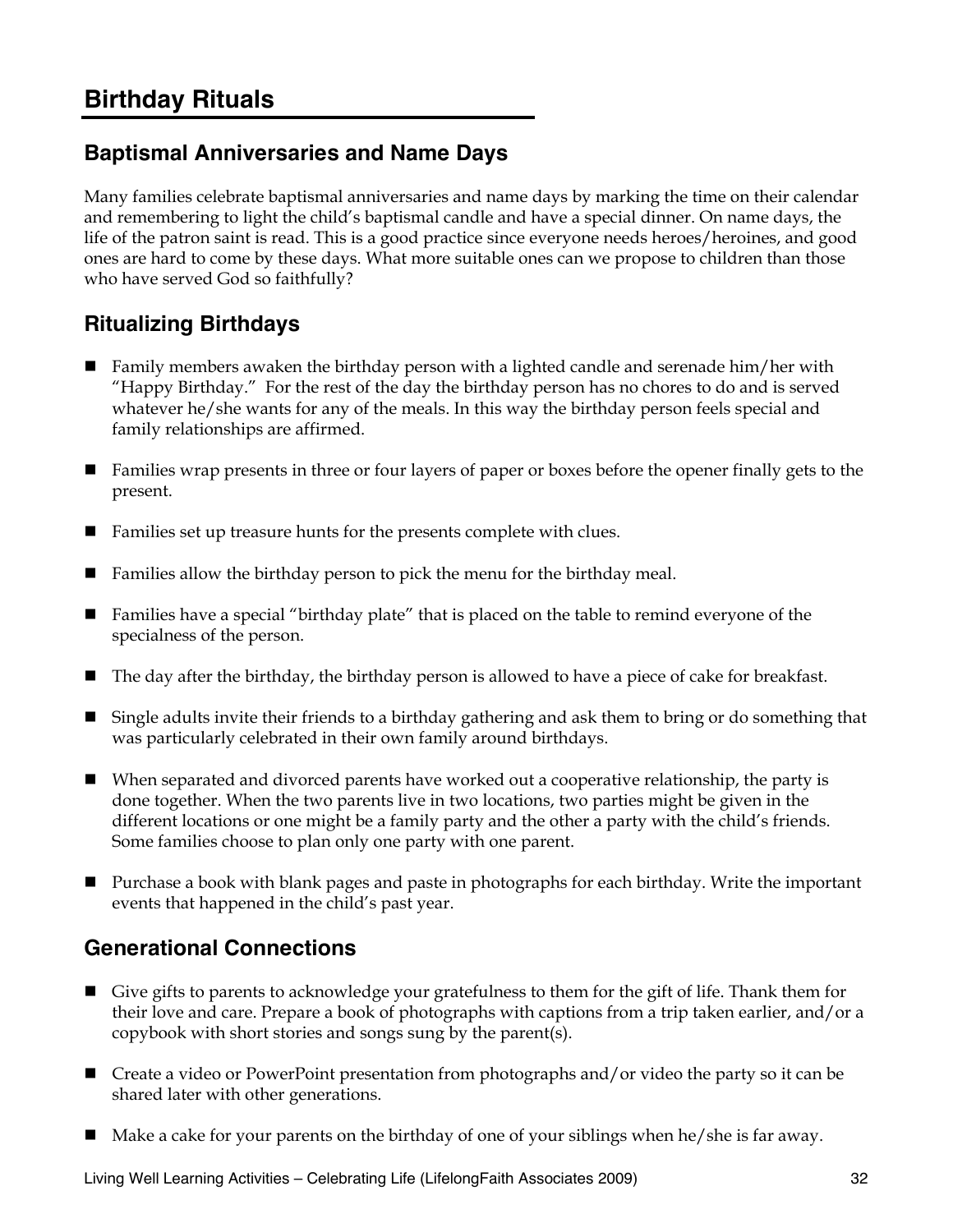# Birthday Rituals

## Baptismal Anniversaries and Name Days

Many families celebrate baptismal anniversaries and name days by marking the time on their calendar and remembering to light the child's baptismal candle and have a special dinner. On name days, the life of the patron saint is read. This is a good practice since everyone needs heroes/heroines, and good ones are hard to come by these days. What more suitable ones can we propose to children than those who have served God so faithfully?

## Ritualizing Birthdays

- Family members awaken the birthday person with a lighted candle and serenade him/her with "Happy Birthday." For the rest of the day the birthday person has no chores to do and is served whatever he/she wants for any of the meals. In this way the birthday person feels special and family relationships are affirmed.
- Families wrap presents in three or four layers of paper or boxes before the opener finally gets to the present.
- Families set up treasure hunts for the presents complete with clues.
- Families allow the birthday person to pick the menu for the birthday meal.
- Families have a special "birthday plate" that is placed on the table to remind everyone of the specialness of the person.
- The day after the birthday, the birthday person is allowed to have a piece of cake for breakfast.
- Single adults invite their friends to a birthday gathering and ask them to bring or do something that was particularly celebrated in their own family around birthdays.
- When separated and divorced parents have worked out a cooperative relationship, the party is done together. When the two parents live in two locations, two parties might be given in the different locations or one might be a family party and the other a party with the child's friends. Some families choose to plan only one party with one parent.
- Purchase a book with blank pages and paste in photographs for each birthday. Write the important events that happened in the child's past year.

## Generational Connections

- Give gifts to parents to acknowledge your gratefulness to them for the gift of life. Thank them for their love and care. Prepare a book of photographs with captions from a trip taken earlier, and/or a copybook with short stories and songs sung by the parent(s).
- Create a video or PowerPoint presentation from photographs and/or video the party so it can be shared later with other generations.
- Make a cake for your parents on the birthday of one of your siblings when he/she is far away.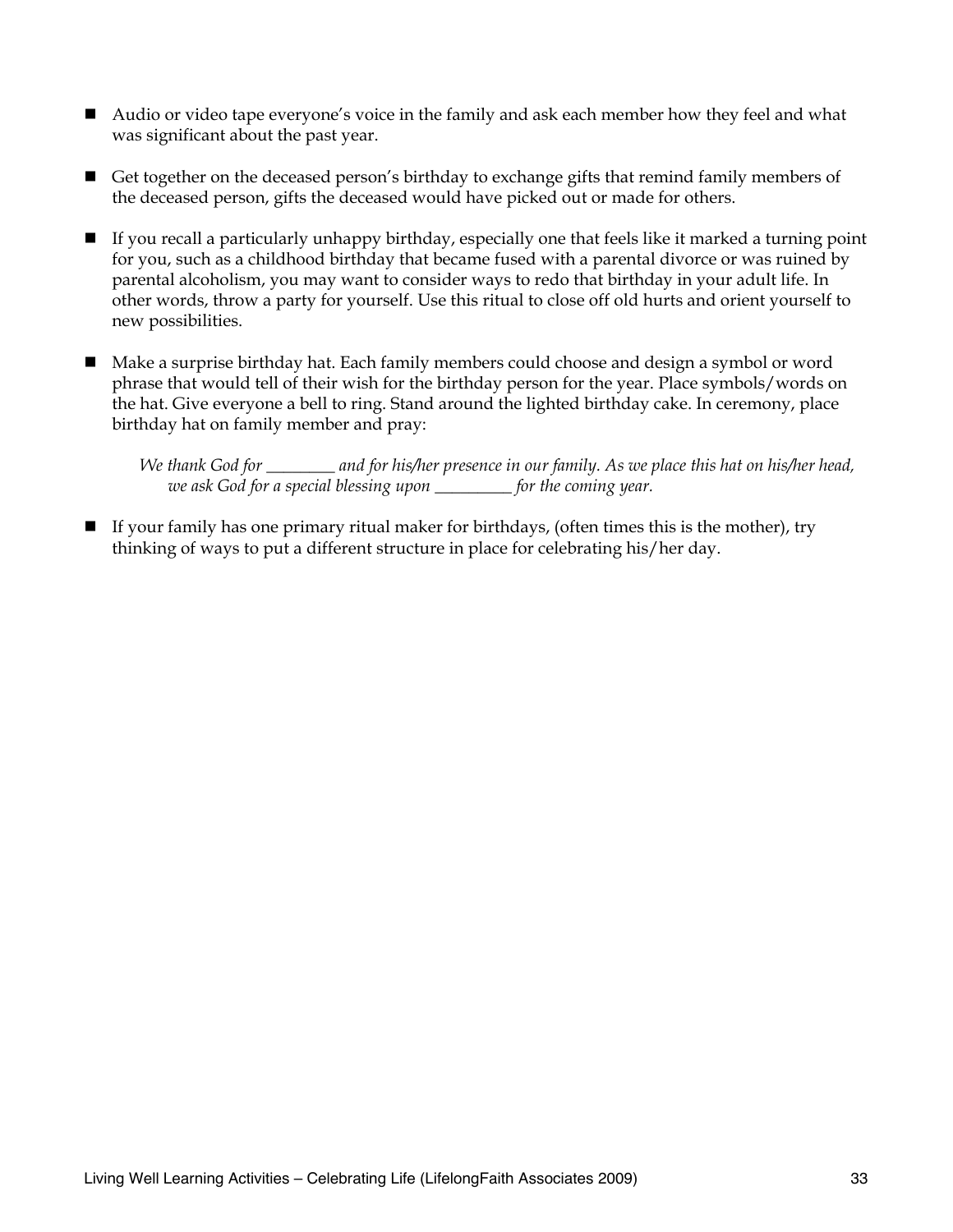- Audio or video tape everyone's voice in the family and ask each member how they feel and what was significant about the past year.

- Get together on the deceased person's birthday to exchange gifts that remind family members of the deceased person, gifts the deceased would have picked out or made for others.

- If you recall a particularly unhappy birthday, especially one that feels like it marked a turning point for you, such as a childhood birthday that became fused with a parental divorce or was ruined by parental alcoholism, you may want to consider ways to redo that birthday in your adult life. In other words, throw a party for yourself. Use this ritual to close off old hurts and orient yourself to new possibilities.

- Make a surprise birthday hat. Each family members could choose and design a symbol or word phrase that would tell of their wish for the birthday person for the year. Place symbols/words on the hat. Give everyone a bell to ring. Stand around the lighted birthday cake. In ceremony, place birthday hat on family member and pray:

  *We thank God for ________ and for his/her presence in our family. As we place this hat on his/her head, we ask God for a special blessing upon _________ for the coming year.*

- If your family has one primary ritual maker for birthdays, (often times this is the mother), try thinking of ways to put a different structure in place for celebrating his/her day.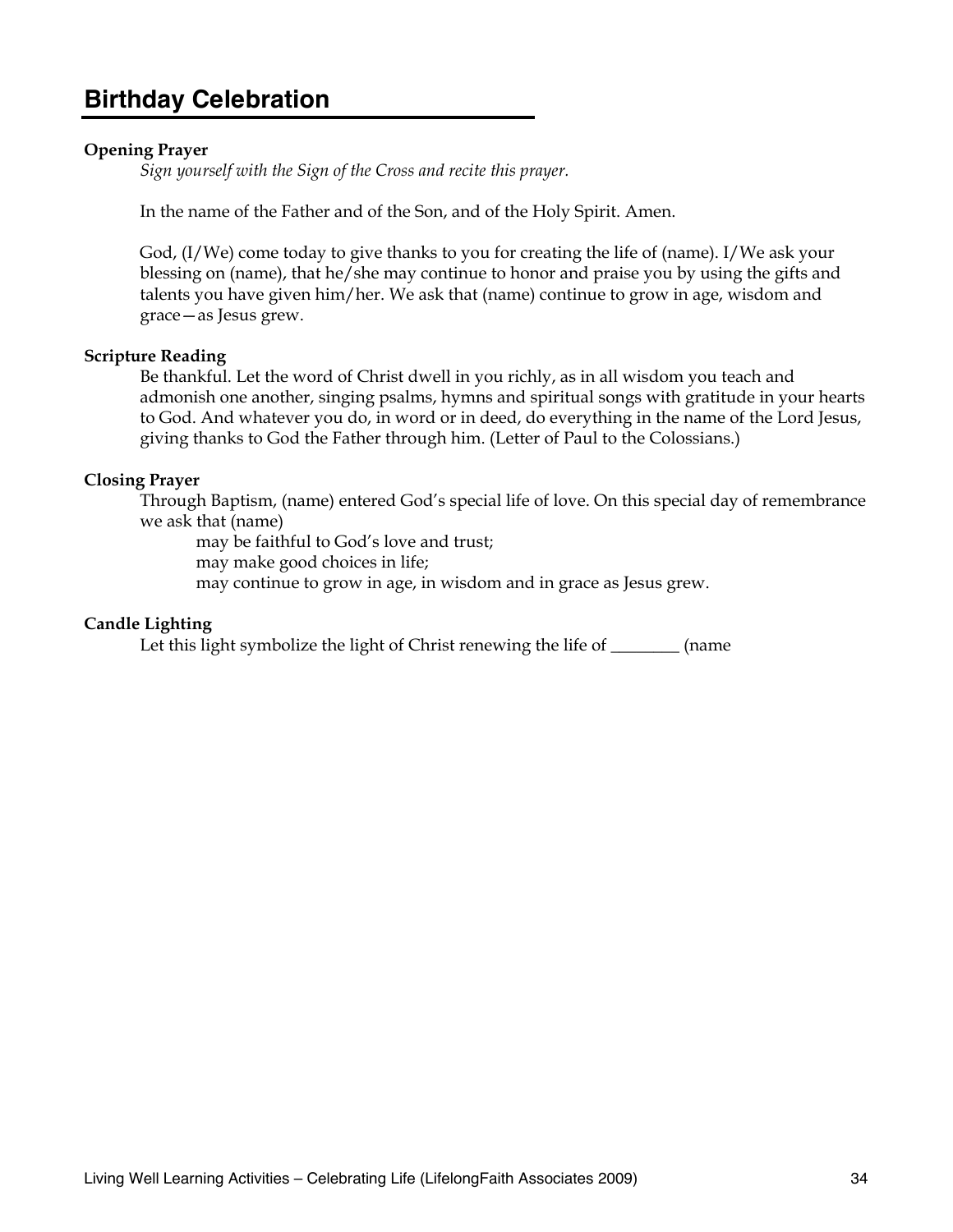# Birthday Celebration

**Opening Prayer**

*Sign yourself with the Sign of the Cross and recite this prayer.*

In the name of the Father and of the Son, and of the Holy Spirit. Amen.

God, (I/We) come today to give thanks to you for creating the life of (name). I/We ask your blessing on (name), that he/she may continue to honor and praise you by using the gifts and talents you have given him/her. We ask that (name) continue to grow in age, wisdom and grace—as Jesus grew.

**Scripture Reading**

Be thankful. Let the word of Christ dwell in you richly, as in all wisdom you teach and admonish one another, singing psalms, hymns and spiritual songs with gratitude in your hearts to God. And whatever you do, in word or in deed, do everything in the name of the Lord Jesus, giving thanks to God the Father through him. (Letter of Paul to the Colossians.)

**Closing Prayer**

Through Baptism, (name) entered God's special life of love. On this special day of remembrance we ask that (name)

may be faithful to God's love and trust;
may make good choices in life;
may continue to grow in age, in wisdom and in grace as Jesus grew.

**Candle Lighting**

Let this light symbolize the light of Christ renewing the life of ________ (name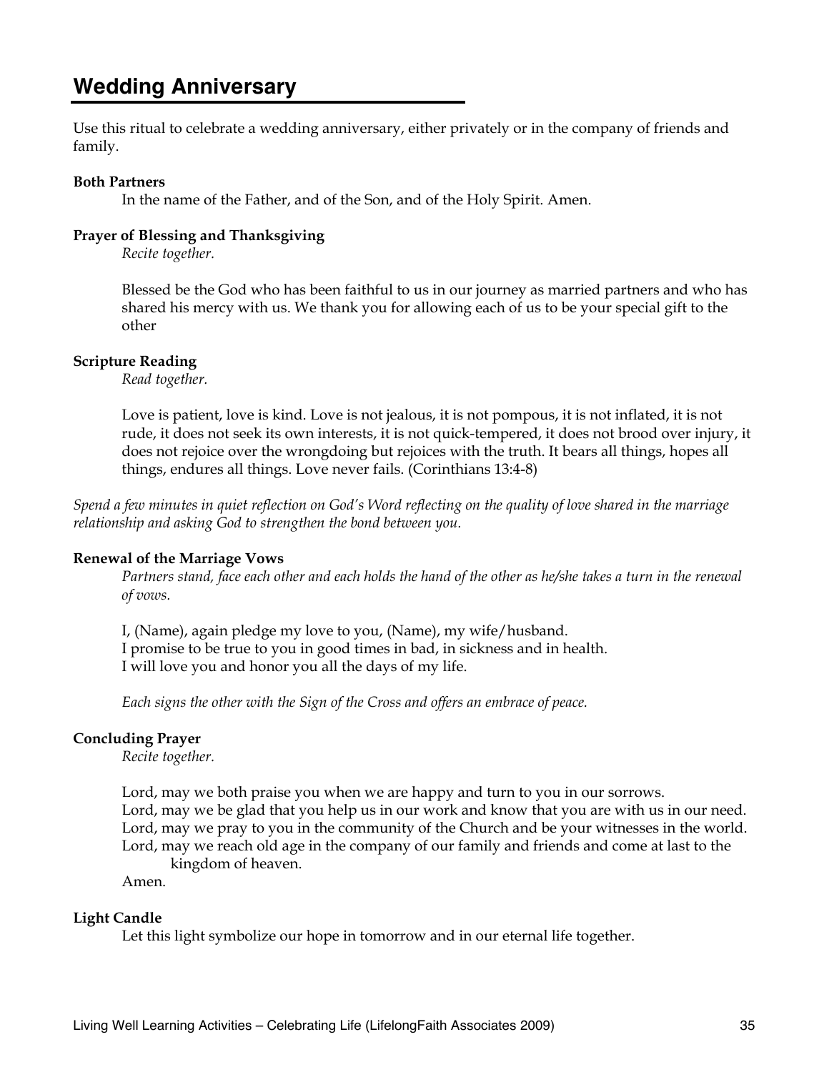# Wedding Anniversary

Use this ritual to celebrate a wedding anniversary, either privately or in the company of friends and family.

**Both Partners**

In the name of the Father, and of the Son, and of the Holy Spirit. Amen.

**Prayer of Blessing and Thanksgiving**

*Recite together.*

Blessed be the God who has been faithful to us in our journey as married partners and who has shared his mercy with us. We thank you for allowing each of us to be your special gift to the other

**Scripture Reading**

*Read together.*

Love is patient, love is kind. Love is not jealous, it is not pompous, it is not inflated, it is not rude, it does not seek its own interests, it is not quick-tempered, it does not brood over injury, it does not rejoice over the wrongdoing but rejoices with the truth. It bears all things, hopes all things, endures all things. Love never fails. (Corinthians 13:4-8)

*Spend a few minutes in quiet reflection on God's Word reflecting on the quality of love shared in the marriage relationship and asking God to strengthen the bond between you.*

**Renewal of the Marriage Vows**

*Partners stand, face each other and each holds the hand of the other as he/she takes a turn in the renewal of vows.*

I, (Name), again pledge my love to you, (Name), my wife/husband.
I promise to be true to you in good times in bad, in sickness and in health.
I will love you and honor you all the days of my life.

*Each signs the other with the Sign of the Cross and offers an embrace of peace.*

**Concluding Prayer**

*Recite together.*

Lord, may we both praise you when we are happy and turn to you in our sorrows.
Lord, may we be glad that you help us in our work and know that you are with us in our need.
Lord, may we pray to you in the community of the Church and be your witnesses in the world.
Lord, may we reach old age in the company of our family and friends and come at last to the kingdom of heaven.
Amen.

**Light Candle**

Let this light symbolize our hope in tomorrow and in our eternal life together.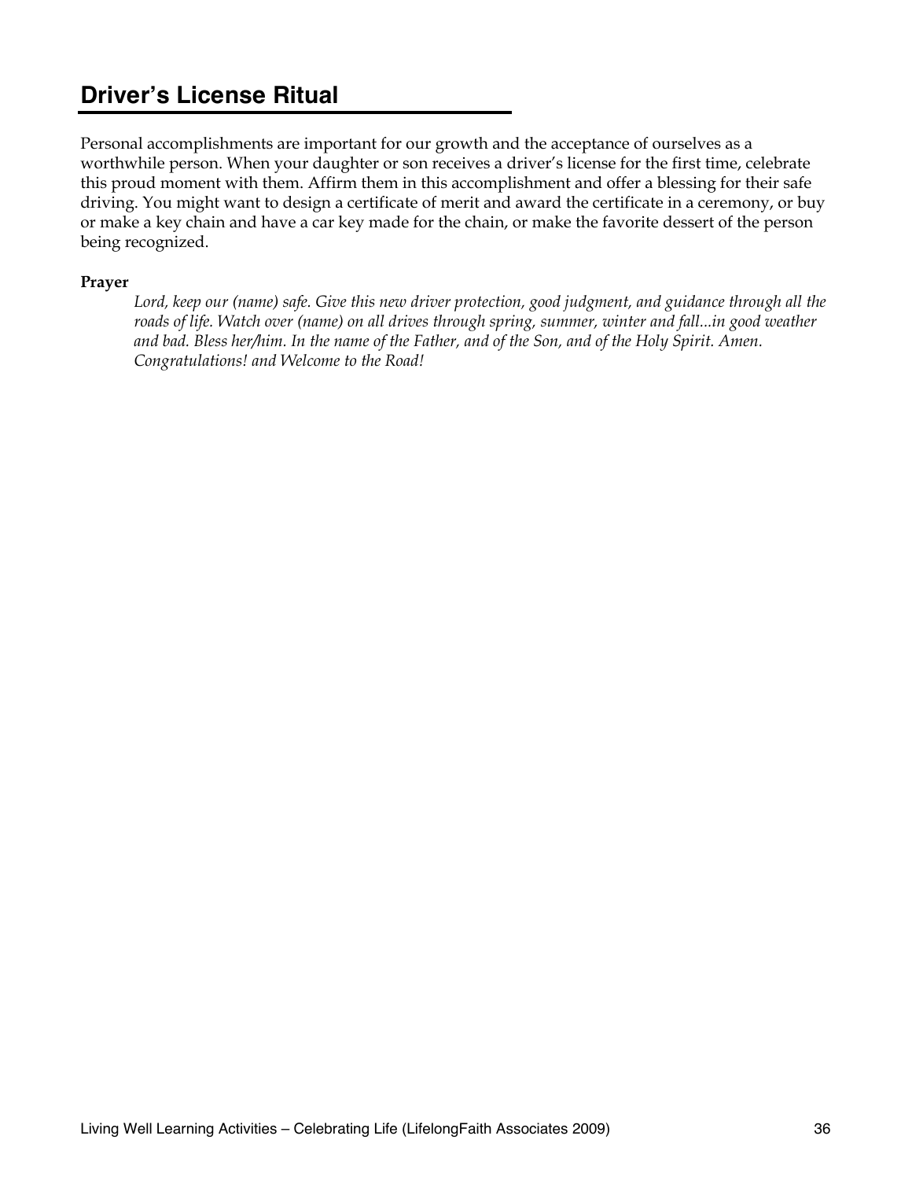## Driver's License Ritual

Personal accomplishments are important for our growth and the acceptance of ourselves as a worthwhile person. When your daughter or son receives a driver's license for the first time, celebrate this proud moment with them. Affirm them in this accomplishment and offer a blessing for their safe driving. You might want to design a certificate of merit and award the certificate in a ceremony, or buy or make a key chain and have a car key made for the chain, or make the favorite dessert of the person being recognized.

**Prayer**

*Lord, keep our (name) safe. Give this new driver protection, good judgment, and guidance through all the roads of life. Watch over (name) on all drives through spring, summer, winter and fall...in good weather and bad. Bless her/him. In the name of the Father, and of the Son, and of the Holy Spirit. Amen. Congratulations! and Welcome to the Road!*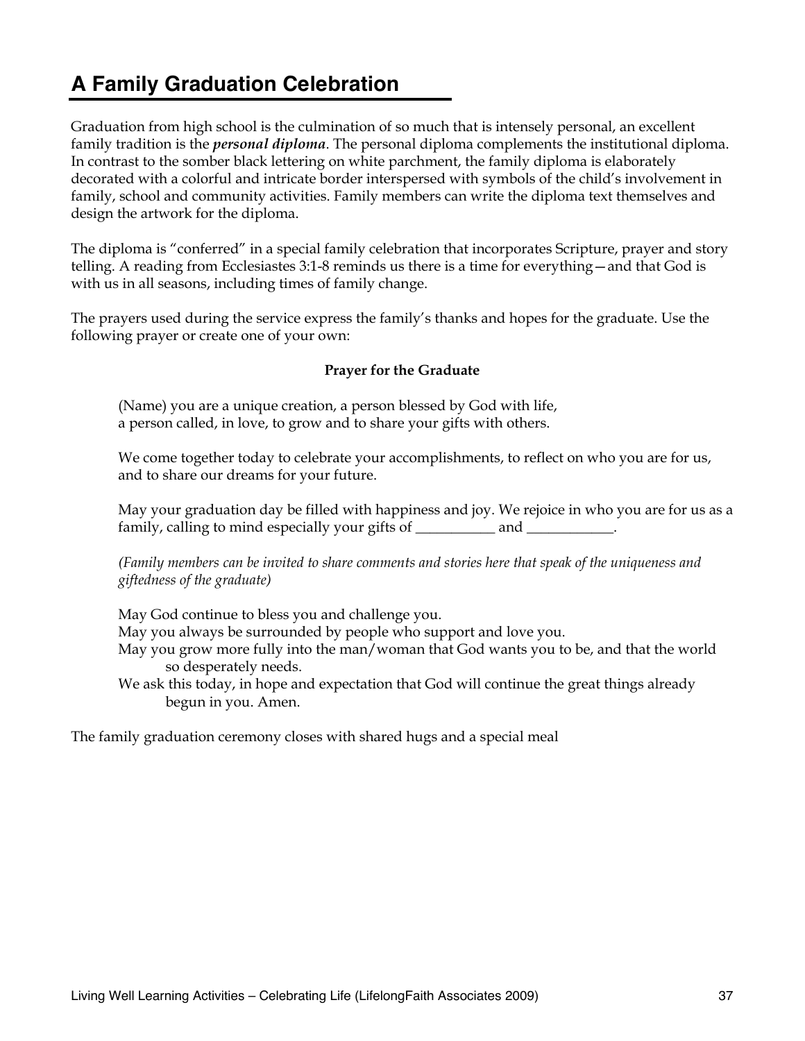# A Family Graduation Celebration

Graduation from high school is the culmination of so much that is intensely personal, an excellent family tradition is the ***personal diploma***. The personal diploma complements the institutional diploma. In contrast to the somber black lettering on white parchment, the family diploma is elaborately decorated with a colorful and intricate border interspersed with symbols of the child's involvement in family, school and community activities. Family members can write the diploma text themselves and design the artwork for the diploma.

The diploma is "conferred" in a special family celebration that incorporates Scripture, prayer and story telling. A reading from Ecclesiastes 3:1-8 reminds us there is a time for everything—and that God is with us in all seasons, including times of family change.

The prayers used during the service express the family's thanks and hopes for the graduate. Use the following prayer or create one of your own:

**Prayer for the Graduate**

(Name) you are a unique creation, a person blessed by God with life,
a person called, in love, to grow and to share your gifts with others.

We come together today to celebrate your accomplishments, to reflect on who you are for us, and to share our dreams for your future.

May your graduation day be filled with happiness and joy. We rejoice in who you are for us as a family, calling to mind especially your gifts of ___________ and ____________.

*(Family members can be invited to share comments and stories here that speak of the uniqueness and giftedness of the graduate)*

May God continue to bless you and challenge you.
May you always be surrounded by people who support and love you.
May you grow more fully into the man/woman that God wants you to be, and that the world so desperately needs.
We ask this today, in hope and expectation that God will continue the great things already begun in you. Amen.

The family graduation ceremony closes with shared hugs and a special meal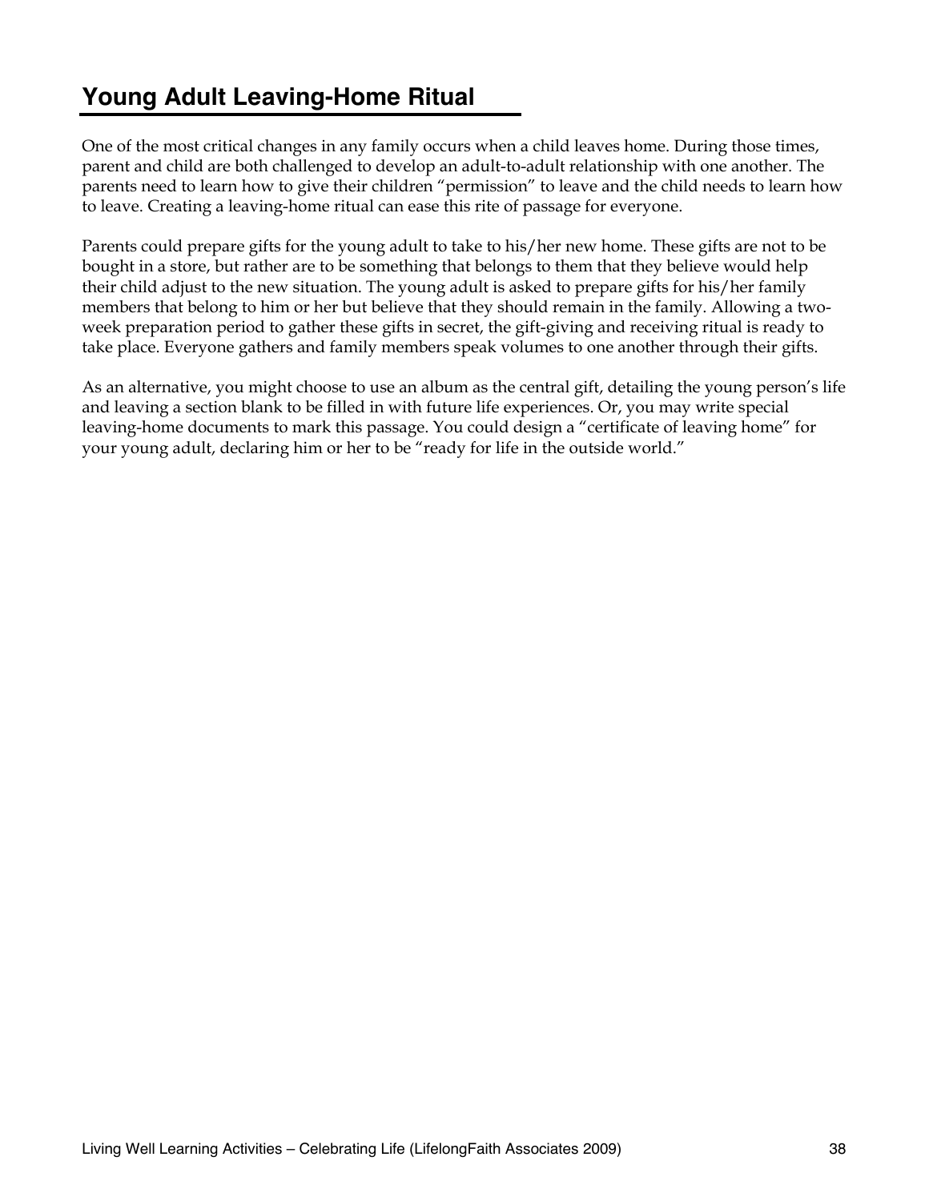## Young Adult Leaving-Home Ritual

One of the most critical changes in any family occurs when a child leaves home. During those times, parent and child are both challenged to develop an adult-to-adult relationship with one another. The parents need to learn how to give their children "permission" to leave and the child needs to learn how to leave. Creating a leaving-home ritual can ease this rite of passage for everyone.

Parents could prepare gifts for the young adult to take to his/her new home. These gifts are not to be bought in a store, but rather are to be something that belongs to them that they believe would help their child adjust to the new situation. The young adult is asked to prepare gifts for his/her family members that belong to him or her but believe that they should remain in the family. Allowing a two-week preparation period to gather these gifts in secret, the gift-giving and receiving ritual is ready to take place. Everyone gathers and family members speak volumes to one another through their gifts.

As an alternative, you might choose to use an album as the central gift, detailing the young person's life and leaving a section blank to be filled in with future life experiences. Or, you may write special leaving-home documents to mark this passage. You could design a "certificate of leaving home" for your young adult, declaring him or her to be "ready for life in the outside world."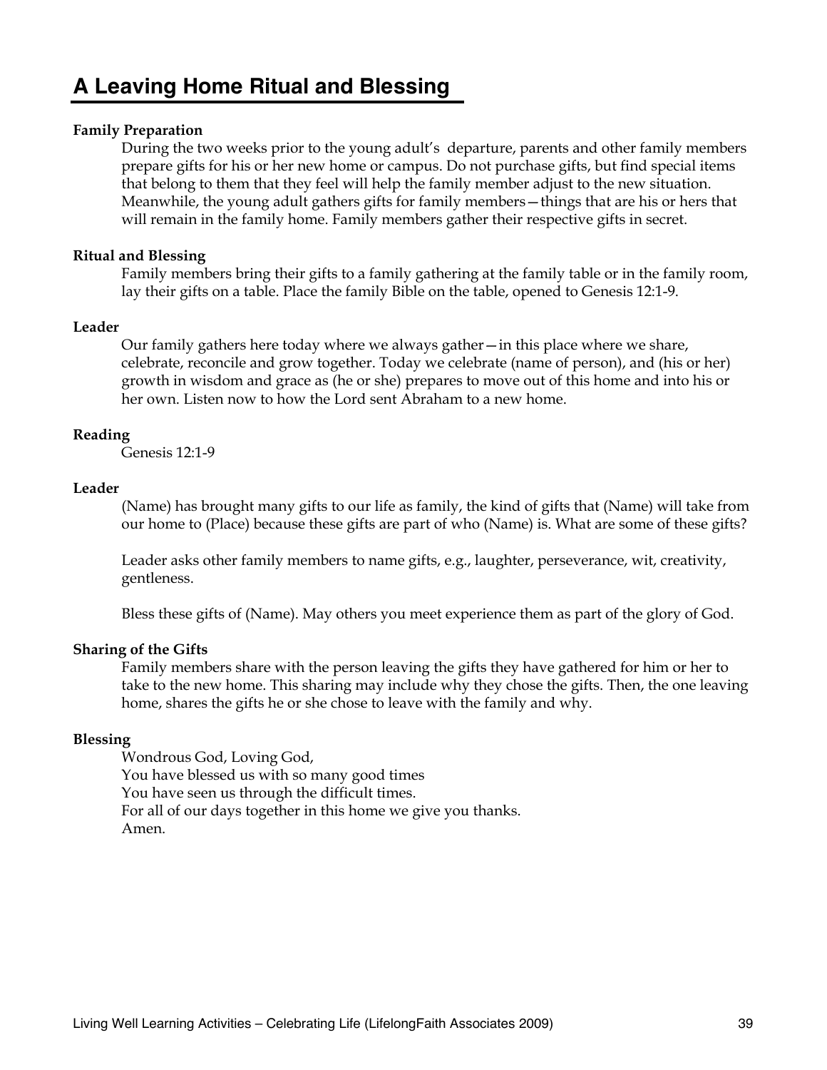# A Leaving Home Ritual and Blessing

**Family Preparation**

During the two weeks prior to the young adult's departure, parents and other family members prepare gifts for his or her new home or campus. Do not purchase gifts, but find special items that belong to them that they feel will help the family member adjust to the new situation. Meanwhile, the young adult gathers gifts for family members—things that are his or hers that will remain in the family home. Family members gather their respective gifts in secret.

**Ritual and Blessing**

Family members bring their gifts to a family gathering at the family table or in the family room, lay their gifts on a table. Place the family Bible on the table, opened to Genesis 12:1-9.

**Leader**

Our family gathers here today where we always gather—in this place where we share, celebrate, reconcile and grow together. Today we celebrate (name of person), and (his or her) growth in wisdom and grace as (he or she) prepares to move out of this home and into his or her own. Listen now to how the Lord sent Abraham to a new home.

**Reading**

Genesis 12:1-9

**Leader**

(Name) has brought many gifts to our life as family, the kind of gifts that (Name) will take from our home to (Place) because these gifts are part of who (Name) is. What are some of these gifts?

Leader asks other family members to name gifts, e.g., laughter, perseverance, wit, creativity, gentleness.

Bless these gifts of (Name). May others you meet experience them as part of the glory of God.

**Sharing of the Gifts**

Family members share with the person leaving the gifts they have gathered for him or her to take to the new home. This sharing may include why they chose the gifts. Then, the one leaving home, shares the gifts he or she chose to leave with the family and why.

**Blessing**

Wondrous God, Loving God,  
You have blessed us with so many good times  
You have seen us through the difficult times.  
For all of our days together in this home we give you thanks.  
Amen.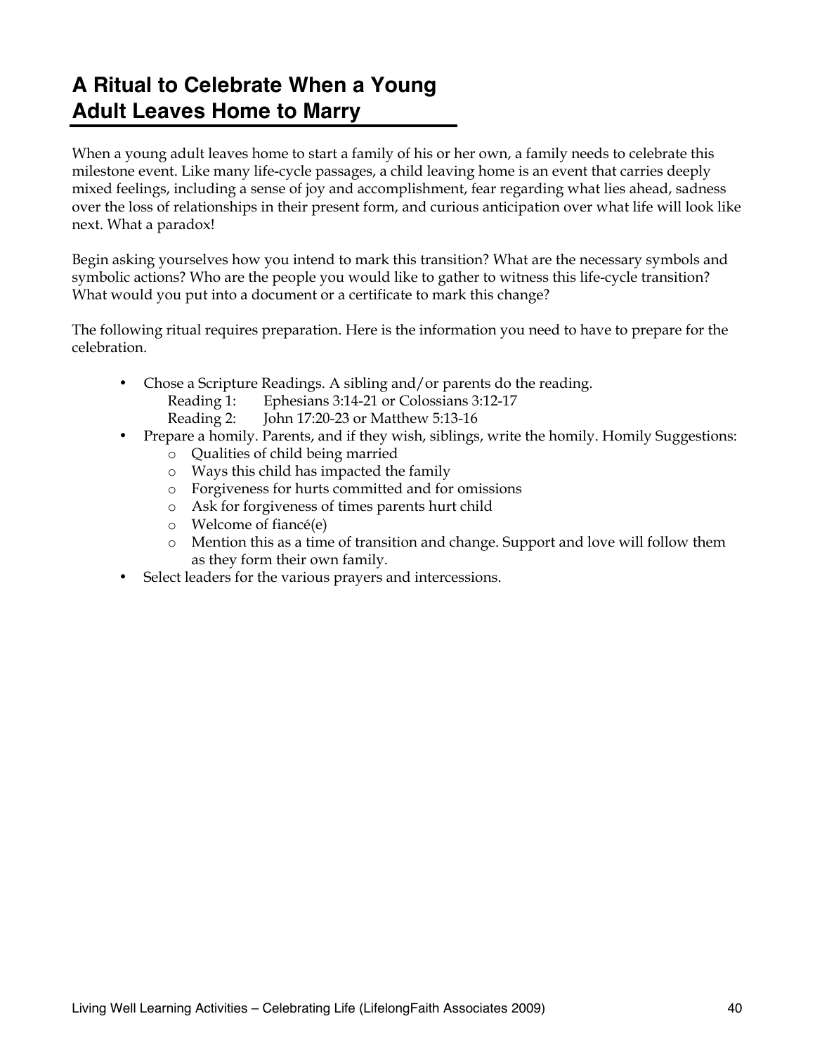## A Ritual to Celebrate When a Young Adult Leaves Home to Marry

When a young adult leaves home to start a family of his or her own, a family needs to celebrate this milestone event. Like many life-cycle passages, a child leaving home is an event that carries deeply mixed feelings, including a sense of joy and accomplishment, fear regarding what lies ahead, sadness over the loss of relationships in their present form, and curious anticipation over what life will look like next. What a paradox!

Begin asking yourselves how you intend to mark this transition? What are the necessary symbols and symbolic actions? Who are the people you would like to gather to witness this life-cycle transition? What would you put into a document or a certificate to mark this change?

The following ritual requires preparation. Here is the information you need to have to prepare for the celebration.

- Chose a Scripture Readings. A sibling and/or parents do the reading.
  - Reading 1: Ephesians 3:14-21 or Colossians 3:12-17
  - Reading 2: John 17:20-23 or Matthew 5:13-16
- Prepare a homily. Parents, and if they wish, siblings, write the homily. Homily Suggestions:
  - Qualities of child being married
  - Ways this child has impacted the family
  - Forgiveness for hurts committed and for omissions
  - Ask for forgiveness of times parents hurt child
  - Welcome of fiancé(e)
  - Mention this as a time of transition and change. Support and love will follow them as they form their own family.
- Select leaders for the various prayers and intercessions.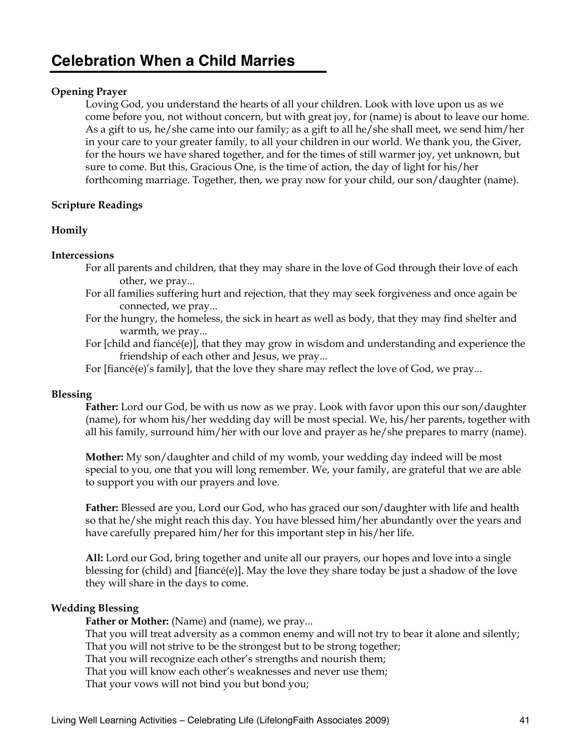# Celebration When a Child Marries

**Opening Prayer**

Loving God, you understand the hearts of all your children. Look with love upon us as we come before you, not without concern, but with great joy, for (name) is about to leave our home. As a gift to us, he/she came into our family; as a gift to all he/she shall meet, we send him/her in your care to your greater family, to all your children in our world. We thank you, the Giver, for the hours we have shared together, and for the times of still warmer joy, yet unknown, but sure to come. But this, Gracious One, is the time of action, the day of light for his/her forthcoming marriage. Together, then, we pray now for your child, our son/daughter (name).

**Scripture Readings**

**Homily**

**Intercessions**

For all parents and children, that they may share in the love of God through their love of each other, we pray...

For all families suffering hurt and rejection, that they may seek forgiveness and once again be connected, we pray...

For the hungry, the homeless, the sick in heart as well as body, that they may find shelter and warmth, we pray...

For [child and fiancé(e)], that they may grow in wisdom and understanding and experience the friendship of each other and Jesus, we pray...

For [fiancé(e)'s family], that the love they share may reflect the love of God, we pray...

**Blessing**

**Father:** Lord our God, be with us now as we pray. Look with favor upon this our son/daughter (name), for whom his/her wedding day will be most special. We, his/her parents, together with all his family, surround him/her with our love and prayer as he/she prepares to marry (name).

**Mother:** My son/daughter and child of my womb, your wedding day indeed will be most special to you, one that you will long remember. We, your family, are grateful that we are able to support you with our prayers and love.

**Father:** Blessed are you, Lord our God, who has graced our son/daughter with life and health so that he/she might reach this day. You have blessed him/her abundantly over the years and have carefully prepared him/her for this important step in his/her life.

**All:** Lord our God, bring together and unite all our prayers, our hopes and love into a single blessing for (child) and [fiancé(e)]. May the love they share today be just a shadow of the love they will share in the days to come.

**Wedding Blessing**

**Father or Mother:** (Name) and (name), we pray...

That you will treat adversity as a common enemy and will not try to bear it alone and silently;
That you will not strive to be the strongest but to be strong together;
That you will recognize each other's strengths and nourish them;
That you will know each other's weaknesses and never use them;
That your vows will not bind you but bond you;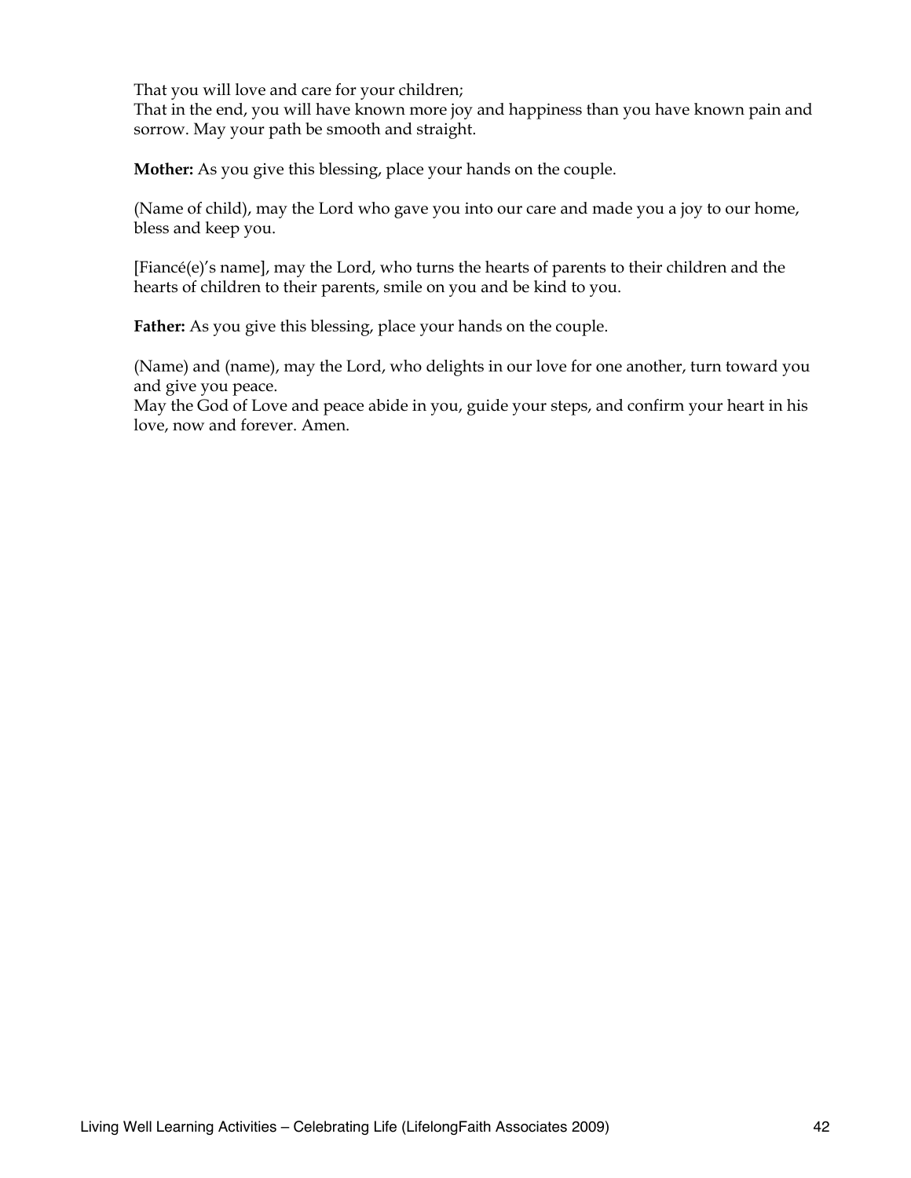That you will love and care for your children;
That in the end, you will have known more joy and happiness than you have known pain and sorrow. May your path be smooth and straight.

**Mother:** As you give this blessing, place your hands on the couple.

(Name of child), may the Lord who gave you into our care and made you a joy to our home, bless and keep you.

[Fiancé(e)'s name], may the Lord, who turns the hearts of parents to their children and the hearts of children to their parents, smile on you and be kind to you.

**Father:** As you give this blessing, place your hands on the couple.

(Name) and (name), may the Lord, who delights in our love for one another, turn toward you and give you peace.
May the God of Love and peace abide in you, guide your steps, and confirm your heart in his love, now and forever. Amen.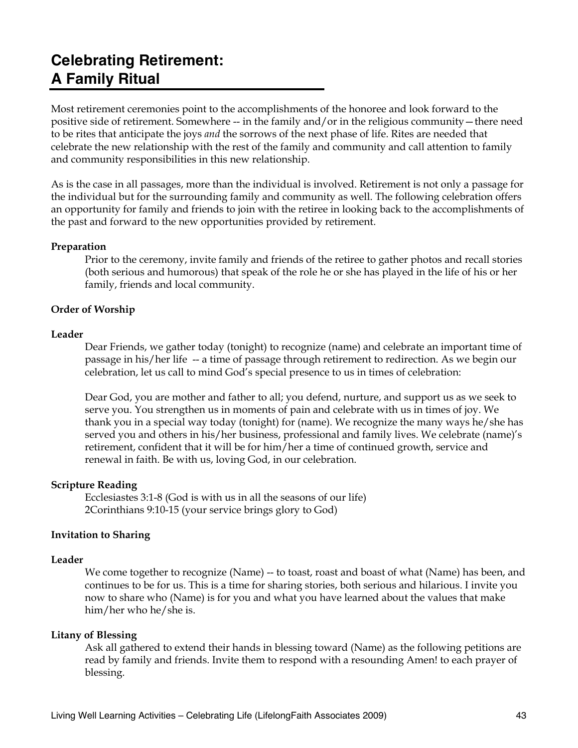# Celebrating Retirement: A Family Ritual

Most retirement ceremonies point to the accomplishments of the honoree and look forward to the positive side of retirement. Somewhere -- in the family and/or in the religious community—there need to be rites that anticipate the joys *and* the sorrows of the next phase of life. Rites are needed that celebrate the new relationship with the rest of the family and community and call attention to family and community responsibilities in this new relationship.

As is the case in all passages, more than the individual is involved. Retirement is not only a passage for the individual but for the surrounding family and community as well. The following celebration offers an opportunity for family and friends to join with the retiree in looking back to the accomplishments of the past and forward to the new opportunities provided by retirement.

**Preparation**

Prior to the ceremony, invite family and friends of the retiree to gather photos and recall stories (both serious and humorous) that speak of the role he or she has played in the life of his or her family, friends and local community.

**Order of Worship**

**Leader**

Dear Friends, we gather today (tonight) to recognize (name) and celebrate an important time of passage in his/her life -- a time of passage through retirement to redirection. As we begin our celebration, let us call to mind God's special presence to us in times of celebration:

Dear God, you are mother and father to all; you defend, nurture, and support us as we seek to serve you. You strengthen us in moments of pain and celebrate with us in times of joy. We thank you in a special way today (tonight) for (name). We recognize the many ways he/she has served you and others in his/her business, professional and family lives. We celebrate (name)'s retirement, confident that it will be for him/her a time of continued growth, service and renewal in faith. Be with us, loving God, in our celebration.

**Scripture Reading**

Ecclesiastes 3:1-8 (God is with us in all the seasons of our life)
2Corinthians 9:10-15 (your service brings glory to God)

**Invitation to Sharing**

**Leader**

We come together to recognize (Name) -- to toast, roast and boast of what (Name) has been, and continues to be for us. This is a time for sharing stories, both serious and hilarious. I invite you now to share who (Name) is for you and what you have learned about the values that make him/her who he/she is.

**Litany of Blessing**

Ask all gathered to extend their hands in blessing toward (Name) as the following petitions are read by family and friends. Invite them to respond with a resounding Amen! to each prayer of blessing.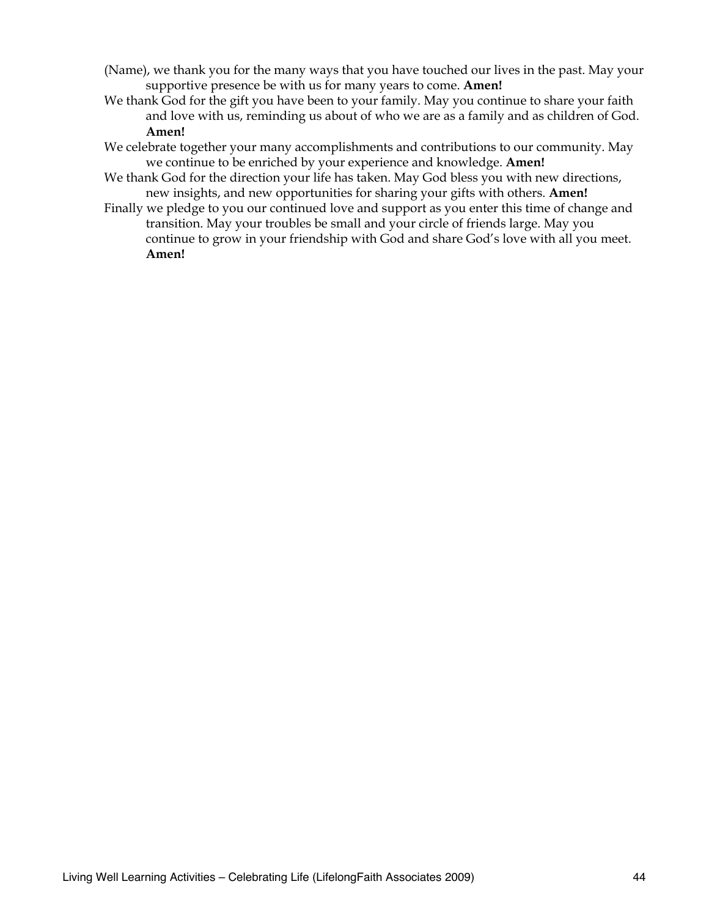(Name), we thank you for the many ways that you have touched our lives in the past. May your supportive presence be with us for many years to come. **Amen!**

We thank God for the gift you have been to your family. May you continue to share your faith and love with us, reminding us about of who we are as a family and as children of God. **Amen!**

We celebrate together your many accomplishments and contributions to our community. May we continue to be enriched by your experience and knowledge. **Amen!**

We thank God for the direction your life has taken. May God bless you with new directions, new insights, and new opportunities for sharing your gifts with others. **Amen!**

Finally we pledge to you our continued love and support as you enter this time of change and transition. May your troubles be small and your circle of friends large. May you continue to grow in your friendship with God and share God's love with all you meet. **Amen!**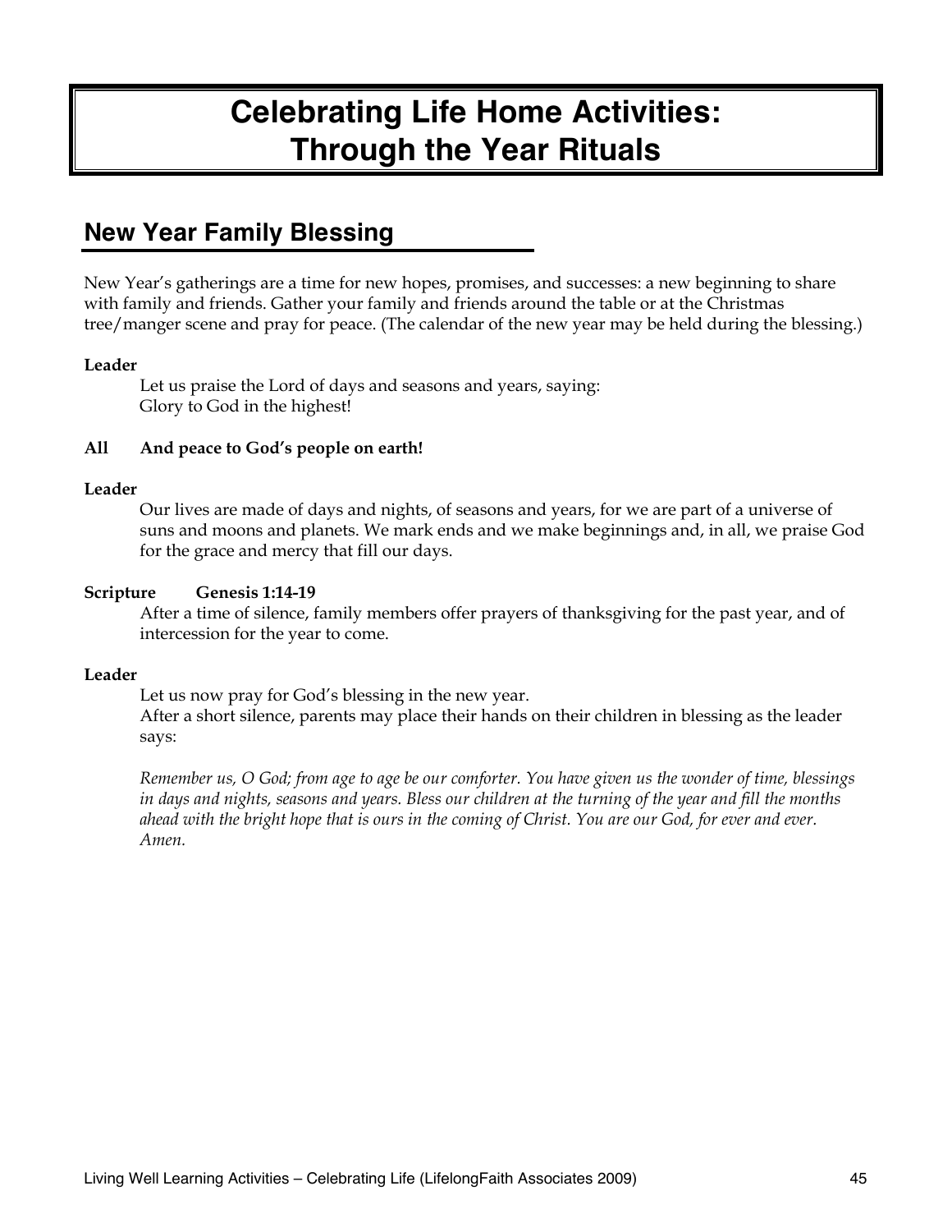# Celebrating Life Home Activities: Through the Year Rituals

## New Year Family Blessing

New Year's gatherings are a time for new hopes, promises, and successes: a new beginning to share with family and friends. Gather your family and friends around the table or at the Christmas tree/manger scene and pray for peace. (The calendar of the new year may be held during the blessing.)

**Leader**

Let us praise the Lord of days and seasons and years, saying:
Glory to God in the highest!

**All And peace to God's people on earth!**

**Leader**

Our lives are made of days and nights, of seasons and years, for we are part of a universe of suns and moons and planets. We mark ends and we make beginnings and, in all, we praise God for the grace and mercy that fill our days.

**Scripture Genesis 1:14-19**

After a time of silence, family members offer prayers of thanksgiving for the past year, and of intercession for the year to come.

**Leader**

Let us now pray for God's blessing in the new year.
After a short silence, parents may place their hands on their children in blessing as the leader says:

*Remember us, O God; from age to age be our comforter. You have given us the wonder of time, blessings in days and nights, seasons and years. Bless our children at the turning of the year and fill the months ahead with the bright hope that is ours in the coming of Christ. You are our God, for ever and ever. Amen.*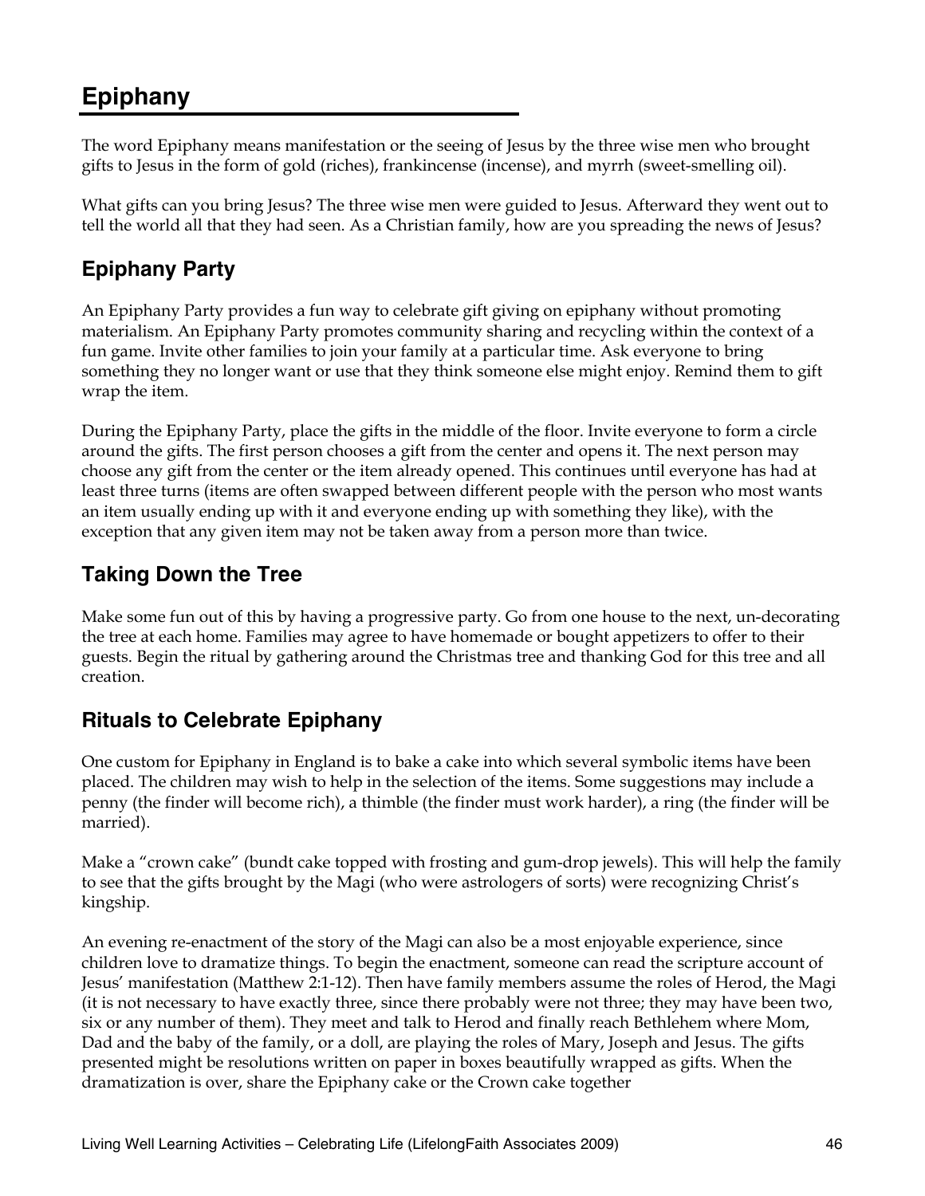# Epiphany

The word Epiphany means manifestation or the seeing of Jesus by the three wise men who brought gifts to Jesus in the form of gold (riches), frankincense (incense), and myrrh (sweet-smelling oil).

What gifts can you bring Jesus? The three wise men were guided to Jesus. Afterward they went out to tell the world all that they had seen. As a Christian family, how are you spreading the news of Jesus?

## Epiphany Party

An Epiphany Party provides a fun way to celebrate gift giving on epiphany without promoting materialism. An Epiphany Party promotes community sharing and recycling within the context of a fun game. Invite other families to join your family at a particular time. Ask everyone to bring something they no longer want or use that they think someone else might enjoy. Remind them to gift wrap the item.

During the Epiphany Party, place the gifts in the middle of the floor. Invite everyone to form a circle around the gifts. The first person chooses a gift from the center and opens it. The next person may choose any gift from the center or the item already opened. This continues until everyone has had at least three turns (items are often swapped between different people with the person who most wants an item usually ending up with it and everyone ending up with something they like), with the exception that any given item may not be taken away from a person more than twice.

## Taking Down the Tree

Make some fun out of this by having a progressive party. Go from one house to the next, un-decorating the tree at each home. Families may agree to have homemade or bought appetizers to offer to their guests. Begin the ritual by gathering around the Christmas tree and thanking God for this tree and all creation.

## Rituals to Celebrate Epiphany

One custom for Epiphany in England is to bake a cake into which several symbolic items have been placed. The children may wish to help in the selection of the items. Some suggestions may include a penny (the finder will become rich), a thimble (the finder must work harder), a ring (the finder will be married).

Make a "crown cake" (bundt cake topped with frosting and gum-drop jewels). This will help the family to see that the gifts brought by the Magi (who were astrologers of sorts) were recognizing Christ's kingship.

An evening re-enactment of the story of the Magi can also be a most enjoyable experience, since children love to dramatize things. To begin the enactment, someone can read the scripture account of Jesus' manifestation (Matthew 2:1-12). Then have family members assume the roles of Herod, the Magi (it is not necessary to have exactly three, since there probably were not three; they may have been two, six or any number of them). They meet and talk to Herod and finally reach Bethlehem where Mom, Dad and the baby of the family, or a doll, are playing the roles of Mary, Joseph and Jesus. The gifts presented might be resolutions written on paper in boxes beautifully wrapped as gifts. When the dramatization is over, share the Epiphany cake or the Crown cake together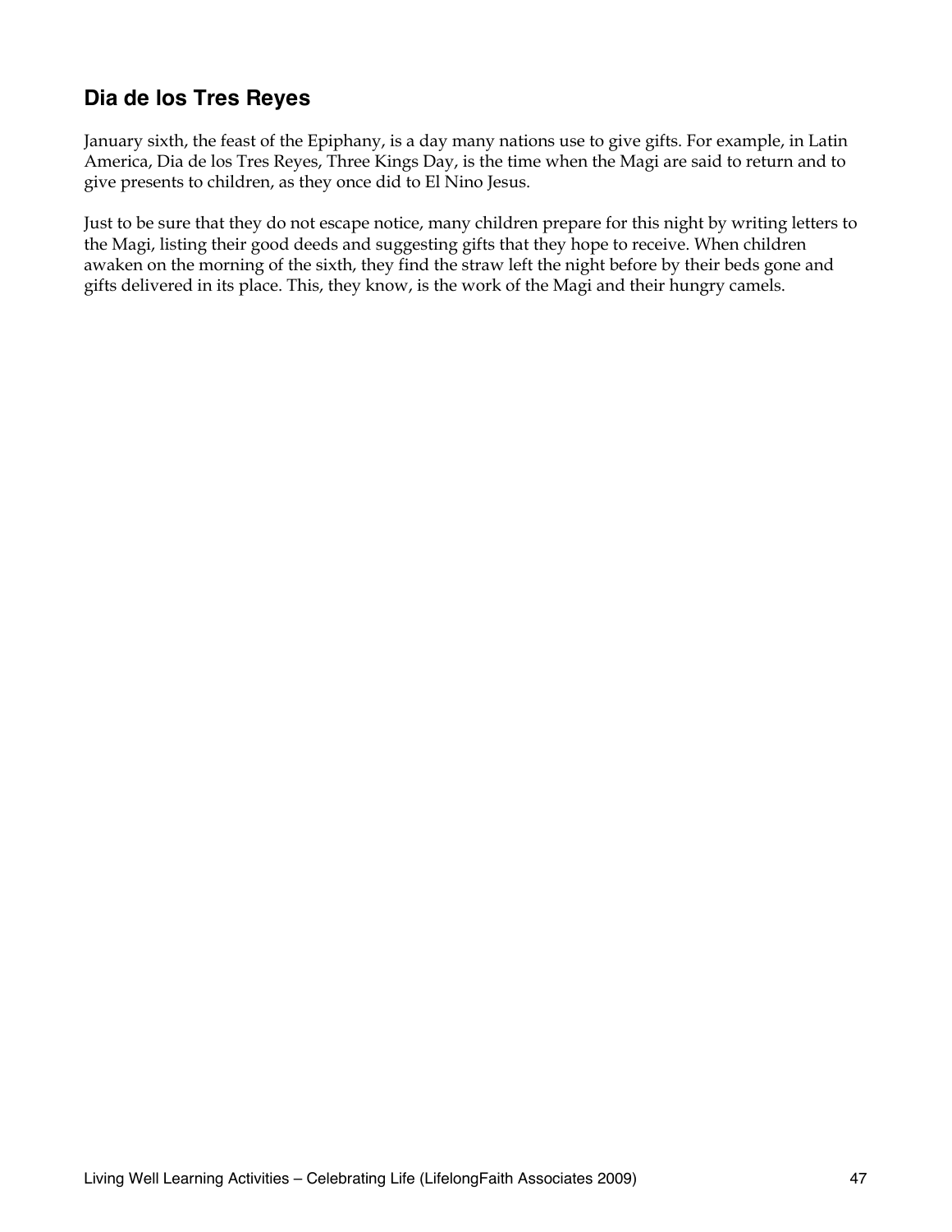## Dia de los Tres Reyes

January sixth, the feast of the Epiphany, is a day many nations use to give gifts. For example, in Latin America, Dia de los Tres Reyes, Three Kings Day, is the time when the Magi are said to return and to give presents to children, as they once did to El Nino Jesus.

Just to be sure that they do not escape notice, many children prepare for this night by writing letters to the Magi, listing their good deeds and suggesting gifts that they hope to receive. When children awaken on the morning of the sixth, they find the straw left the night before by their beds gone and gifts delivered in its place. This, they know, is the work of the Magi and their hungry camels.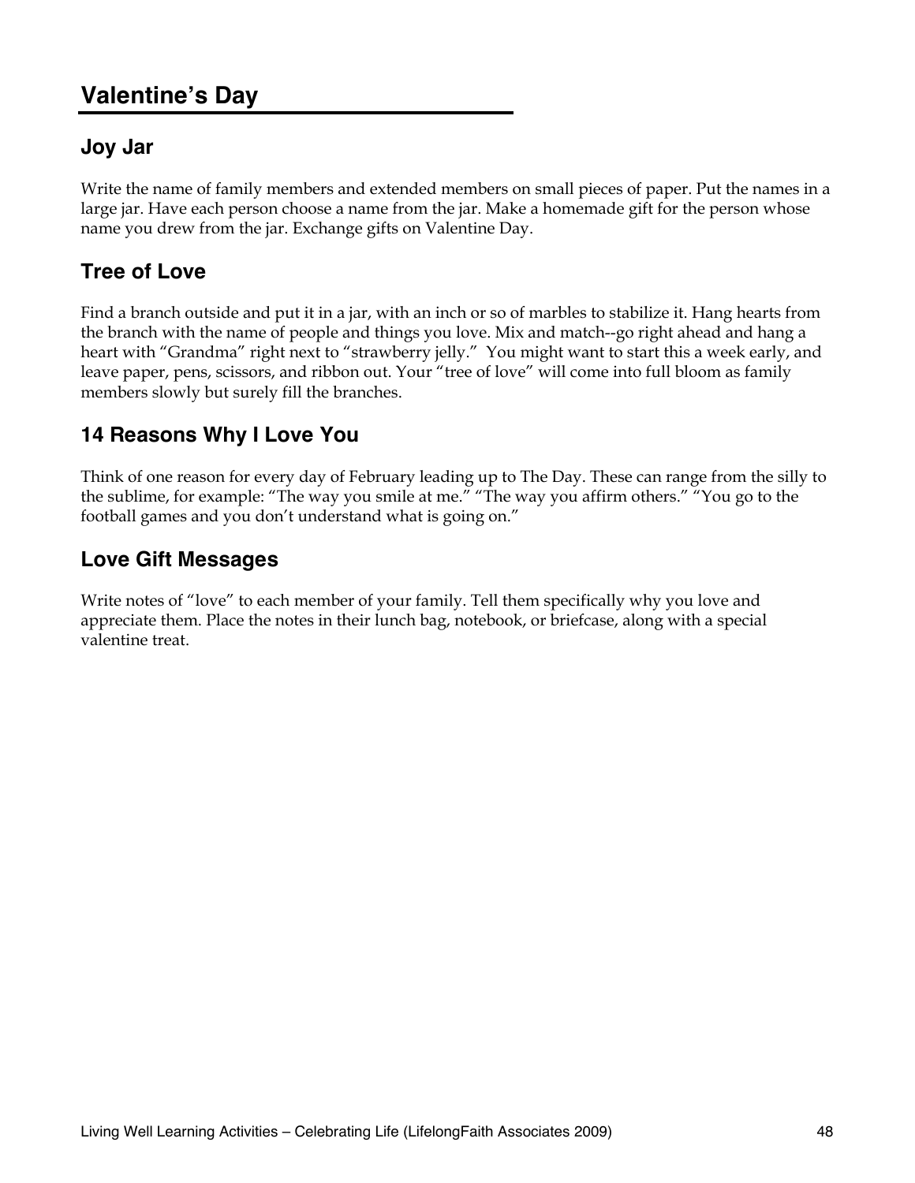# Valentine's Day

## Joy Jar

Write the name of family members and extended members on small pieces of paper. Put the names in a large jar. Have each person choose a name from the jar. Make a homemade gift for the person whose name you drew from the jar. Exchange gifts on Valentine Day.

## Tree of Love

Find a branch outside and put it in a jar, with an inch or so of marbles to stabilize it. Hang hearts from the branch with the name of people and things you love. Mix and match--go right ahead and hang a heart with "Grandma" right next to "strawberry jelly." You might want to start this a week early, and leave paper, pens, scissors, and ribbon out. Your "tree of love" will come into full bloom as family members slowly but surely fill the branches.

## 14 Reasons Why I Love You

Think of one reason for every day of February leading up to The Day. These can range from the silly to the sublime, for example: "The way you smile at me." "The way you affirm others." "You go to the football games and you don't understand what is going on."

## Love Gift Messages

Write notes of "love" to each member of your family. Tell them specifically why you love and appreciate them. Place the notes in their lunch bag, notebook, or briefcase, along with a special valentine treat.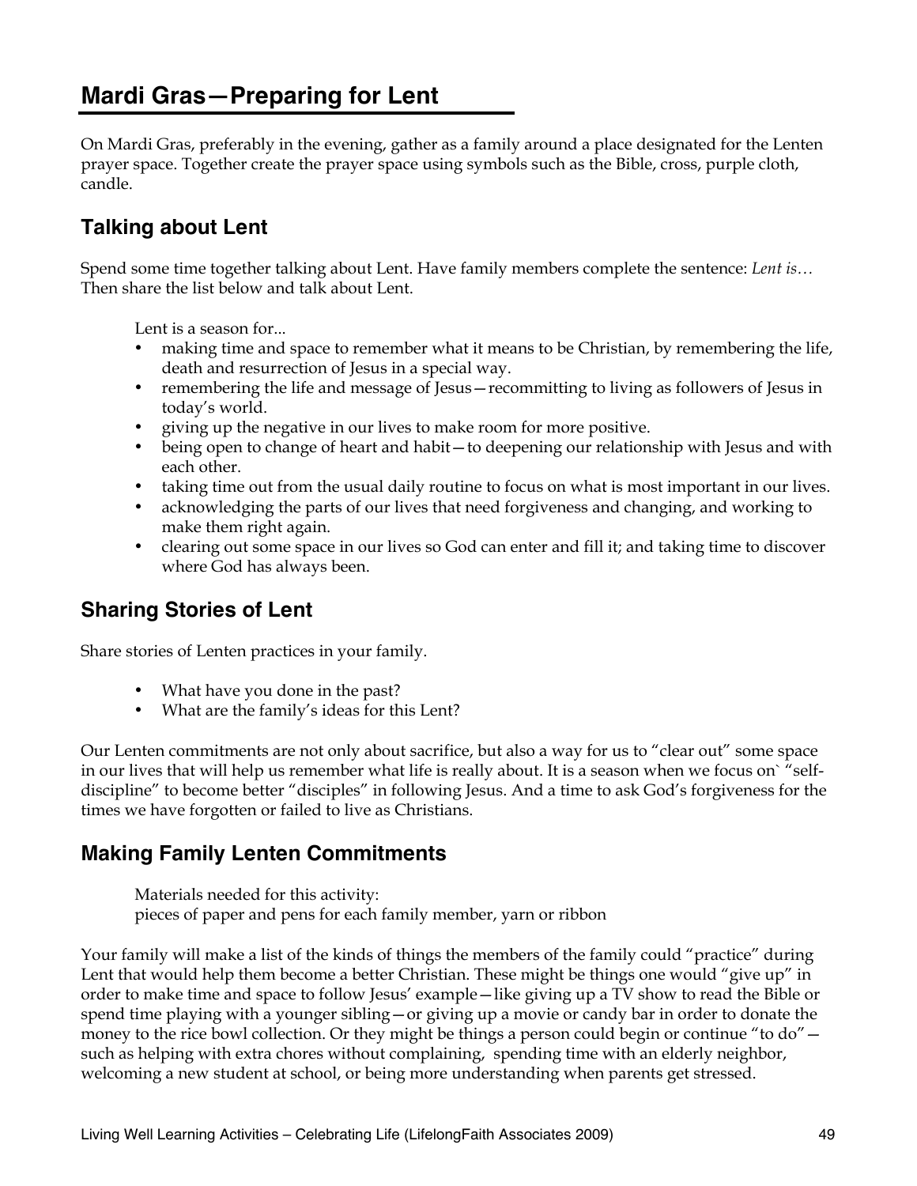# Mardi Gras—Preparing for Lent

On Mardi Gras, preferably in the evening, gather as a family around a place designated for the Lenten prayer space. Together create the prayer space using symbols such as the Bible, cross, purple cloth, candle.

## Talking about Lent

Spend some time together talking about Lent. Have family members complete the sentence: *Lent is…* Then share the list below and talk about Lent.

Lent is a season for...

- making time and space to remember what it means to be Christian, by remembering the life, death and resurrection of Jesus in a special way.
- remembering the life and message of Jesus—recommitting to living as followers of Jesus in today's world.
- giving up the negative in our lives to make room for more positive.
- being open to change of heart and habit—to deepening our relationship with Jesus and with each other.
- taking time out from the usual daily routine to focus on what is most important in our lives.
- acknowledging the parts of our lives that need forgiveness and changing, and working to make them right again.
- clearing out some space in our lives so God can enter and fill it; and taking time to discover where God has always been.

## Sharing Stories of Lent

Share stories of Lenten practices in your family.

- What have you done in the past?
- What are the family's ideas for this Lent?

Our Lenten commitments are not only about sacrifice, but also a way for us to "clear out" some space in our lives that will help us remember what life is really about. It is a season when we focus on` "self-discipline" to become better "disciples" in following Jesus. And a time to ask God's forgiveness for the times we have forgotten or failed to live as Christians.

## Making Family Lenten Commitments

Materials needed for this activity:
pieces of paper and pens for each family member, yarn or ribbon

Your family will make a list of the kinds of things the members of the family could "practice" during Lent that would help them become a better Christian. These might be things one would "give up" in order to make time and space to follow Jesus' example—like giving up a TV show to read the Bible or spend time playing with a younger sibling—or giving up a movie or candy bar in order to donate the money to the rice bowl collection. Or they might be things a person could begin or continue "to do"—such as helping with extra chores without complaining, spending time with an elderly neighbor, welcoming a new student at school, or being more understanding when parents get stressed.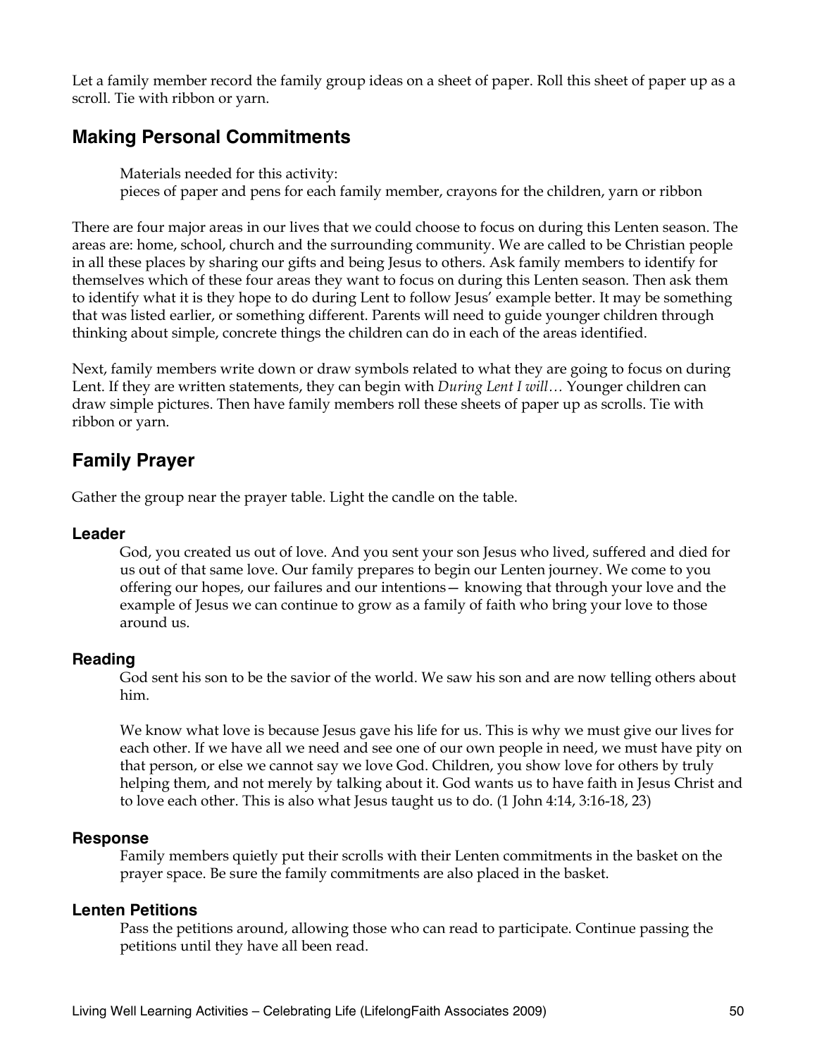Let a family member record the family group ideas on a sheet of paper. Roll this sheet of paper up as a scroll. Tie with ribbon or yarn.

## Making Personal Commitments

> Materials needed for this activity:
> pieces of paper and pens for each family member, crayons for the children, yarn or ribbon

There are four major areas in our lives that we could choose to focus on during this Lenten season. The areas are: home, school, church and the surrounding community. We are called to be Christian people in all these places by sharing our gifts and being Jesus to others. Ask family members to identify for themselves which of these four areas they want to focus on during this Lenten season. Then ask them to identify what it is they hope to do during Lent to follow Jesus' example better. It may be something that was listed earlier, or something different. Parents will need to guide younger children through thinking about simple, concrete things the children can do in each of the areas identified.

Next, family members write down or draw symbols related to what they are going to focus on during Lent. If they are written statements, they can begin with *During Lent I will…* Younger children can draw simple pictures. Then have family members roll these sheets of paper up as scrolls. Tie with ribbon or yarn.

## Family Prayer

Gather the group near the prayer table. Light the candle on the table.

### Leader

God, you created us out of love. And you sent your son Jesus who lived, suffered and died for us out of that same love. Our family prepares to begin our Lenten journey. We come to you offering our hopes, our failures and our intentions— knowing that through your love and the example of Jesus we can continue to grow as a family of faith who bring your love to those around us.

### Reading

God sent his son to be the savior of the world. We saw his son and are now telling others about him.

We know what love is because Jesus gave his life for us. This is why we must give our lives for each other. If we have all we need and see one of our own people in need, we must have pity on that person, or else we cannot say we love God. Children, you show love for others by truly helping them, and not merely by talking about it. God wants us to have faith in Jesus Christ and to love each other. This is also what Jesus taught us to do. (1 John 4:14, 3:16-18, 23)

### Response

Family members quietly put their scrolls with their Lenten commitments in the basket on the prayer space. Be sure the family commitments are also placed in the basket.

### Lenten Petitions

Pass the petitions around, allowing those who can read to participate. Continue passing the petitions until they have all been read.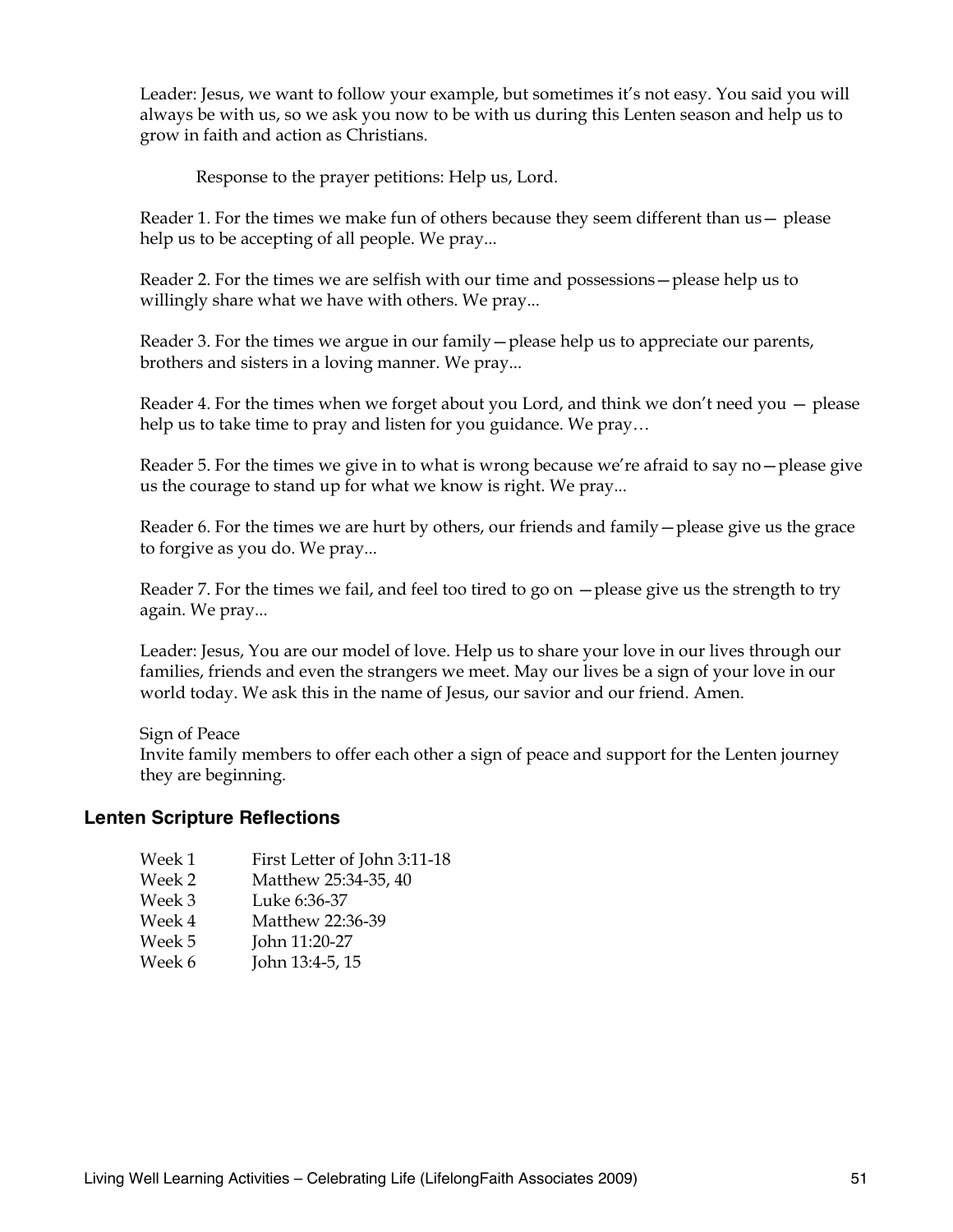Leader: Jesus, we want to follow your example, but sometimes it's not easy. You said you will always be with us, so we ask you now to be with us during this Lenten season and help us to grow in faith and action as Christians.

Response to the prayer petitions: Help us, Lord.

Reader 1. For the times we make fun of others because they seem different than us— please help us to be accepting of all people. We pray...

Reader 2. For the times we are selfish with our time and possessions—please help us to willingly share what we have with others. We pray...

Reader 3. For the times we argue in our family—please help us to appreciate our parents, brothers and sisters in a loving manner. We pray...

Reader 4. For the times when we forget about you Lord, and think we don't need you — please help us to take time to pray and listen for you guidance. We pray…

Reader 5. For the times we give in to what is wrong because we're afraid to say no—please give us the courage to stand up for what we know is right. We pray...

Reader 6. For the times we are hurt by others, our friends and family—please give us the grace to forgive as you do. We pray...

Reader 7. For the times we fail, and feel too tired to go on —please give us the strength to try again. We pray...

Leader: Jesus, You are our model of love. Help us to share your love in our lives through our families, friends and even the strangers we meet. May our lives be a sign of your love in our world today. We ask this in the name of Jesus, our savior and our friend. Amen.

Sign of Peace
Invite family members to offer each other a sign of peace and support for the Lenten journey they are beginning.

## Lenten Scripture Reflections

| | |
|---|---|
| Week 1 | First Letter of John 3:11-18 |
| Week 2 | Matthew 25:34-35, 40 |
| Week 3 | Luke 6:36-37 |
| Week 4 | Matthew 22:36-39 |
| Week 5 | John 11:20-27 |
| Week 6 | John 13:4-5, 15 |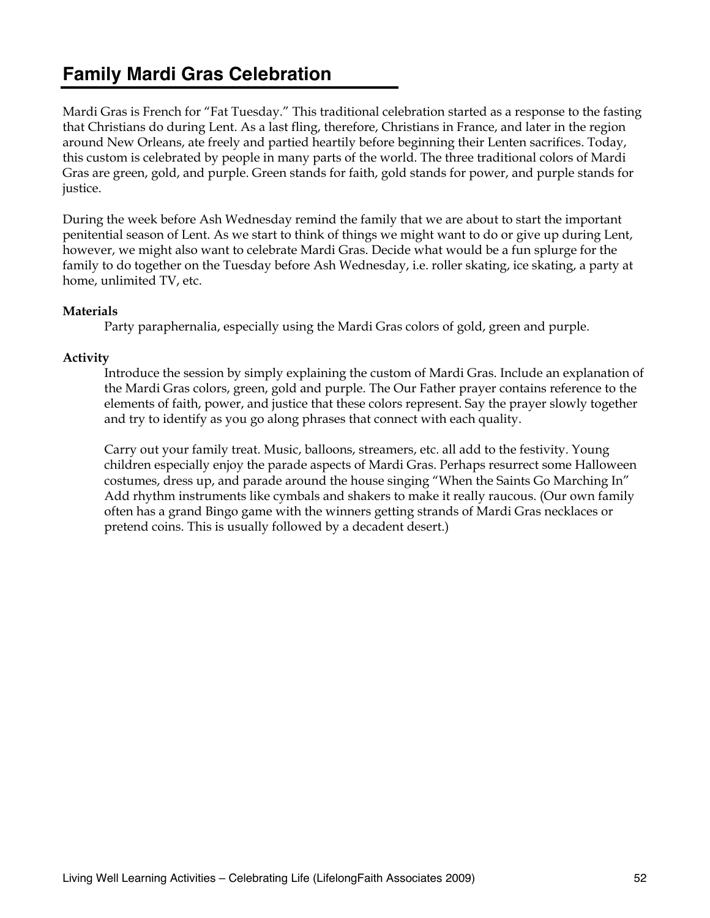## Family Mardi Gras Celebration

Mardi Gras is French for "Fat Tuesday." This traditional celebration started as a response to the fasting that Christians do during Lent. As a last fling, therefore, Christians in France, and later in the region around New Orleans, ate freely and partied heartily before beginning their Lenten sacrifices. Today, this custom is celebrated by people in many parts of the world. The three traditional colors of Mardi Gras are green, gold, and purple. Green stands for faith, gold stands for power, and purple stands for justice.

During the week before Ash Wednesday remind the family that we are about to start the important penitential season of Lent. As we start to think of things we might want to do or give up during Lent, however, we might also want to celebrate Mardi Gras. Decide what would be a fun splurge for the family to do together on the Tuesday before Ash Wednesday, i.e. roller skating, ice skating, a party at home, unlimited TV, etc.

**Materials**

Party paraphernalia, especially using the Mardi Gras colors of gold, green and purple.

**Activity**

Introduce the session by simply explaining the custom of Mardi Gras. Include an explanation of the Mardi Gras colors, green, gold and purple. The Our Father prayer contains reference to the elements of faith, power, and justice that these colors represent. Say the prayer slowly together and try to identify as you go along phrases that connect with each quality.

Carry out your family treat. Music, balloons, streamers, etc. all add to the festivity. Young children especially enjoy the parade aspects of Mardi Gras. Perhaps resurrect some Halloween costumes, dress up, and parade around the house singing "When the Saints Go Marching In" Add rhythm instruments like cymbals and shakers to make it really raucous. (Our own family often has a grand Bingo game with the winners getting strands of Mardi Gras necklaces or pretend coins. This is usually followed by a decadent desert.)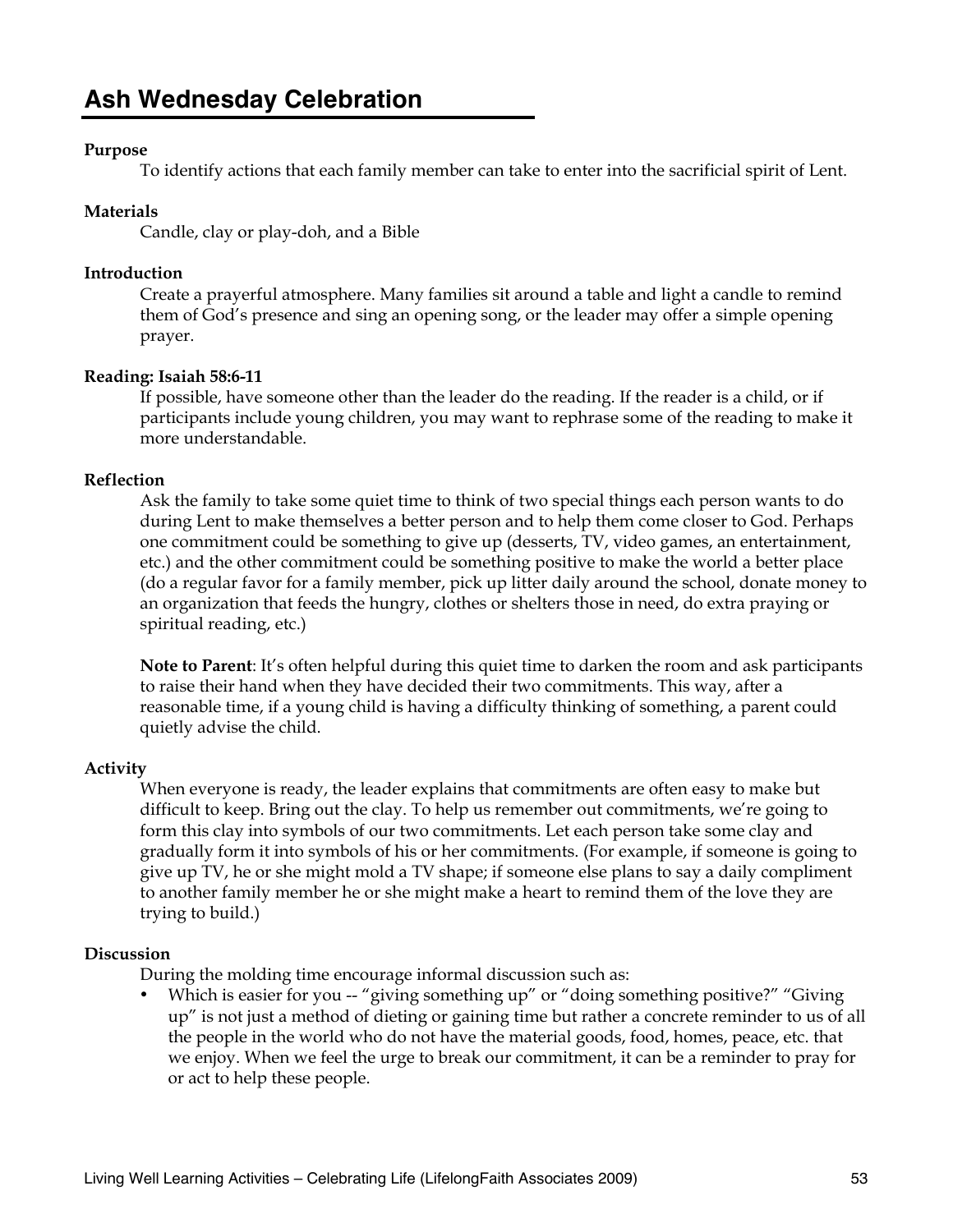# Ash Wednesday Celebration

**Purpose**

To identify actions that each family member can take to enter into the sacrificial spirit of Lent.

**Materials**

Candle, clay or play-doh, and a Bible

**Introduction**

Create a prayerful atmosphere. Many families sit around a table and light a candle to remind them of God's presence and sing an opening song, or the leader may offer a simple opening prayer.

**Reading: Isaiah 58:6-11**

If possible, have someone other than the leader do the reading. If the reader is a child, or if participants include young children, you may want to rephrase some of the reading to make it more understandable.

**Reflection**

Ask the family to take some quiet time to think of two special things each person wants to do during Lent to make themselves a better person and to help them come closer to God. Perhaps one commitment could be something to give up (desserts, TV, video games, an entertainment, etc.) and the other commitment could be something positive to make the world a better place (do a regular favor for a family member, pick up litter daily around the school, donate money to an organization that feeds the hungry, clothes or shelters those in need, do extra praying or spiritual reading, etc.)

**Note to Parent**: It's often helpful during this quiet time to darken the room and ask participants to raise their hand when they have decided their two commitments. This way, after a reasonable time, if a young child is having a difficulty thinking of something, a parent could quietly advise the child.

**Activity**

When everyone is ready, the leader explains that commitments are often easy to make but difficult to keep. Bring out the clay. To help us remember out commitments, we're going to form this clay into symbols of our two commitments. Let each person take some clay and gradually form it into symbols of his or her commitments. (For example, if someone is going to give up TV, he or she might mold a TV shape; if someone else plans to say a daily compliment to another family member he or she might make a heart to remind them of the love they are trying to build.)

**Discussion**

During the molding time encourage informal discussion such as:

- Which is easier for you -- "giving something up" or "doing something positive?" "Giving up" is not just a method of dieting or gaining time but rather a concrete reminder to us of all the people in the world who do not have the material goods, food, homes, peace, etc. that we enjoy. When we feel the urge to break our commitment, it can be a reminder to pray for or act to help these people.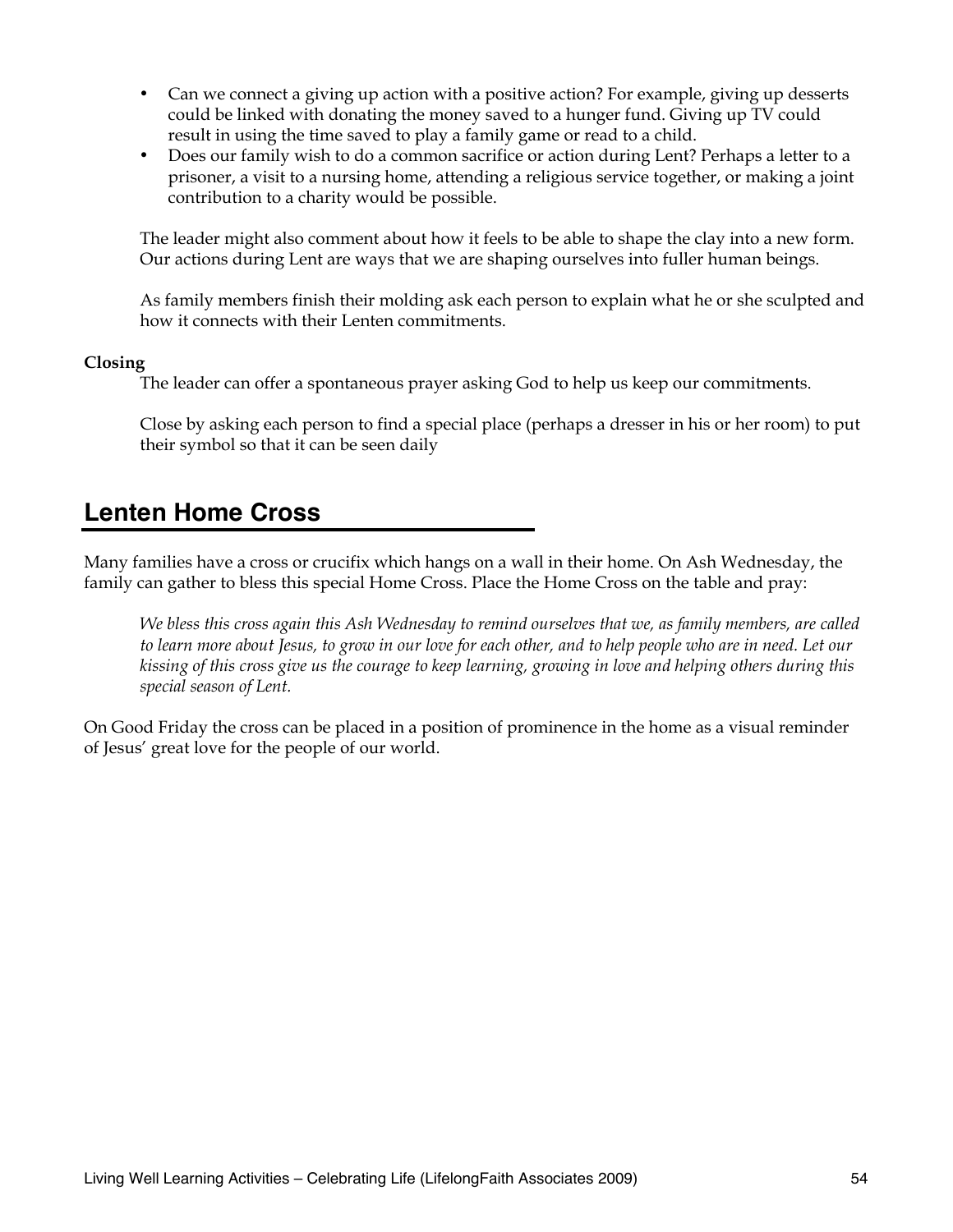- Can we connect a giving up action with a positive action? For example, giving up desserts could be linked with donating the money saved to a hunger fund. Giving up TV could result in using the time saved to play a family game or read to a child.
- Does our family wish to do a common sacrifice or action during Lent? Perhaps a letter to a prisoner, a visit to a nursing home, attending a religious service together, or making a joint contribution to a charity would be possible.

The leader might also comment about how it feels to be able to shape the clay into a new form. Our actions during Lent are ways that we are shaping ourselves into fuller human beings.

As family members finish their molding ask each person to explain what he or she sculpted and how it connects with their Lenten commitments.

**Closing**

The leader can offer a spontaneous prayer asking God to help us keep our commitments.

Close by asking each person to find a special place (perhaps a dresser in his or her room) to put their symbol so that it can be seen daily

## Lenten Home Cross

Many families have a cross or crucifix which hangs on a wall in their home. On Ash Wednesday, the family can gather to bless this special Home Cross. Place the Home Cross on the table and pray:

*We bless this cross again this Ash Wednesday to remind ourselves that we, as family members, are called to learn more about Jesus, to grow in our love for each other, and to help people who are in need. Let our kissing of this cross give us the courage to keep learning, growing in love and helping others during this special season of Lent.*

On Good Friday the cross can be placed in a position of prominence in the home as a visual reminder of Jesus' great love for the people of our world.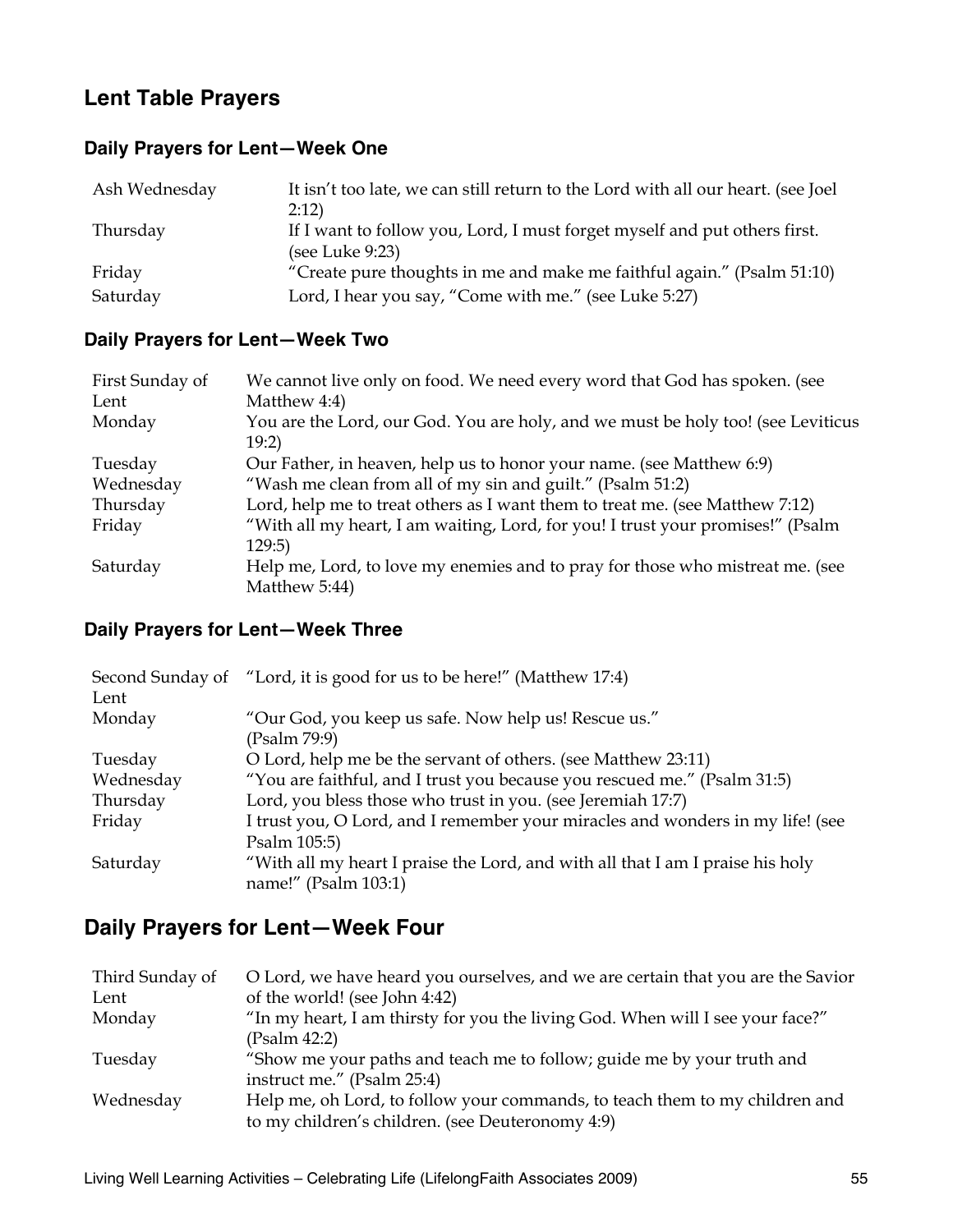## Lent Table Prayers

### Daily Prayers for Lent—Week One

| | |
|---|---|
| Ash Wednesday | It isn't too late, we can still return to the Lord with all our heart. (see Joel 2:12) |
| Thursday | If I want to follow you, Lord, I must forget myself and put others first. (see Luke 9:23) |
| Friday | "Create pure thoughts in me and make me faithful again." (Psalm 51:10) |
| Saturday | Lord, I hear you say, "Come with me." (see Luke 5:27) |

### Daily Prayers for Lent—Week Two

| | |
|---|---|
| First Sunday of Lent | We cannot live only on food. We need every word that God has spoken. (see Matthew 4:4) |
| Monday | You are the Lord, our God. You are holy, and we must be holy too! (see Leviticus 19:2) |
| Tuesday | Our Father, in heaven, help us to honor your name. (see Matthew 6:9) |
| Wednesday | "Wash me clean from all of my sin and guilt." (Psalm 51:2) |
| Thursday | Lord, help me to treat others as I want them to treat me. (see Matthew 7:12) |
| Friday | "With all my heart, I am waiting, Lord, for you! I trust your promises!" (Psalm 129:5) |
| Saturday | Help me, Lord, to love my enemies and to pray for those who mistreat me. (see Matthew 5:44) |

### Daily Prayers for Lent—Week Three

| | |
|---|---|
| Second Sunday of Lent | "Lord, it is good for us to be here!" (Matthew 17:4) |
| Monday | "Our God, you keep us safe. Now help us! Rescue us." (Psalm 79:9) |
| Tuesday | O Lord, help me be the servant of others. (see Matthew 23:11) |
| Wednesday | "You are faithful, and I trust you because you rescued me." (Psalm 31:5) |
| Thursday | Lord, you bless those who trust in you. (see Jeremiah 17:7) |
| Friday | I trust you, O Lord, and I remember your miracles and wonders in my life! (see Psalm 105:5) |
| Saturday | "With all my heart I praise the Lord, and with all that I am I praise his holy name!" (Psalm 103:1) |

## Daily Prayers for Lent—Week Four

| | |
|---|---|
| Third Sunday of Lent | O Lord, we have heard you ourselves, and we are certain that you are the Savior of the world! (see John 4:42) |
| Monday | "In my heart, I am thirsty for you the living God. When will I see your face?" (Psalm 42:2) |
| Tuesday | "Show me your paths and teach me to follow; guide me by your truth and instruct me." (Psalm 25:4) |
| Wednesday | Help me, oh Lord, to follow your commands, to teach them to my children and to my children's children. (see Deuteronomy 4:9) |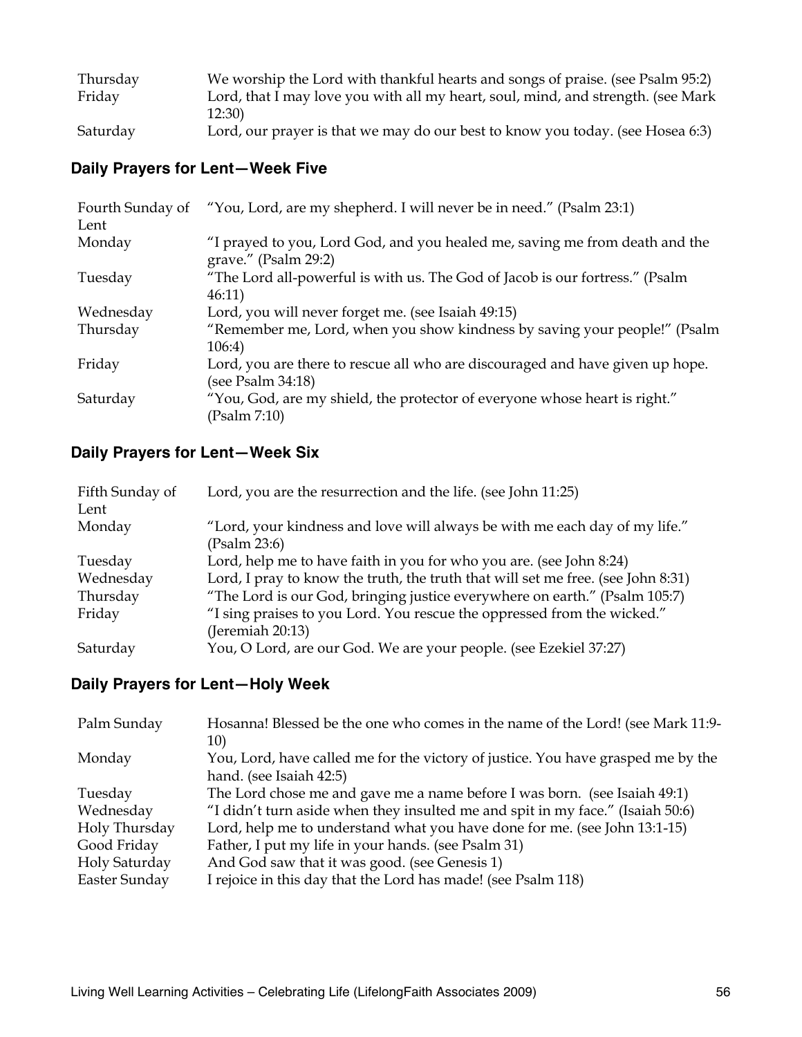| | |
|---|---|
| Thursday | We worship the Lord with thankful hearts and songs of praise. (see Psalm 95:2) |
| Friday | Lord, that I may love you with all my heart, soul, mind, and strength. (see Mark 12:30) |
| Saturday | Lord, our prayer is that we may do our best to know you today. (Hosea 6:3) |

## Daily Prayers for Lent—Week Five

| | |
|---|---|
| Fourth Sunday of Lent | "You, Lord, are my shepherd. I will never be in need." (Psalm 23:1) |
| Monday | "I prayed to you, Lord God, and you healed me, saving me from death and the grave." (Psalm 29:2) |
| Tuesday | "The Lord all-powerful is with us. The God of Jacob is our fortress." (Psalm 46:11) |
| Wednesday | Lord, you will never forget me. (see Isaiah 49:15) |
| Thursday | "Remember me, Lord, when you show kindness by saving your people!" (Psalm 106:4) |
| Friday | Lord, you are there to rescue all who are discouraged and have given up hope. (see Psalm 34:18) |
| Saturday | "You, God, are my shield, the protector of everyone whose heart is right." (Psalm 7:10) |

## Daily Prayers for Lent—Week Six

| | |
|---|---|
| Fifth Sunday of Lent | Lord, you are the resurrection and the life. (see John 11:25) |
| Monday | "Lord, your kindness and love will always be with me each day of my life." (Psalm 23:6) |
| Tuesday | Lord, help me to have faith in you for who you are. (see John 8:24) |
| Wednesday | Lord, I pray to know the truth, the truth that will set me free. (see John 8:31) |
| Thursday | "The Lord is our God, bringing justice everywhere on earth." (Psalm 105:7) |
| Friday | "I sing praises to you Lord. You rescue the oppressed from the wicked." (Jeremiah 20:13) |
| Saturday | You, O Lord, are our God. We are your people. (see Ezekiel 37:27) |

## Daily Prayers for Lent—Holy Week

| | |
|---|---|
| Palm Sunday | Hosanna! Blessed be the one who comes in the name of the Lord! (see Mark 11:9-10) |
| Monday | You, Lord, have called me for the victory of justice. You have grasped me by the hand. (see Isaiah 42:5) |
| Tuesday | The Lord chose me and gave me a name before I was born. (see Isaiah 49:1) |
| Wednesday | "I didn't turn aside when they insulted me and spit in my face." (Isaiah 50:6) |
| Holy Thursday | Lord, help me to understand what you have done for me. (see John 13:1-15) |
| Good Friday | Father, I put my life in your hands. (see Psalm 31) |
| Holy Saturday | And God saw that it was good. (see Genesis 1) |
| Easter Sunday | I rejoice in this day that the Lord has made! (see Psalm 118) |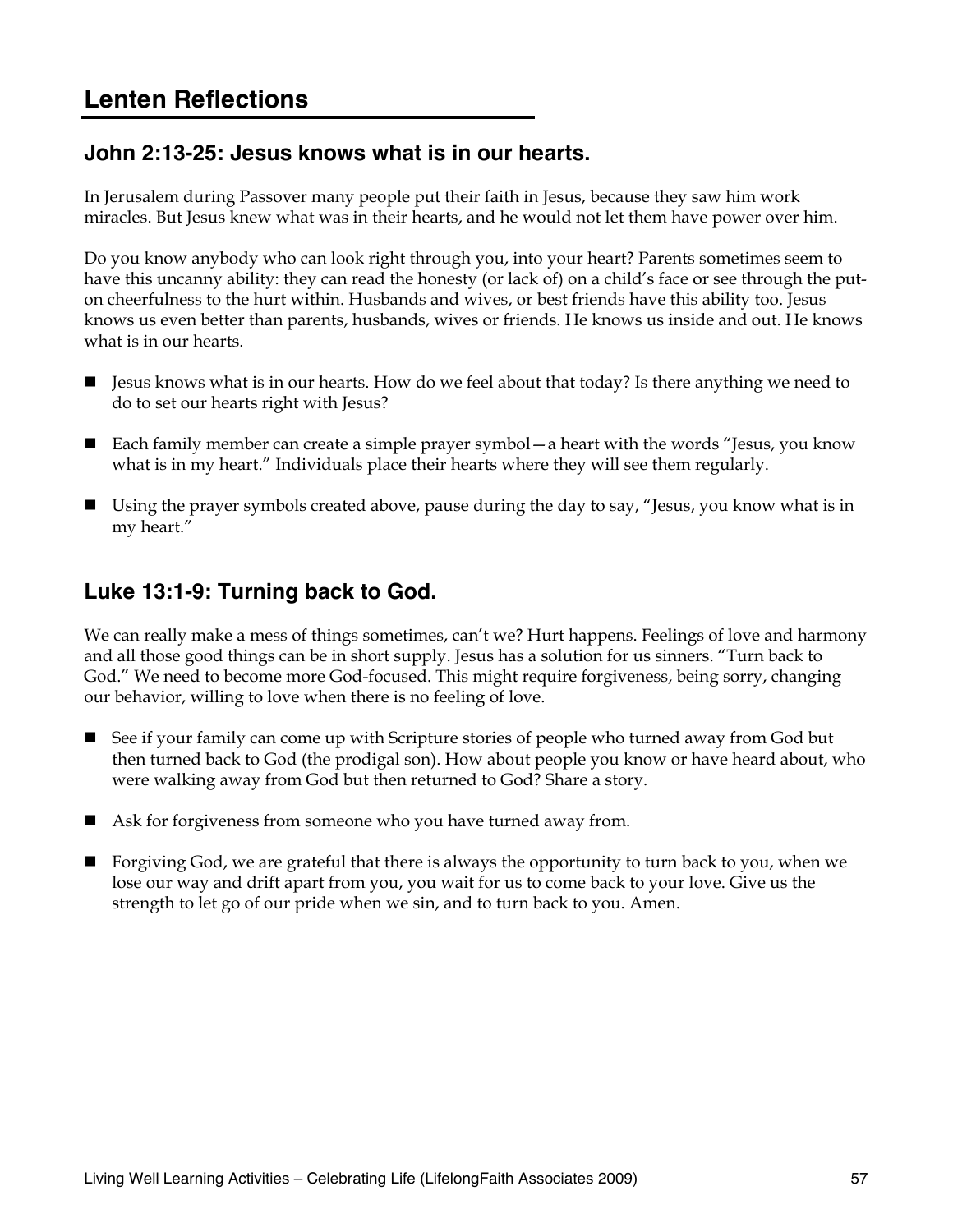# Lenten Reflections

## John 2:13-25: Jesus knows what is in our hearts.

In Jerusalem during Passover many people put their faith in Jesus, because they saw him work miracles. But Jesus knew what was in their hearts, and he would not let them have power over him.

Do you know anybody who can look right through you, into your heart? Parents sometimes seem to have this uncanny ability: they can read the honesty (or lack of) on a child's face or see through the put-on cheerfulness to the hurt within. Husbands and wives, or best friends have this ability too. Jesus knows us even better than parents, husbands, wives or friends. He knows us inside and out. He knows what is in our hearts.

- Jesus knows what is in our hearts. How do we feel about that today? Is there anything we need to do to set our hearts right with Jesus?
- Each family member can create a simple prayer symbol—a heart with the words "Jesus, you know what is in my heart." Individuals place their hearts where they will see them regularly.
- Using the prayer symbols created above, pause during the day to say, "Jesus, you know what is in my heart."

## Luke 13:1-9: Turning back to God.

We can really make a mess of things sometimes, can't we? Hurt happens. Feelings of love and harmony and all those good things can be in short supply. Jesus has a solution for us sinners. "Turn back to God." We need to become more God-focused. This might require forgiveness, being sorry, changing our behavior, willing to love when there is no feeling of love.

- See if your family can come up with Scripture stories of people who turned away from God but then turned back to God (the prodigal son). How about people you know or have heard about, who were walking away from God but then returned to God? Share a story.
- Ask for forgiveness from someone who you have turned away from.
- Forgiving God, we are grateful that there is always the opportunity to turn back to you, when we lose our way and drift apart from you, you wait for us to come back to your love. Give us the strength to let go of our pride when we sin, and to turn back to you. Amen.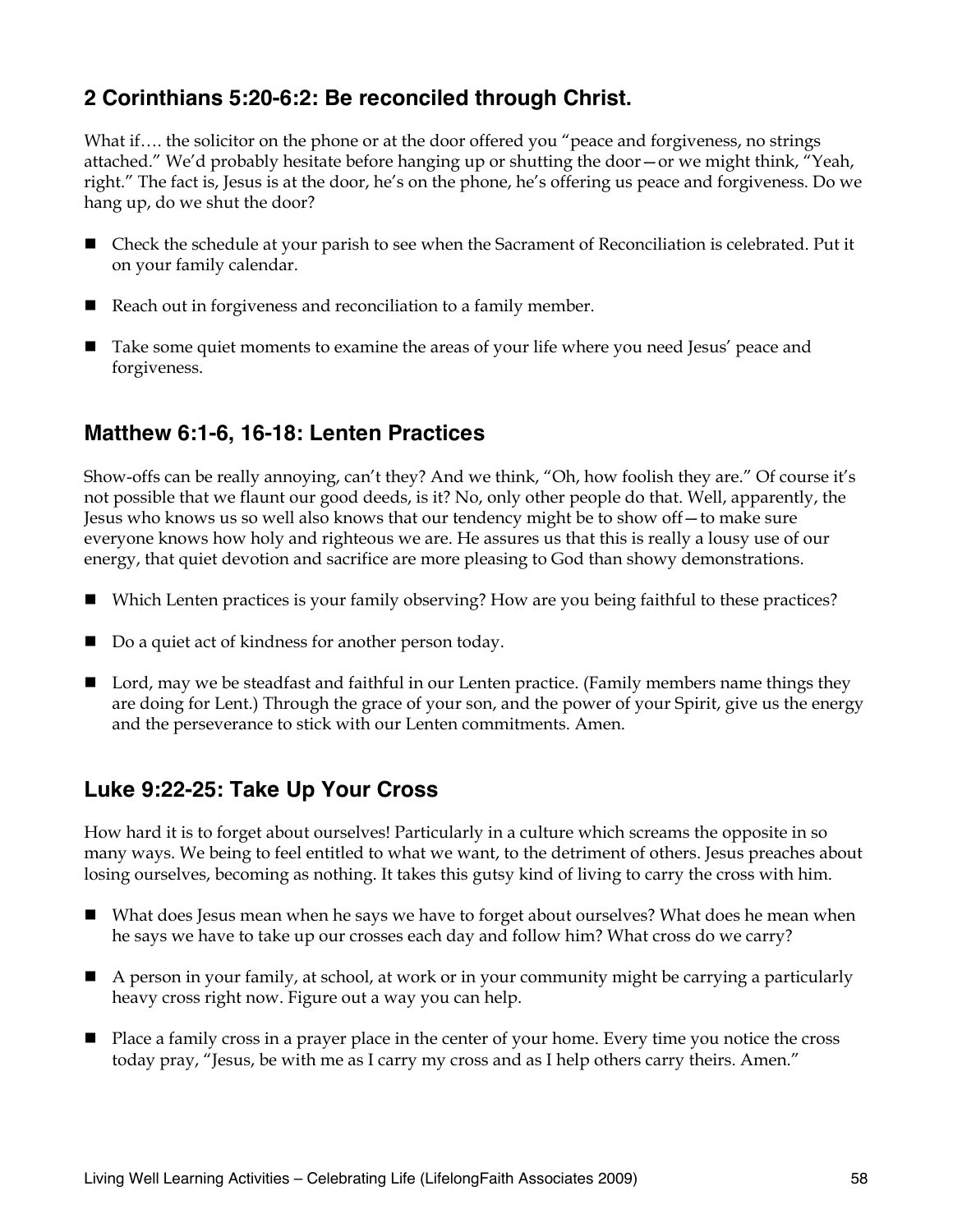## 2 Corinthians 5:20-6:2: Be reconciled through Christ.

What if…. the solicitor on the phone or at the door offered you "peace and forgiveness, no strings attached." We'd probably hesitate before hanging up or shutting the door—or we might think, "Yeah, right." The fact is, Jesus is at the door, he's on the phone, he's offering us peace and forgiveness. Do we hang up, do we shut the door?

- Check the schedule at your parish to see when the Sacrament of Reconciliation is celebrated. Put it on your family calendar.
- Reach out in forgiveness and reconciliation to a family member.
- Take some quiet moments to examine the areas of your life where you need Jesus' peace and forgiveness.

## Matthew 6:1-6, 16-18: Lenten Practices

Show-offs can be really annoying, can't they? And we think, "Oh, how foolish they are." Of course it's not possible that we flaunt our good deeds, is it? No, only other people do that. Well, apparently, the Jesus who knows us so well also knows that our tendency might be to show off—to make sure everyone knows how holy and righteous we are. He assures us that this is really a lousy use of our energy, that quiet devotion and sacrifice are more pleasing to God than showy demonstrations.

- Which Lenten practices is your family observing? How are you being faithful to these practices?
- Do a quiet act of kindness for another person today.
- Lord, may we be steadfast and faithful in our Lenten practice. (Family members name things they are doing for Lent.) Through the grace of your son, and the power of your Spirit, give us the energy and the perseverance to stick with our Lenten commitments. Amen.

## Luke 9:22-25: Take Up Your Cross

How hard it is to forget about ourselves! Particularly in a culture which screams the opposite in so many ways. We being to feel entitled to what we want, to the detriment of others. Jesus preaches about losing ourselves, becoming as nothing. It takes this gutsy kind of living to carry the cross with him.

- What does Jesus mean when he says we have to forget about ourselves? What does he mean when he says we have to take up our crosses each day and follow him? What cross do we carry?
- A person in your family, at school, at work or in your community might be carrying a particularly heavy cross right now. Figure out a way you can help.
- Place a family cross in a prayer place in the center of your home. Every time you notice the cross today pray, "Jesus, be with me as I carry my cross and as I help others carry theirs. Amen."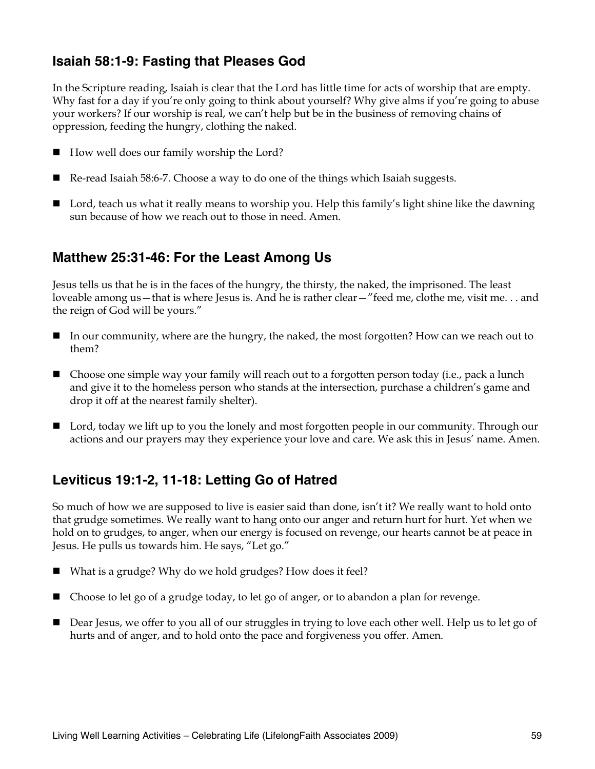## Isaiah 58:1-9: Fasting that Pleases God

In the Scripture reading, Isaiah is clear that the Lord has little time for acts of worship that are empty. Why fast for a day if you're only going to think about yourself? Why give alms if you're going to abuse your workers? If our worship is real, we can't help but be in the business of removing chains of oppression, feeding the hungry, clothing the naked.

- How well does our family worship the Lord?
- Re-read Isaiah 58:6-7. Choose a way to do one of the things which Isaiah suggests.
- Lord, teach us what it really means to worship you. Help this family's light shine like the dawning sun because of how we reach out to those in need. Amen.

## Matthew 25:31-46: For the Least Among Us

Jesus tells us that he is in the faces of the hungry, the thirsty, the naked, the imprisoned. The least loveable among us—that is where Jesus is. And he is rather clear—"feed me, clothe me, visit me. . . and the reign of God will be yours."

- In our community, where are the hungry, the naked, the most forgotten? How can we reach out to them?
- Choose one simple way your family will reach out to a forgotten person today (i.e., pack a lunch and give it to the homeless person who stands at the intersection, purchase a children's game and drop it off at the nearest family shelter).
- Lord, today we lift up to you the lonely and most forgotten people in our community. Through our actions and our prayers may they experience your love and care. We ask this in Jesus' name. Amen.

## Leviticus 19:1-2, 11-18: Letting Go of Hatred

So much of how we are supposed to live is easier said than done, isn't it? We really want to hold onto that grudge sometimes. We really want to hang onto our anger and return hurt for hurt. Yet when we hold on to grudges, to anger, when our energy is focused on revenge, our hearts cannot be at peace in Jesus. He pulls us towards him. He says, "Let go."

- What is a grudge? Why do we hold grudges? How does it feel?
- Choose to let go of a grudge today, to let go of anger, or to abandon a plan for revenge.
- Dear Jesus, we offer to you all of our struggles in trying to love each other well. Help us to let go of hurts and of anger, and to hold onto the pace and forgiveness you offer. Amen.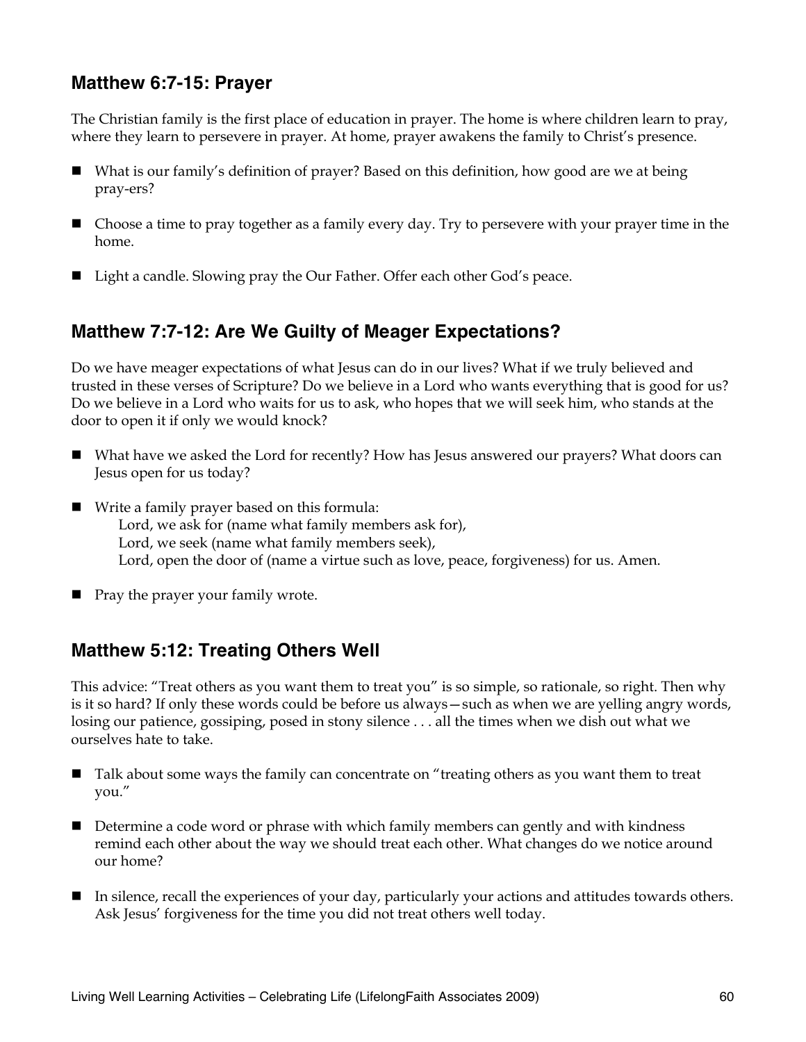## Matthew 6:7-15: Prayer

The Christian family is the first place of education in prayer. The home is where children learn to pray, where they learn to persevere in prayer. At home, prayer awakens the family to Christ's presence.

- What is our family's definition of prayer? Based on this definition, how good are we at being pray-ers?
- Choose a time to pray together as a family every day. Try to persevere with your prayer time in the home.
- Light a candle. Slowing pray the Our Father. Offer each other God's peace.

## Matthew 7:7-12: Are We Guilty of Meager Expectations?

Do we have meager expectations of what Jesus can do in our lives? What if we truly believed and trusted in these verses of Scripture? Do we believe in a Lord who wants everything that is good for us? Do we believe in a Lord who waits for us to ask, who hopes that we will seek him, who stands at the door to open it if only we would knock?

- What have we asked the Lord for recently? How has Jesus answered our prayers? What doors can Jesus open for us today?
- Write a family prayer based on this formula:
  Lord, we ask for (name what family members ask for),
  Lord, we seek (name what family members seek),
  Lord, open the door of (name a virtue such as love, peace, forgiveness) for us. Amen.
- Pray the prayer your family wrote.

## Matthew 5:12: Treating Others Well

This advice: "Treat others as you want them to treat you" is so simple, so rationale, so right. Then why is it so hard? If only these words could be before us always—such as when we are yelling angry words, losing our patience, gossiping, posed in stony silence . . . all the times when we dish out what we ourselves hate to take.

- Talk about some ways the family can concentrate on "treating others as you want them to treat you."
- Determine a code word or phrase with which family members can gently and with kindness remind each other about the way we should treat each other. What changes do we notice around our home?
- In silence, recall the experiences of your day, particularly your actions and attitudes towards others. Ask Jesus' forgiveness for the time you did not treat others well today.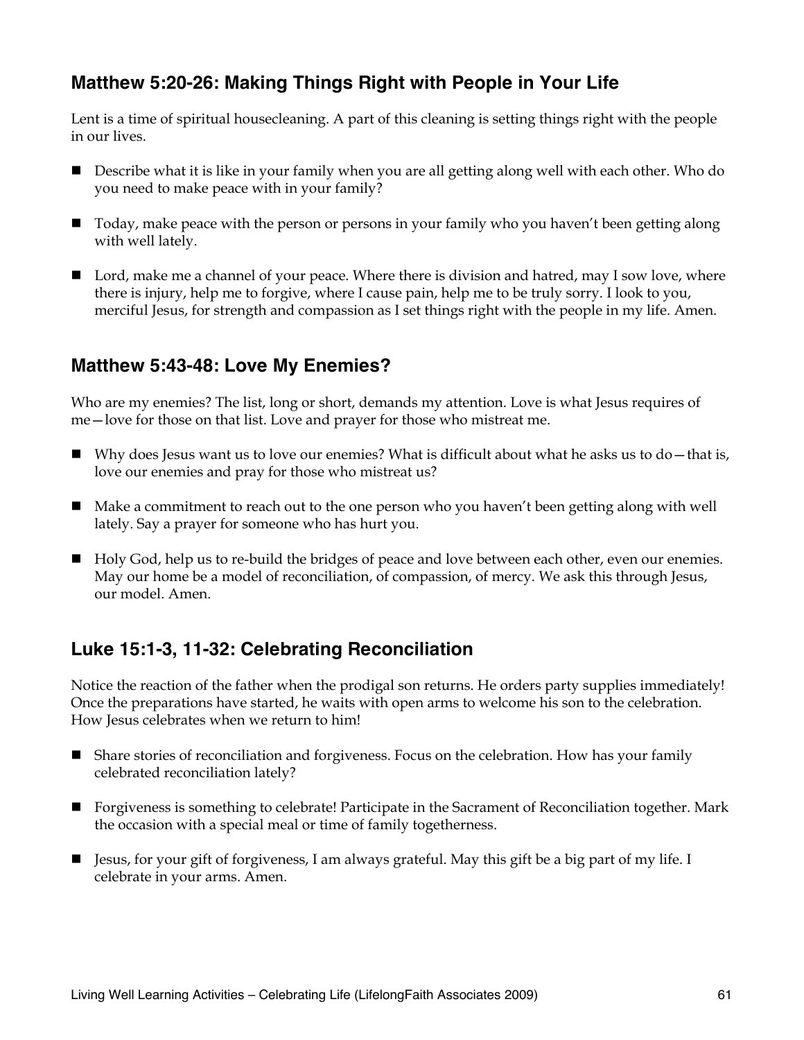## Matthew 5:20-26: Making Things Right with People in Your Life

Lent is a time of spiritual housecleaning. A part of this cleaning is setting things right with the people in our lives.

- Describe what it is like in your family when you are all getting along well with each other. Who do you need to make peace with in your family?
- Today, make peace with the person or persons in your family who you haven't been getting along with well lately.
- Lord, make me a channel of your peace. Where there is division and hatred, may I sow love, where there is injury, help me to forgive, where I cause pain, help me to be truly sorry. I look to you, merciful Jesus, for strength and compassion as I set things right with the people in my life. Amen.

## Matthew 5:43-48: Love My Enemies?

Who are my enemies? The list, long or short, demands my attention. Love is what Jesus requires of me—love for those on that list. Love and prayer for those who mistreat me.

- Why does Jesus want us to love our enemies? What is difficult about what he asks us to do—that is, love our enemies and pray for those who mistreat us?
- Make a commitment to reach out to the one person who you haven't been getting along with well lately. Say a prayer for someone who has hurt you.
- Holy God, help us to re-build the bridges of peace and love between each other, even our enemies. May our home be a model of reconciliation, of compassion, of mercy. We ask this through Jesus, our model. Amen.

## Luke 15:1-3, 11-32: Celebrating Reconciliation

Notice the reaction of the father when the prodigal son returns. He orders party supplies immediately! Once the preparations have started, he waits with open arms to welcome his son to the celebration. How Jesus celebrates when we return to him!

- Share stories of reconciliation and forgiveness. Focus on the celebration. How has your family celebrated reconciliation lately?
- Forgiveness is something to celebrate! Participate in the Sacrament of Reconciliation together. Mark the occasion with a special meal or time of family togetherness.
- Jesus, for your gift of forgiveness, I am always grateful. May this gift be a big part of my life. I celebrate in your arms. Amen.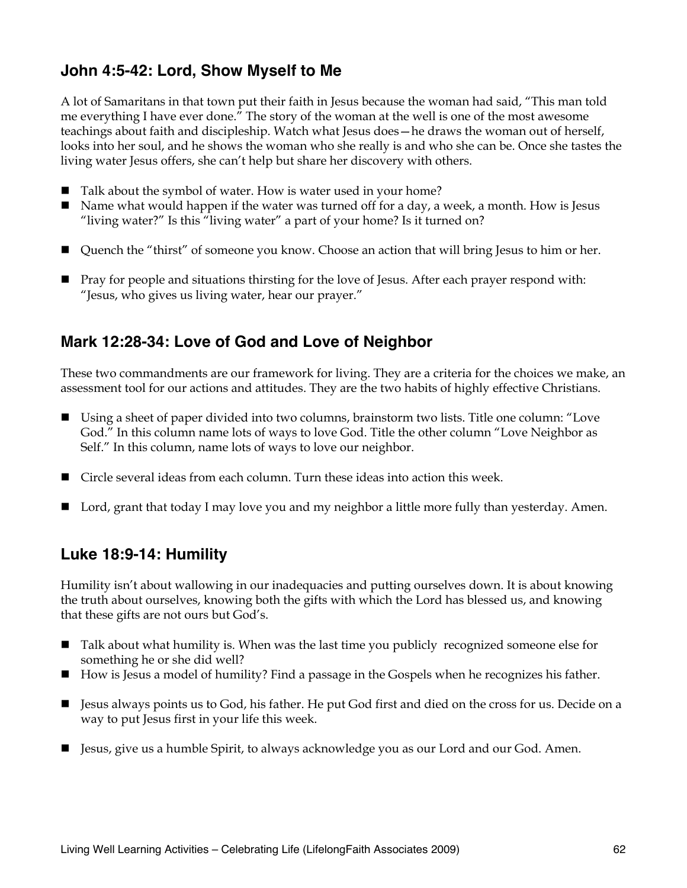## John 4:5-42: Lord, Show Myself to Me

A lot of Samaritans in that town put their faith in Jesus because the woman had said, "This man told me everything I have ever done." The story of the woman at the well is one of the most awesome teachings about faith and discipleship. Watch what Jesus does—he draws the woman out of herself, looks into her soul, and he shows the woman who she really is and who she can be. Once she tastes the living water Jesus offers, she can't help but share her discovery with others.

- Talk about the symbol of water. How is water used in your home?
- Name what would happen if the water was turned off for a day, a week, a month. How is Jesus "living water?" Is this "living water" a part of your home? Is it turned on?

- Quench the "thirst" of someone you know. Choose an action that will bring Jesus to him or her.

- Pray for people and situations thirsting for the love of Jesus. After each prayer respond with: "Jesus, who gives us living water, hear our prayer."

## Mark 12:28-34: Love of God and Love of Neighbor

These two commandments are our framework for living. They are a criteria for the choices we make, an assessment tool for our actions and attitudes. They are the two habits of highly effective Christians.

- Using a sheet of paper divided into two columns, brainstorm two lists. Title one column: "Love God." In this column name lots of ways to love God. Title the other column "Love Neighbor as Self." In this column, name lots of ways to love our neighbor.

- Circle several ideas from each column. Turn these ideas into action this week.

- Lord, grant that today I may love you and my neighbor a little more fully than yesterday. Amen.

## Luke 18:9-14: Humility

Humility isn't about wallowing in our inadequacies and putting ourselves down. It is about knowing the truth about ourselves, knowing both the gifts with which the Lord has blessed us, and knowing that these gifts are not ours but God's.

- Talk about what humility is. When was the last time you publicly recognized someone else for something he or she did well?
- How is Jesus a model of humility? Find a passage in the Gospels when he recognizes his father.

- Jesus always points us to God, his father. He put God first and died on the cross for us. Decide on a way to put Jesus first in your life this week.

- Jesus, give us a humble Spirit, to always acknowledge you as our Lord and our God. Amen.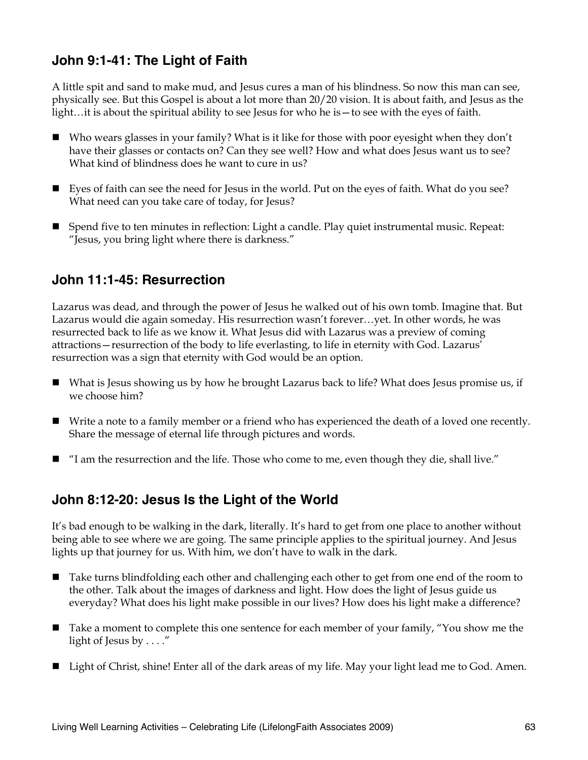## John 9:1-41: The Light of Faith

A little spit and sand to make mud, and Jesus cures a man of his blindness. So now this man can see, physically see. But this Gospel is about a lot more than 20/20 vision. It is about faith, and Jesus as the light…it is about the spiritual ability to see Jesus for who he is—to see with the eyes of faith.

- Who wears glasses in your family? What is it like for those with poor eyesight when they don't have their glasses or contacts on? Can they see well? How and what does Jesus want us to see? What kind of blindness does he want to cure in us?
- Eyes of faith can see the need for Jesus in the world. Put on the eyes of faith. What do you see? What need can you take care of today, for Jesus?
- Spend five to ten minutes in reflection: Light a candle. Play quiet instrumental music. Repeat: "Jesus, you bring light where there is darkness."

## John 11:1-45: Resurrection

Lazarus was dead, and through the power of Jesus he walked out of his own tomb. Imagine that. But Lazarus would die again someday. His resurrection wasn't forever…yet. In other words, he was resurrected back to life as we know it. What Jesus did with Lazarus was a preview of coming attractions—resurrection of the body to life everlasting, to life in eternity with God. Lazarus' resurrection was a sign that eternity with God would be an option.

- What is Jesus showing us by how he brought Lazarus back to life? What does Jesus promise us, if we choose him?
- Write a note to a family member or a friend who has experienced the death of a loved one recently. Share the message of eternal life through pictures and words.
- "I am the resurrection and the life. Those who come to me, even though they die, shall live."

## John 8:12-20: Jesus Is the Light of the World

It's bad enough to be walking in the dark, literally. It's hard to get from one place to another without being able to see where we are going. The same principle applies to the spiritual journey. And Jesus lights up that journey for us. With him, we don't have to walk in the dark.

- Take turns blindfolding each other and challenging each other to get from one end of the room to the other. Talk about the images of darkness and light. How does the light of Jesus guide us everyday? What does his light make possible in our lives? How does his light make a difference?
- Take a moment to complete this one sentence for each member of your family, "You show me the light of Jesus by . . . ."
- Light of Christ, shine! Enter all of the dark areas of my life. May your light lead me to God. Amen.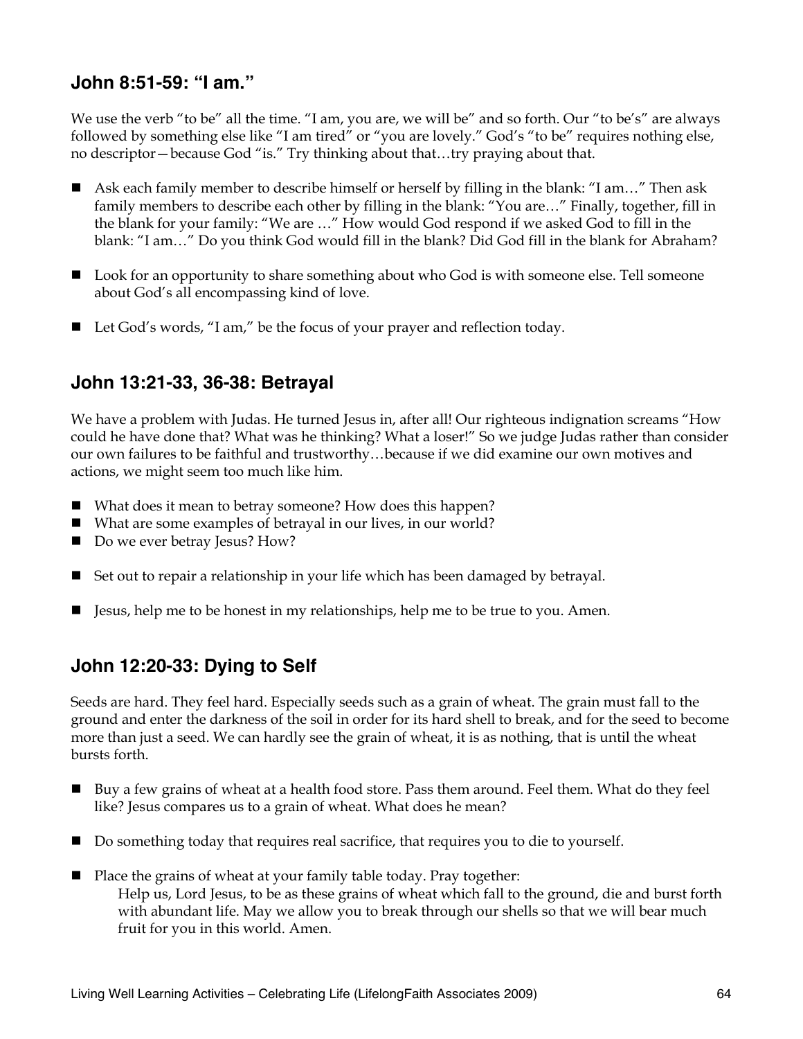## John 8:51-59: "I am."

We use the verb "to be" all the time. "I am, you are, we will be" and so forth. Our "to be's" are always followed by something else like "I am tired" or "you are lovely." God's "to be" requires nothing else, no descriptor—because God "is." Try thinking about that…try praying about that.

- Ask each family member to describe himself or herself by filling in the blank: "I am…" Then ask family members to describe each other by filling in the blank: "You are…" Finally, together, fill in the blank for your family: "We are …" How would God respond if we asked God to fill in the blank: "I am…" Do you think God would fill in the blank? Did God fill in the blank for Abraham?

- Look for an opportunity to share something about who God is with someone else. Tell someone about God's all encompassing kind of love.

- Let God's words, "I am," be the focus of your prayer and reflection today.

## John 13:21-33, 36-38: Betrayal

We have a problem with Judas. He turned Jesus in, after all! Our righteous indignation screams "How could he have done that? What was he thinking? What a loser!" So we judge Judas rather than consider our own failures to be faithful and trustworthy…because if we did examine our own motives and actions, we might seem too much like him.

- What does it mean to betray someone? How does this happen?
- What are some examples of betrayal in our lives, in our world?
- Do we ever betray Jesus? How?

- Set out to repair a relationship in your life which has been damaged by betrayal.

- Jesus, help me to be honest in my relationships, help me to be true to you. Amen.

## John 12:20-33: Dying to Self

Seeds are hard. They feel hard. Especially seeds such as a grain of wheat. The grain must fall to the ground and enter the darkness of the soil in order for its hard shell to break, and for the seed to become more than just a seed. We can hardly see the grain of wheat, it is as nothing, that is until the wheat bursts forth.

- Buy a few grains of wheat at a health food store. Pass them around. Feel them. What do they feel like? Jesus compares us to a grain of wheat. What does he mean?

- Do something today that requires real sacrifice, that requires you to die to yourself.

- Place the grains of wheat at your family table today. Pray together:
  Help us, Lord Jesus, to be as these grains of wheat which fall to the ground, die and burst forth with abundant life. May we allow you to break through our shells so that we will bear much fruit for you in this world. Amen.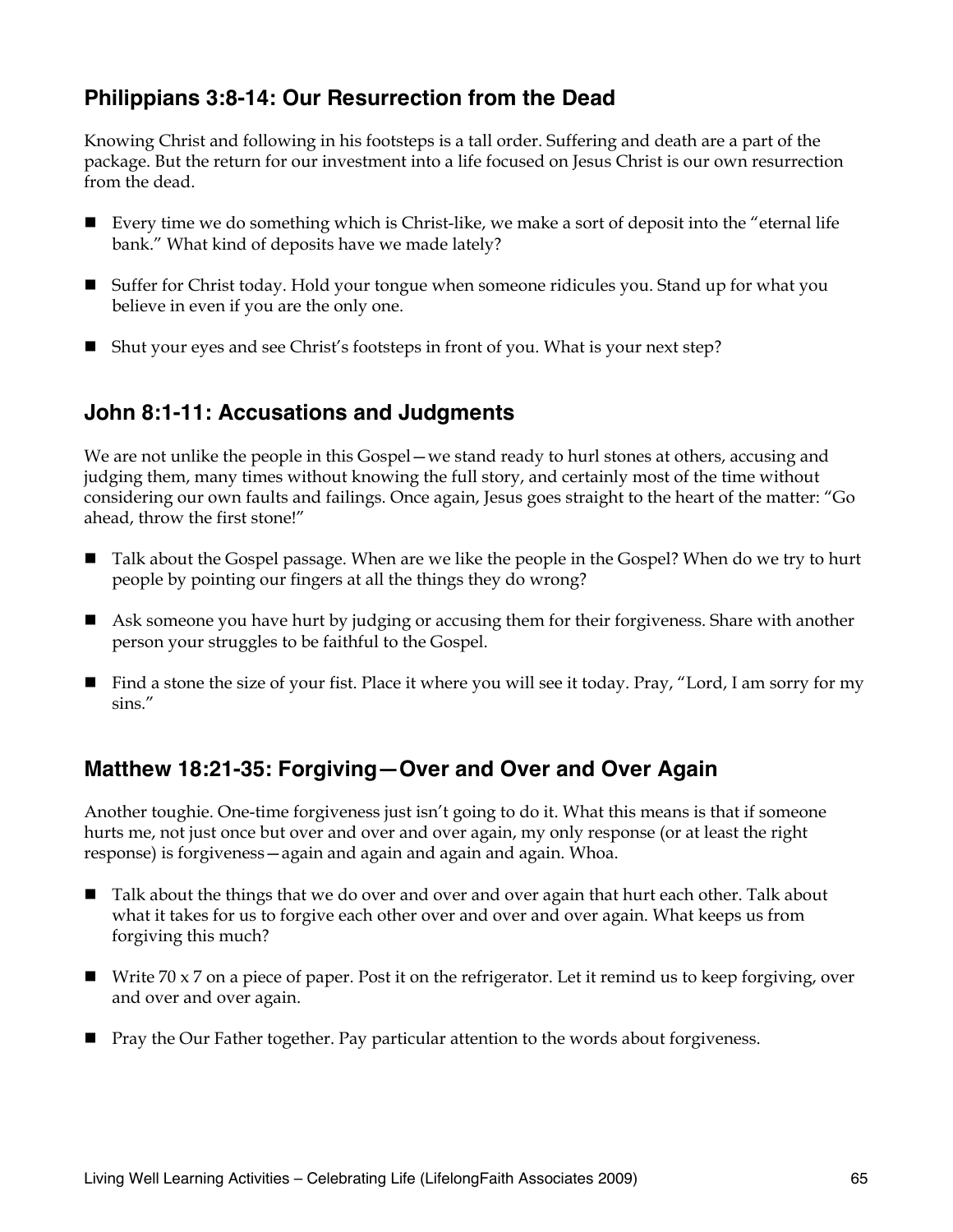## Philippians 3:8-14: Our Resurrection from the Dead

Knowing Christ and following in his footsteps is a tall order. Suffering and death are a part of the package. But the return for our investment into a life focused on Jesus Christ is our own resurrection from the dead.

- Every time we do something which is Christ-like, we make a sort of deposit into the "eternal life bank." What kind of deposits have we made lately?
- Suffer for Christ today. Hold your tongue when someone ridicules you. Stand up for what you believe in even if you are the only one.
- Shut your eyes and see Christ's footsteps in front of you. What is your next step?

## John 8:1-11: Accusations and Judgments

We are not unlike the people in this Gospel—we stand ready to hurl stones at others, accusing and judging them, many times without knowing the full story, and certainly most of the time without considering our own faults and failings. Once again, Jesus goes straight to the heart of the matter: "Go ahead, throw the first stone!"

- Talk about the Gospel passage. When are we like the people in the Gospel? When do we try to hurt people by pointing our fingers at all the things they do wrong?
- Ask someone you have hurt by judging or accusing them for their forgiveness. Share with another person your struggles to be faithful to the Gospel.
- Find a stone the size of your fist. Place it where you will see it today. Pray, "Lord, I am sorry for my sins."

## Matthew 18:21-35: Forgiving—Over and Over and Over Again

Another toughie. One-time forgiveness just isn't going to do it. What this means is that if someone hurts me, not just once but over and over and over again, my only response (or at least the right response) is forgiveness—again and again and again and again. Whoa.

- Talk about the things that we do over and over and over again that hurt each other. Talk about what it takes for us to forgive each other over and over and over again. What keeps us from forgiving this much?
- Write 70 x 7 on a piece of paper. Post it on the refrigerator. Let it remind us to keep forgiving, over and over and over again.
- Pray the Our Father together. Pay particular attention to the words about forgiveness.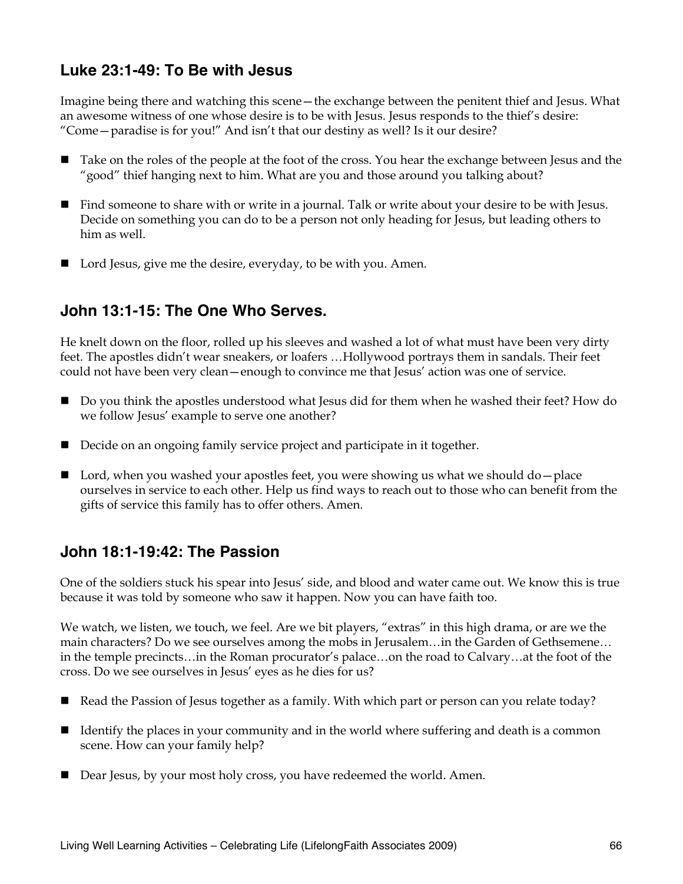## Luke 23:1-49: To Be with Jesus

Imagine being there and watching this scene—the exchange between the penitent thief and Jesus. What an awesome witness of one whose desire is to be with Jesus. Jesus responds to the thief's desire: "Come—paradise is for you!" And isn't that our destiny as well? Is it our desire?

- Take on the roles of the people at the foot of the cross. You hear the exchange between Jesus and the "good" thief hanging next to him. What are you and those around you talking about?
- Find someone to share with or write in a journal. Talk or write about your desire to be with Jesus. Decide on something you can do to be a person not only heading for Jesus, but leading others to him as well.
- Lord Jesus, give me the desire, everyday, to be with you. Amen.

## John 13:1-15: The One Who Serves.

He knelt down on the floor, rolled up his sleeves and washed a lot of what must have been very dirty feet. The apostles didn't wear sneakers, or loafers …Hollywood portrays them in sandals. Their feet could not have been very clean—enough to convince me that Jesus' action was one of service.

- Do you think the apostles understood what Jesus did for them when he washed their feet? How do we follow Jesus' example to serve one another?
- Decide on an ongoing family service project and participate in it together.
- Lord, when you washed your apostles feet, you were showing us what we should do—place ourselves in service to each other. Help us find ways to reach out to those who can benefit from the gifts of service this family has to offer others. Amen.

## John 18:1-19:42: The Passion

One of the soldiers stuck his spear into Jesus' side, and blood and water came out. We know this is true because it was told by someone who saw it happen. Now you can have faith too.

We watch, we listen, we touch, we feel. Are we bit players, "extras" in this high drama, or are we the main characters? Do we see ourselves among the mobs in Jerusalem…in the Garden of Gethsemene…in the temple precincts…in the Roman procurator's palace…on the road to Calvary…at the foot of the cross. Do we see ourselves in Jesus' eyes as he dies for us?

- Read the Passion of Jesus together as a family. With which part or person can you relate today?
- Identify the places in your community and in the world where suffering and death is a common scene. How can your family help?
- Dear Jesus, by your most holy cross, you have redeemed the world. Amen.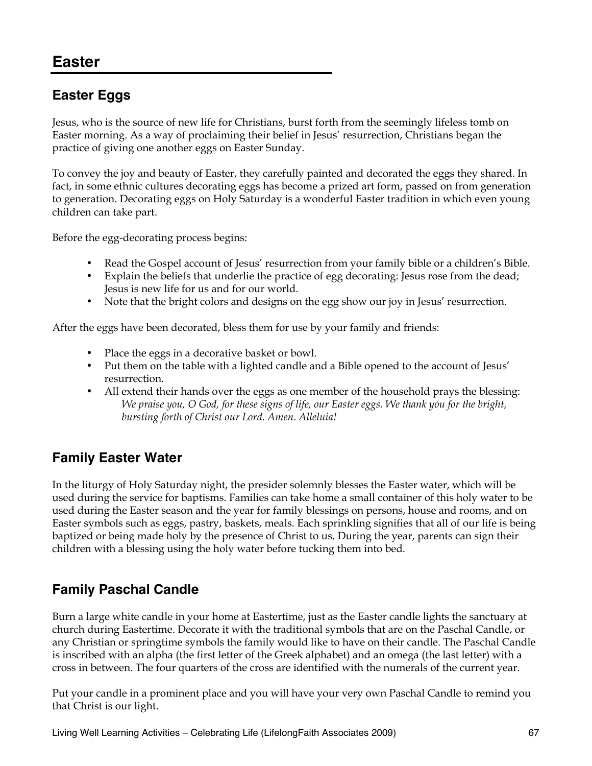# Easter

## Easter Eggs

Jesus, who is the source of new life for Christians, burst forth from the seemingly lifeless tomb on Easter morning. As a way of proclaiming their belief in Jesus' resurrection, Christians began the practice of giving one another eggs on Easter Sunday.

To convey the joy and beauty of Easter, they carefully painted and decorated the eggs they shared. In fact, in some ethnic cultures decorating eggs has become a prized art form, passed on from generation to generation. Decorating eggs on Holy Saturday is a wonderful Easter tradition in which even young children can take part.

Before the egg-decorating process begins:

- Read the Gospel account of Jesus' resurrection from your family bible or a children's Bible.
- Explain the beliefs that underlie the practice of egg decorating: Jesus rose from the dead; Jesus is new life for us and for our world.
- Note that the bright colors and designs on the egg show our joy in Jesus' resurrection.

After the eggs have been decorated, bless them for use by your family and friends:

- Place the eggs in a decorative basket or bowl.
- Put them on the table with a lighted candle and a Bible opened to the account of Jesus' resurrection.
- All extend their hands over the eggs as one member of the household prays the blessing:
  *We praise you, O God, for these signs of life, our Easter eggs. We thank you for the bright, bursting forth of Christ our Lord. Amen. Alleluia!*

## Family Easter Water

In the liturgy of Holy Saturday night, the presider solemnly blesses the Easter water, which will be used during the service for baptisms. Families can take home a small container of this holy water to be used during the Easter season and the year for family blessings on persons, house and rooms, and on Easter symbols such as eggs, pastry, baskets, meals. Each sprinkling signifies that all of our life is being baptized or being made holy by the presence of Christ to us. During the year, parents can sign their children with a blessing using the holy water before tucking them into bed.

## Family Paschal Candle

Burn a large white candle in your home at Eastertime, just as the Easter candle lights the sanctuary at church during Eastertime. Decorate it with the traditional symbols that are on the Paschal Candle, or any Christian or springtime symbols the family would like to have on their candle. The Paschal Candle is inscribed with an alpha (the first letter of the Greek alphabet) and an omega (the last letter) with a cross in between. The four quarters of the cross are identified with the numerals of the current year.

Put your candle in a prominent place and you will have your very own Paschal Candle to remind you that Christ is our light.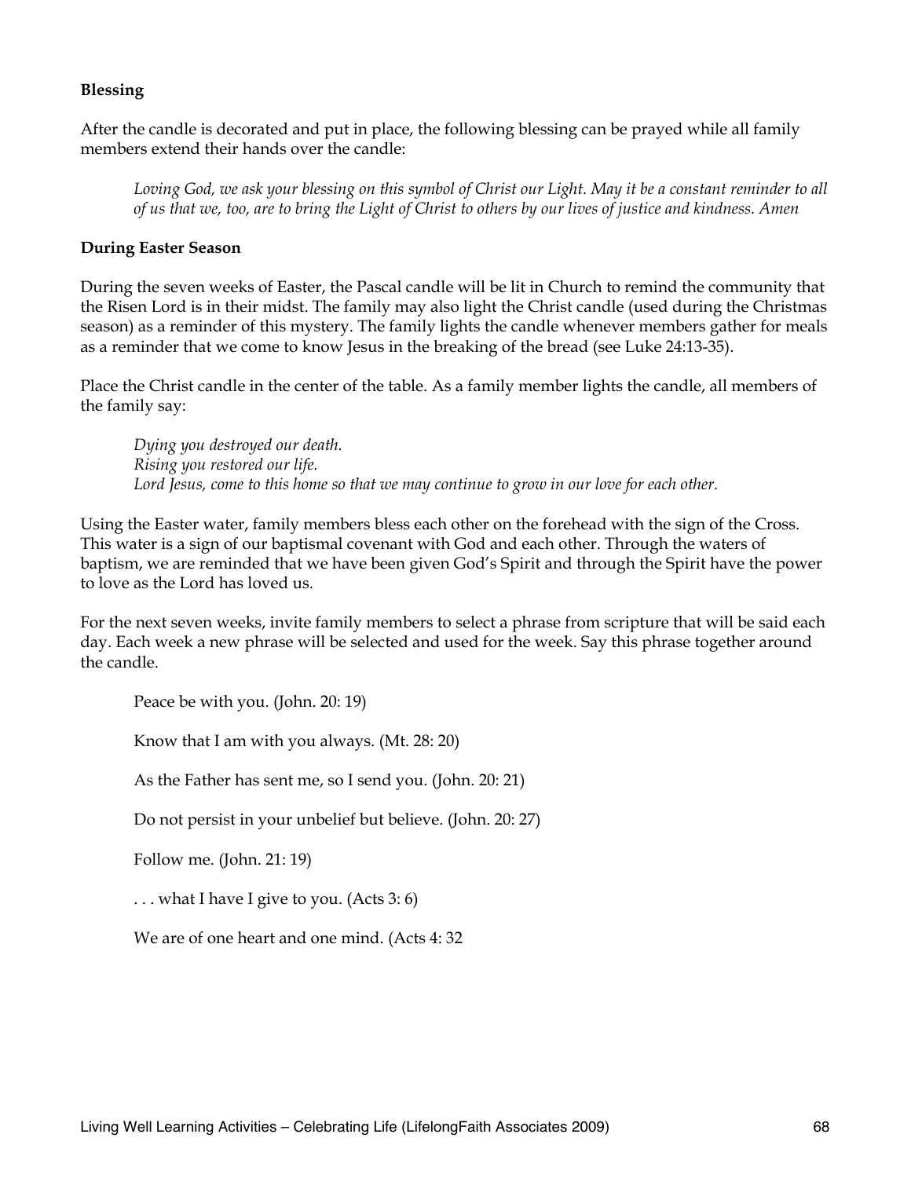**Blessing**

After the candle is decorated and put in place, the following blessing can be prayed while all family members extend their hands over the candle:

> *Loving God, we ask your blessing on this symbol of Christ our Light. May it be a constant reminder to all of us that we, too, are to bring the Light of Christ to others by our lives of justice and kindness. Amen*

**During Easter Season**

During the seven weeks of Easter, the Pascal candle will be lit in Church to remind the community that the Risen Lord is in their midst. The family may also light the Christ candle (used during the Christmas season) as a reminder of this mystery. The family lights the candle whenever members gather for meals as a reminder that we come to know Jesus in the breaking of the bread (see Luke 24:13-35).

Place the Christ candle in the center of the table. As a family member lights the candle, all members of the family say:

> *Dying you destroyed our death.*
> *Rising you restored our life.*
> *Lord Jesus, come to this home so that we may continue to grow in our love for each other.*

Using the Easter water, family members bless each other on the forehead with the sign of the Cross. This water is a sign of our baptismal covenant with God and each other. Through the waters of baptism, we are reminded that we have been given God's Spirit and through the Spirit have the power to love as the Lord has loved us.

For the next seven weeks, invite family members to select a phrase from scripture that will be said each day. Each week a new phrase will be selected and used for the week. Say this phrase together around the candle.

> Peace be with you. (John. 20: 19)
>
> Know that I am with you always. (Mt. 28: 20)
>
> As the Father has sent me, so I send you. (John. 20: 21)
>
> Do not persist in your unbelief but believe. (John. 20: 27)
>
> Follow me. (John. 21: 19)
>
> . . . what I have I give to you. (Acts 3: 6)
>
> We are of one heart and one mind. (Acts 4: 32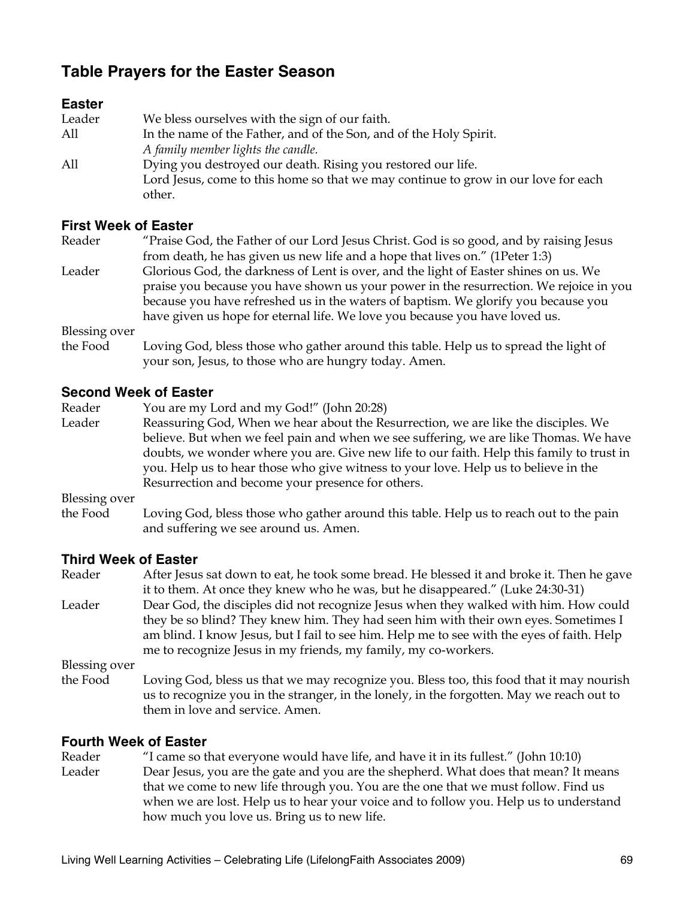# Table Prayers for the Easter Season

### Easter

| | |
|---|---|
| Leader | We bless ourselves with the sign of our faith. |
| All | In the name of the Father, and of the Son, and of the Holy Spirit.<br>*A family member lights the candle.* |
| All | Dying you destroyed our death. Rising you restored our life.<br>Lord Jesus, come to this home so that we may continue to grow in our love for each other. |

### First Week of Easter

| | |
|---|---|
| Reader | "Praise God, the Father of our Lord Jesus Christ. God is so good, and by raising Jesus from death, he has given us new life and a hope that lives on." (1Peter 1:3) |
| Leader | Glorious God, the darkness of Lent is over, and the light of Easter shines on us. We praise you because you have shown us your power in the resurrection. We rejoice in you because you have refreshed us in the waters of baptism. We glorify you because you have given us hope for eternal life. We love you because you have loved us. |
| Blessing over the Food | Loving God, bless those who gather around this table. Help us to spread the light of your son, Jesus, to those who are hungry today. Amen. |

### Second Week of Easter

| | |
|---|---|
| Reader | You are my Lord and my God!" (John 20:28) |
| Leader | Reassuring God, When we hear about the Resurrection, we are like the disciples. We believe. But when we feel pain and when we see suffering, we are like Thomas. We have doubts, we wonder where you are. Give new life to our faith. Help this family to trust in you. Help us to hear those who give witness to your love. Help us to believe in the Resurrection and become your presence for others. |
| Blessing over the Food | Loving God, bless those who gather around this table. Help us to reach out to the pain and suffering we see around us. Amen. |

### Third Week of Easter

| | |
|---|---|
| Reader | After Jesus sat down to eat, he took some bread. He blessed it and broke it. Then he gave it to them. At once they knew who he was, but he disappeared." (Luke 24:30-31) |
| Leader | Dear God, the disciples did not recognize Jesus when they walked with him. How could they be so blind? They knew him. They had seen him with their own eyes. Sometimes I am blind. I know Jesus, but I fail to see him. Help me to see with the eyes of faith. Help me to recognize Jesus in my friends, my family, my co-workers. |
| Blessing over the Food | Loving God, bless us that we may recognize you. Bless too, this food that it may nourish us to recognize you in the stranger, in the lonely, in the forgotten. May we reach out to them in love and service. Amen. |

### Fourth Week of Easter

| | |
|---|---|
| Reader | "I came so that everyone would have life, and have it in its fullest." (John 10:10) |
| Leader | Dear Jesus, you are the gate and you are the shepherd. What does that mean? It means that we come to new life through you. You are the one that we must follow. Find us when we are lost. Help us to hear your voice and to follow you. Help us to understand how much you love us. Bring us to new life. |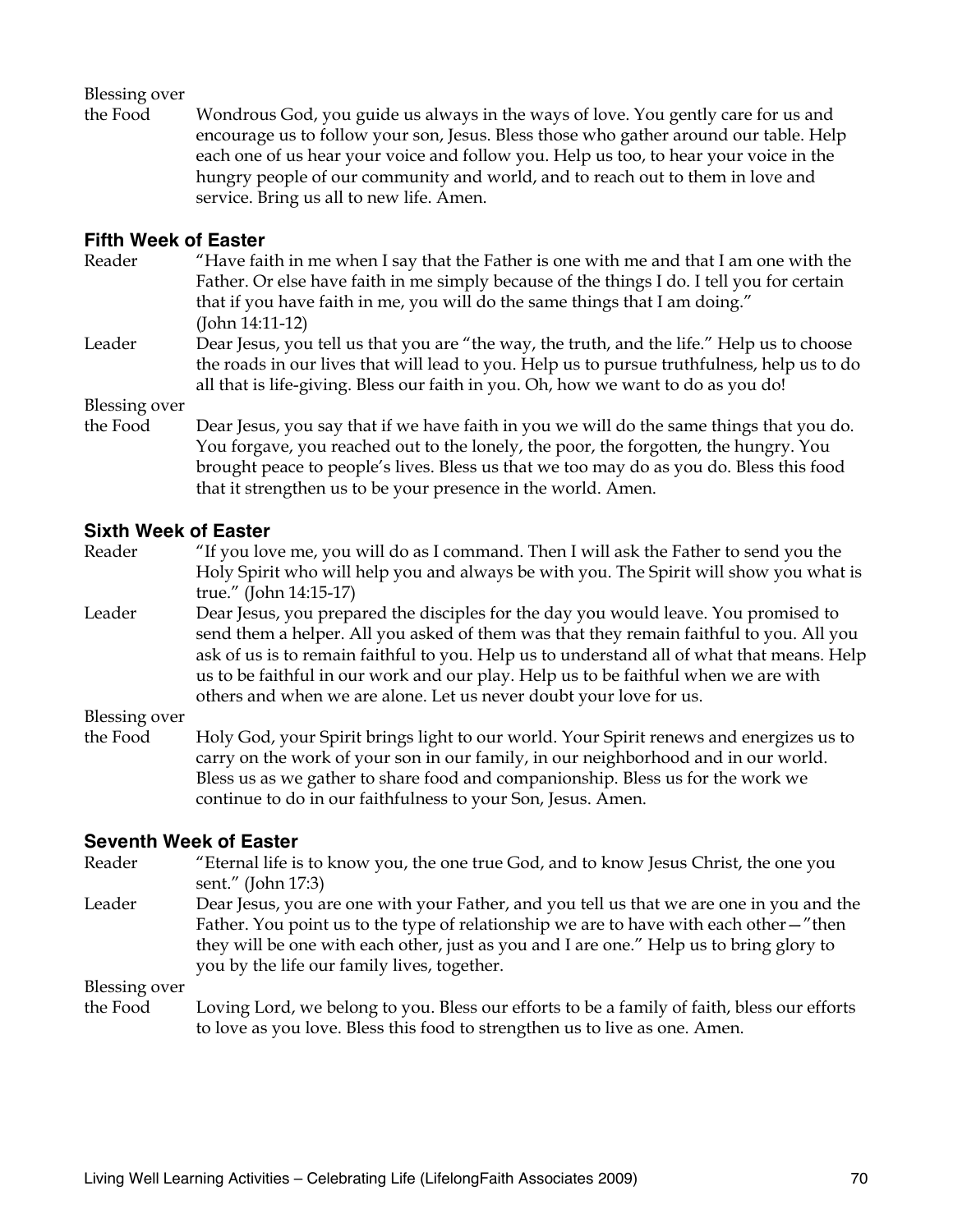**Blessing over the Food** Wondrous God, you guide us always in the ways of love. You gently care for us and encourage us to follow your son, Jesus. Bless those who gather around our table. Help each one of us hear your voice and follow you. Help us too, to hear your voice in the hungry people of our community and world, and to reach out to them in love and service. Bring us all to new life. Amen.

### Fifth Week of Easter

**Reader** "Have faith in me when I say that the Father is one with me and that I am one with the Father. Or else have faith in me simply because of the things I do. I tell you for certain that if you have faith in me, you will do the same things that I am doing." (John 14:11-12)

**Leader** Dear Jesus, you tell us that you are "the way, the truth, and the life." Help us to choose the roads in our lives that will lead to you. Help us to pursue truthfulness, help us to do all that is life-giving. Bless our faith in you. Oh, how we want to do as you do!

**Blessing over the Food** Dear Jesus, you say that if we have faith in you we will do the same things that you do. You forgave, you reached out to the lonely, the poor, the forgotten, the hungry. You brought peace to people's lives. Bless us that we too may do as you do. Bless this food that it strengthen us to be your presence in the world. Amen.

### Sixth Week of Easter

**Reader** "If you love me, you will do as I command. Then I will ask the Father to send you the Holy Spirit who will help you and always be with you. The Spirit will show you what is true." (John 14:15-17)

**Leader** Dear Jesus, you prepared the disciples for the day you would leave. You promised to send them a helper. All you asked of them was that they remain faithful to you. All you ask of us is to remain faithful to you. Help us to understand all of what that means. Help us to be faithful in our work and our play. Help us to be faithful when we are with others and when we are alone. Let us never doubt your love for us.

**Blessing over the Food** Holy God, your Spirit brings light to our world. Your Spirit renews and energizes us to carry on the work of your son in our family, in our neighborhood and in our world. Bless us as we gather to share food and companionship. Bless us for the work we continue to do in our faithfulness to your Son, Jesus. Amen.

### Seventh Week of Easter

**Reader** "Eternal life is to know you, the one true God, and to know Jesus Christ, the one you sent." (John 17:3)

**Leader** Dear Jesus, you are one with your Father, and you tell us that we are one in you and the Father. You point us to the type of relationship we are to have with each other—"then they will be one with each other, just as you and I are one." Help us to bring glory to you by the life our family lives, together.

**Blessing over the Food** Loving Lord, we belong to you. Bless our efforts to be a family of faith, bless our efforts to love as you love. Bless this food to strengthen us to live as one. Amen.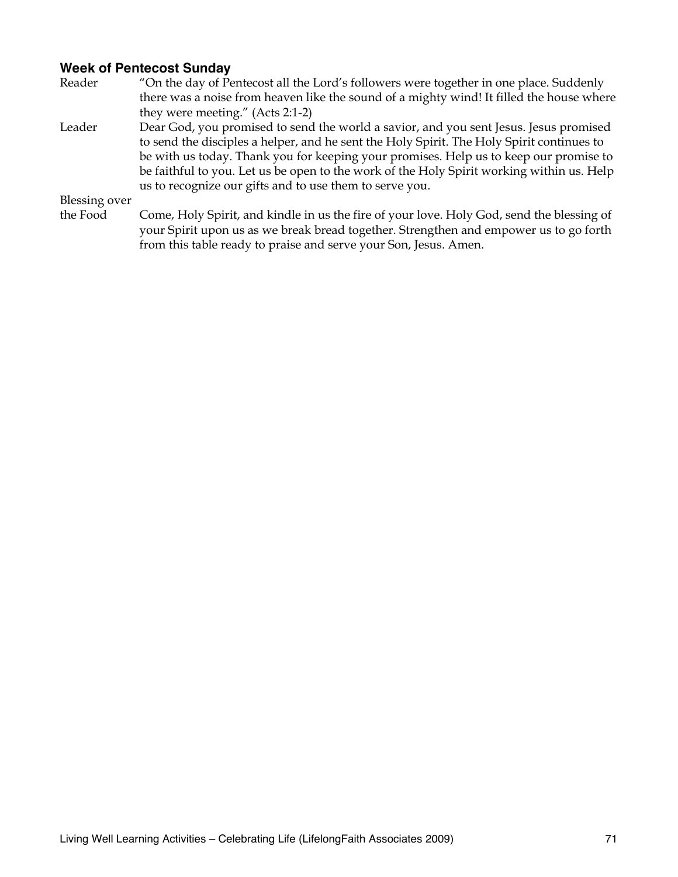### Week of Pentecost Sunday

**Reader**
"On the day of Pentecost all the Lord's followers were together in one place. Suddenly there was a noise from heaven like the sound of a mighty wind! It filled the house where they were meeting." (Acts 2:1-2)

**Leader**
Dear God, you promised to send the world a savior, and you sent Jesus. Jesus promised to send the disciples a helper, and he sent the Holy Spirit. The Holy Spirit continues to be with us today. Thank you for keeping your promises. Help us to keep our promise to be faithful to you. Let us be open to the work of the Holy Spirit working within us. Help us to recognize our gifts and to use them to serve you.

**Blessing over the Food**
Come, Holy Spirit, and kindle in us the fire of your love. Holy God, send the blessing of your Spirit upon us as we break bread together. Strengthen and empower us to go forth from this table ready to praise and serve your Son, Jesus. Amen.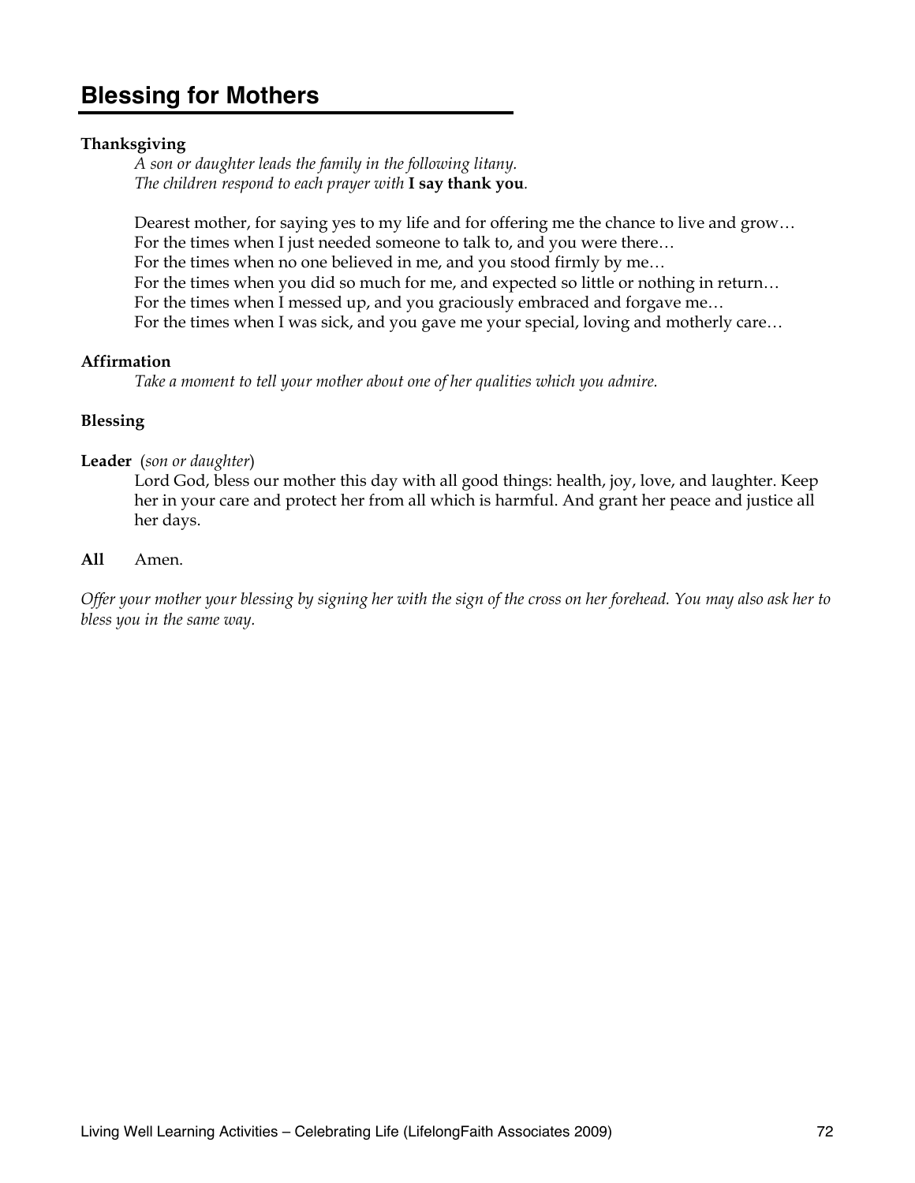# Blessing for Mothers

**Thanksgiving**

*A son or daughter leads the family in the following litany.*
*The children respond to each prayer with* **I say thank you***.*

Dearest mother, for saying yes to my life and for offering me the chance to live and grow…
For the times when I just needed someone to talk to, and you were there…
For the times when no one believed in me, and you stood firmly by me…
For the times when you did so much for me, and expected so little or nothing in return…
For the times when I messed up, and you graciously embraced and forgave me…
For the times when I was sick, and you gave me your special, loving and motherly care…

**Affirmation**

*Take a moment to tell your mother about one of her qualities which you admire.*

**Blessing**

**Leader** (*son or daughter*)

Lord God, bless our mother this day with all good things: health, joy, love, and laughter. Keep her in your care and protect her from all which is harmful. And grant her peace and justice all her days.

**All** Amen.

*Offer your mother your blessing by signing her with the sign of the cross on her forehead. You may also ask her to bless you in the same way.*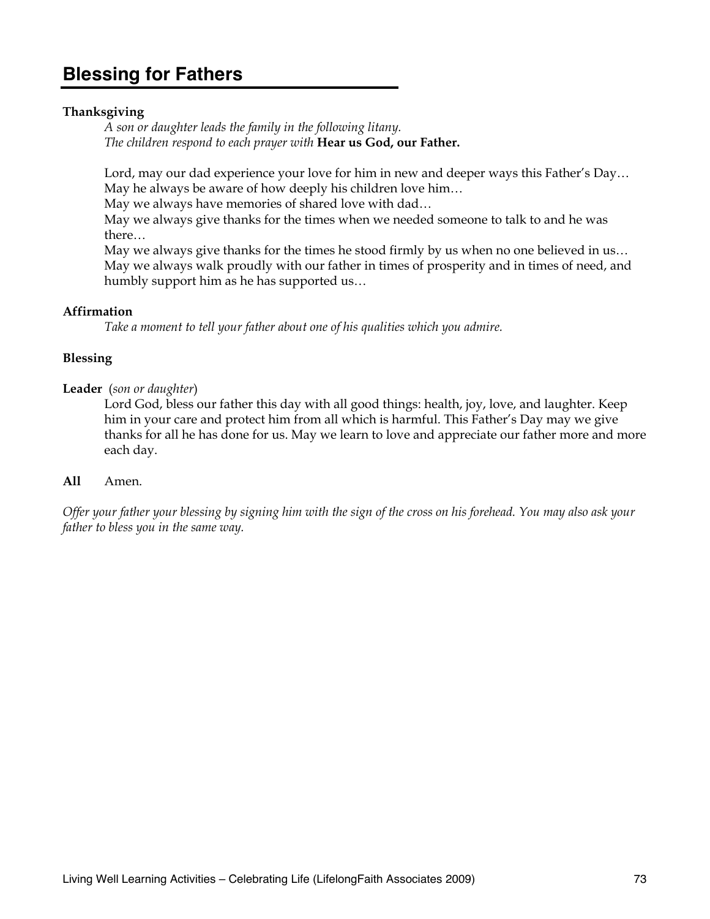## Blessing for Fathers

**Thanksgiving**

*A son or daughter leads the family in the following litany.*
*The children respond to each prayer with* **Hear us God, our Father.**

Lord, may our dad experience your love for him in new and deeper ways this Father's Day…
May he always be aware of how deeply his children love him…
May we always have memories of shared love with dad…
May we always give thanks for the times when we needed someone to talk to and he was there…
May we always give thanks for the times he stood firmly by us when no one believed in us…
May we always walk proudly with our father in times of prosperity and in times of need, and humbly support him as he has supported us…

**Affirmation**

*Take a moment to tell your father about one of his qualities which you admire.*

**Blessing**

**Leader** (*son or daughter*)

Lord God, bless our father this day with all good things: health, joy, love, and laughter. Keep him in your care and protect him from all which is harmful. This Father's Day may we give thanks for all he has done for us. May we learn to love and appreciate our father more and more each day.

**All** Amen.

*Offer your father your blessing by signing him with the sign of the cross on his forehead. You may also ask your father to bless you in the same way.*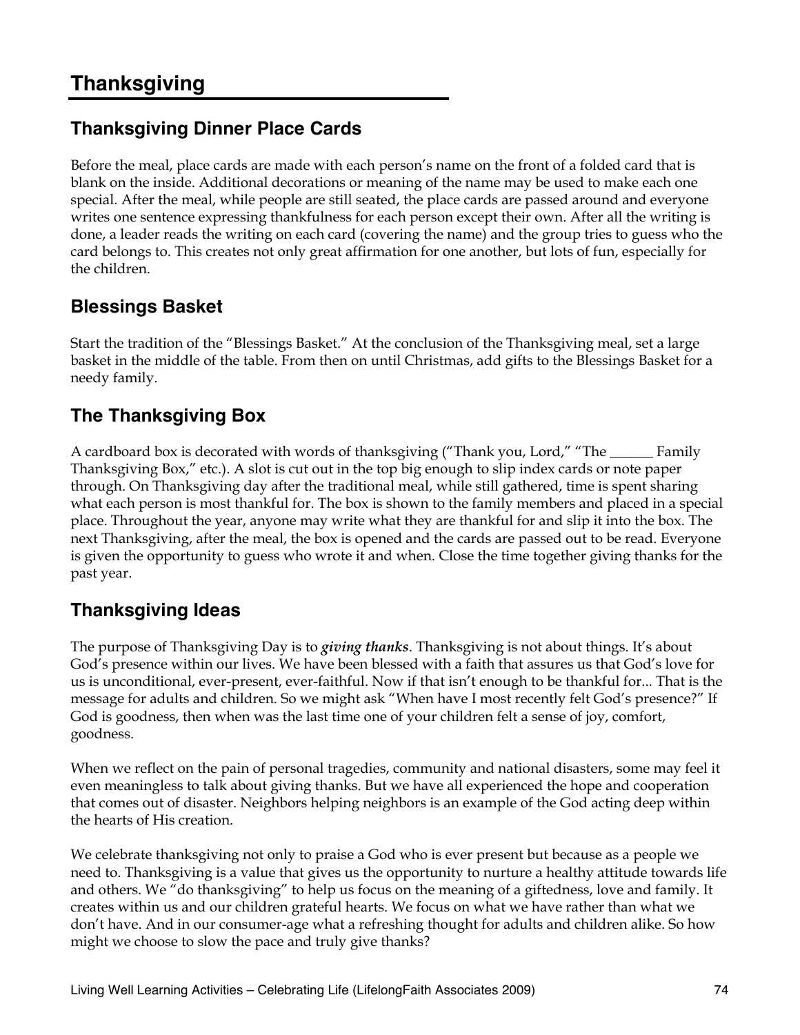# Thanksgiving

## Thanksgiving Dinner Place Cards

Before the meal, place cards are made with each person's name on the front of a folded card that is blank on the inside. Additional decorations or meaning of the name may be used to make each one special. After the meal, while people are still seated, the place cards are passed around and everyone writes one sentence expressing thankfulness for each person except their own. After all the writing is done, a leader reads the writing on each card (covering the name) and the group tries to guess who the card belongs to. This creates not only great affirmation for one another, but lots of fun, especially for the children.

## Blessings Basket

Start the tradition of the "Blessings Basket." At the conclusion of the Thanksgiving meal, set a large basket in the middle of the table. From then on until Christmas, add gifts to the Blessings Basket for a needy family.

## The Thanksgiving Box

A cardboard box is decorated with words of thanksgiving ("Thank you, Lord," "The ______ Family Thanksgiving Box," etc.). A slot is cut out in the top big enough to slip index cards or note paper through. On Thanksgiving day after the traditional meal, while still gathered, time is spent sharing what each person is most thankful for. The box is shown to the family members and placed in a special place. Throughout the year, anyone may write what they are thankful for and slip it into the box. The next Thanksgiving, after the meal, the box is opened and the cards are passed out to be read. Everyone is given the opportunity to guess who wrote it and when. Close the time together giving thanks for the past year.

## Thanksgiving Ideas

The purpose of Thanksgiving Day is to ***giving thanks***. Thanksgiving is not about things. It's about God's presence within our lives. We have been blessed with a faith that assures us that God's love for us is unconditional, ever-present, ever-faithful. Now if that isn't enough to be thankful for... That is the message for adults and children. So we might ask "When have I most recently felt God's presence?" If God is goodness, then when was the last time one of your children felt a sense of joy, comfort, goodness.

When we reflect on the pain of personal tragedies, community and national disasters, some may feel it even meaningless to talk about giving thanks. But we have all experienced the hope and cooperation that comes out of disaster. Neighbors helping neighbors is an example of the God acting deep within the hearts of His creation.

We celebrate thanksgiving not only to praise a God who is ever present but because as a people we need to. Thanksgiving is a value that gives us the opportunity to nurture a healthy attitude towards life and others. We "do thanksgiving" to help us focus on the meaning of a giftedness, love and family. It creates within us and our children grateful hearts. We focus on what we have rather than what we don't have. And in our consumer-age what a refreshing thought for adults and children alike. So how might we choose to slow the pace and truly give thanks?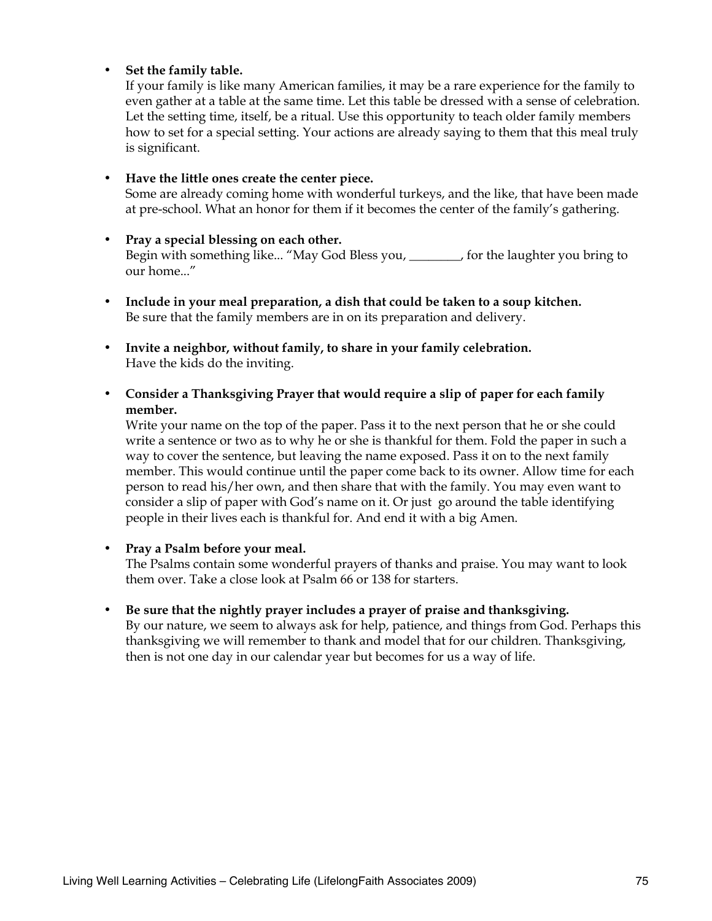- **Set the family table.**
  If your family is like many American families, it may be a rare experience for the family to even gather at a table at the same time. Let this table be dressed with a sense of celebration. Let the setting time, itself, be a ritual. Use this opportunity to teach older family members how to set for a special setting. Your actions are already saying to them that this meal truly is significant.

- **Have the little ones create the center piece.**
  Some are already coming home with wonderful turkeys, and the like, that have been made at pre-school. What an honor for them if it becomes the center of the family's gathering.

- **Pray a special blessing on each other.**
  Begin with something like... "May God Bless you, ________, for the laughter you bring to our home..."

- **Include in your meal preparation, a dish that could be taken to a soup kitchen.**
  Be sure that the family members are in on its preparation and delivery.

- **Invite a neighbor, without family, to share in your family celebration.**
  Have the kids do the inviting.

- **Consider a Thanksgiving Prayer that would require a slip of paper for each family member.**
  Write your name on the top of the paper. Pass it to the next person that he or she could write a sentence or two as to why he or she is thankful for them. Fold the paper in such a way to cover the sentence, but leaving the name exposed. Pass it on to the next family member. This would continue until the paper come back to its owner. Allow time for each person to read his/her own, and then share that with the family. You may even want to consider a slip of paper with God's name on it. Or just go around the table identifying people in their lives each is thankful for. And end it with a big Amen.

- **Pray a Psalm before your meal.**
  The Psalms contain some wonderful prayers of thanks and praise. You may want to look them over. Take a close look at Psalm 66 or 138 for starters.

- **Be sure that the nightly prayer includes a prayer of praise and thanksgiving.**
  By our nature, we seem to always ask for help, patience, and things from God. Perhaps this thanksgiving we will remember to thank and model that for our children. Thanksgiving, then is not one day in our calendar year but becomes for us a way of life.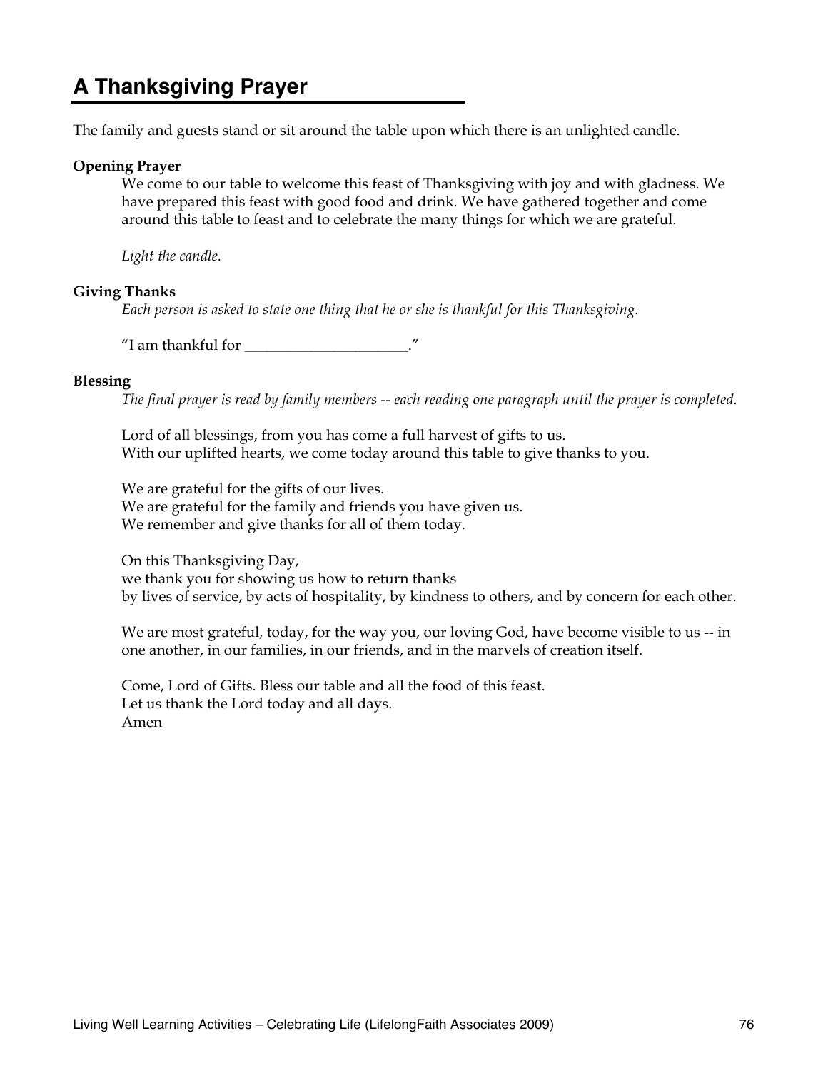# A Thanksgiving Prayer

The family and guests stand or sit around the table upon which there is an unlighted candle.

**Opening Prayer**

We come to our table to welcome this feast of Thanksgiving with joy and with gladness. We have prepared this feast with good food and drink. We have gathered together and come around this table to feast and to celebrate the many things for which we are grateful.

*Light the candle.*

**Giving Thanks**

*Each person is asked to state one thing that he or she is thankful for this Thanksgiving.*

"I am thankful for ______________________."

**Blessing**

*The final prayer is read by family members -- each reading one paragraph until the prayer is completed.*

Lord of all blessings, from you has come a full harvest of gifts to us.
With our uplifted hearts, we come today around this table to give thanks to you.

We are grateful for the gifts of our lives.
We are grateful for the family and friends you have given us.
We remember and give thanks for all of them today.

On this Thanksgiving Day,
we thank you for showing us how to return thanks
by lives of service, by acts of hospitality, by kindness to others, and by concern for each other.

We are most grateful, today, for the way you, our loving God, have become visible to us -- in one another, in our families, in our friends, and in the marvels of creation itself.

Come, Lord of Gifts. Bless our table and all the food of this feast.
Let us thank the Lord today and all days.
Amen

Living Well Learning Activities – Celebrating Life (LifelongFaith Associates 2009)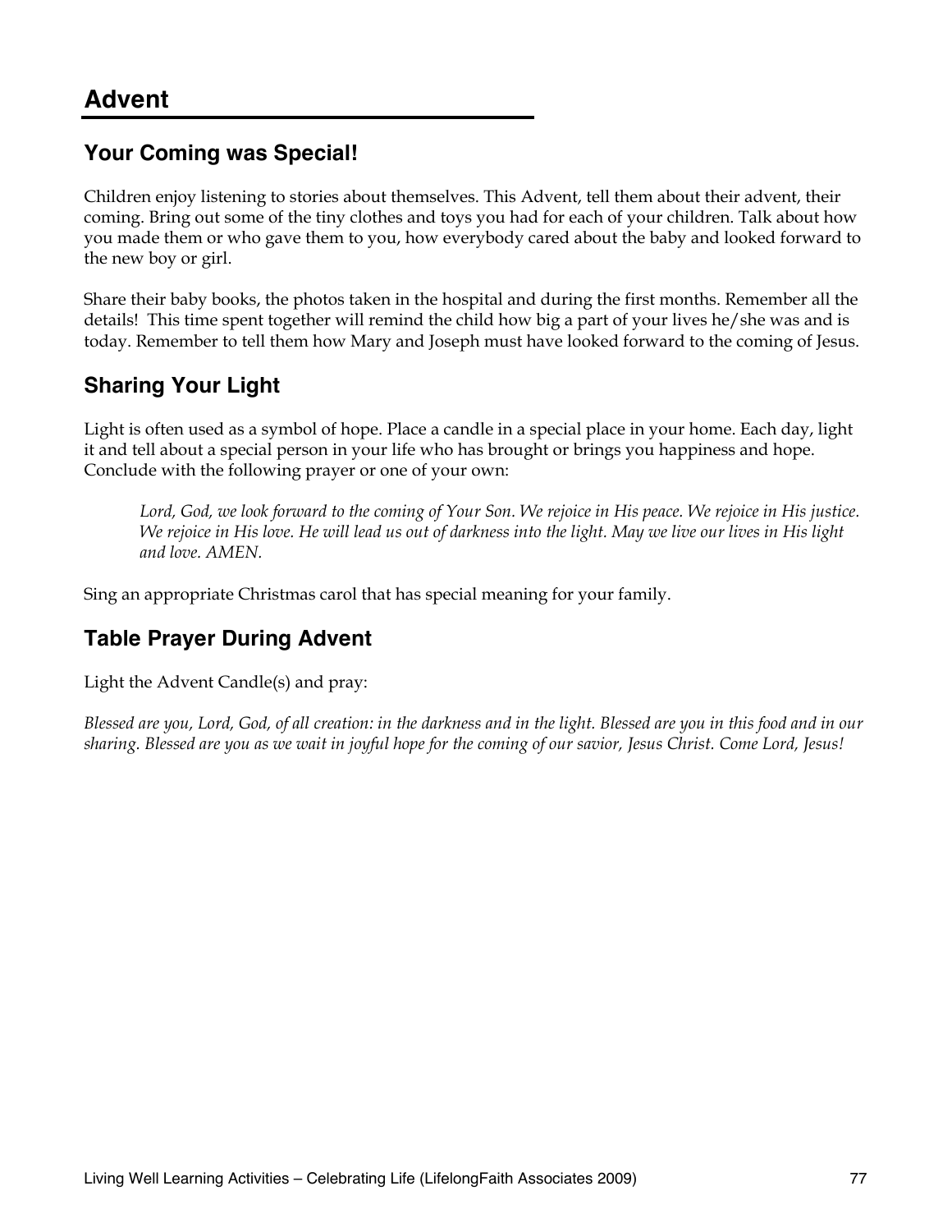# Advent

## Your Coming was Special!

Children enjoy listening to stories about themselves. This Advent, tell them about their advent, their coming. Bring out some of the tiny clothes and toys you had for each of your children. Talk about how you made them or who gave them to you, how everybody cared about the baby and looked forward to the new boy or girl.

Share their baby books, the photos taken in the hospital and during the first months. Remember all the details! This time spent together will remind the child how big a part of your lives he/she was and is today. Remember to tell them how Mary and Joseph must have looked forward to the coming of Jesus.

## Sharing Your Light

Light is often used as a symbol of hope. Place a candle in a special place in your home. Each day, light it and tell about a special person in your life who has brought or brings you happiness and hope. Conclude with the following prayer or one of your own:

> *Lord, God, we look forward to the coming of Your Son. We rejoice in His peace. We rejoice in His justice. We rejoice in His love. He will lead us out of darkness into the light. May we live our lives in His light and love. AMEN.*

Sing an appropriate Christmas carol that has special meaning for your family.

## Table Prayer During Advent

Light the Advent Candle(s) and pray:

*Blessed are you, Lord, God, of all creation: in the darkness and in the light. Blessed are you in this food and in our sharing. Blessed are you as we wait in joyful hope for the coming of our savior, Jesus Christ. Come Lord, Jesus!*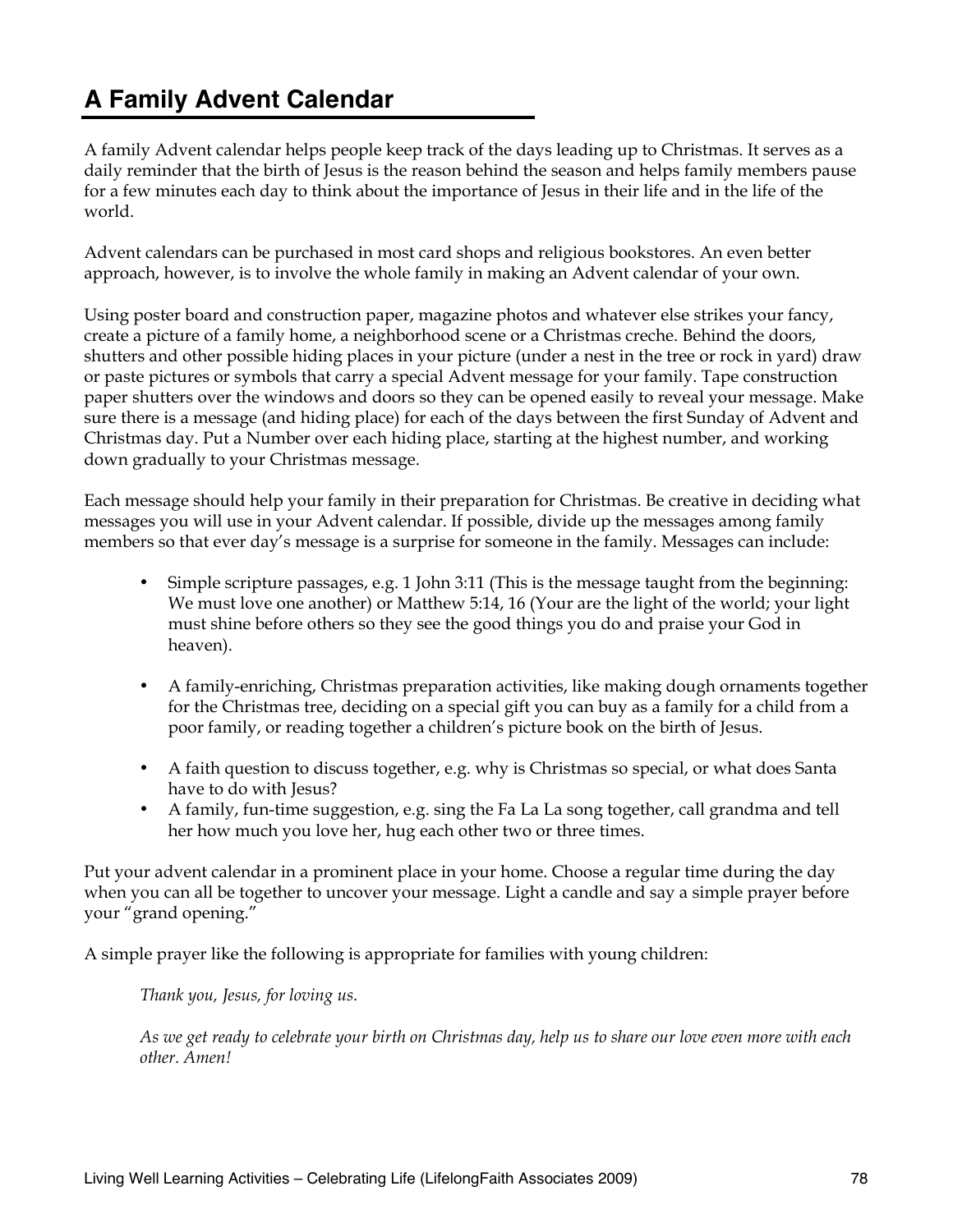## A Family Advent Calendar

A family Advent calendar helps people keep track of the days leading up to Christmas. It serves as a daily reminder that the birth of Jesus is the reason behind the season and helps family members pause for a few minutes each day to think about the importance of Jesus in their life and in the life of the world.

Advent calendars can be purchased in most card shops and religious bookstores. An even better approach, however, is to involve the whole family in making an Advent calendar of your own.

Using poster board and construction paper, magazine photos and whatever else strikes your fancy, create a picture of a family home, a neighborhood scene or a Christmas creche. Behind the doors, shutters and other possible hiding places in your picture (under a nest in the tree or rock in yard) draw or paste pictures or symbols that carry a special Advent message for your family. Tape construction paper shutters over the windows and doors so they can be opened easily to reveal your message. Make sure there is a message (and hiding place) for each of the days between the first Sunday of Advent and Christmas day. Put a Number over each hiding place, starting at the highest number, and working down gradually to your Christmas message.

Each message should help your family in their preparation for Christmas. Be creative in deciding what messages you will use in your Advent calendar. If possible, divide up the messages among family members so that ever day's message is a surprise for someone in the family. Messages can include:

- Simple scripture passages, e.g. 1 John 3:11 (This is the message taught from the beginning: We must love one another) or Matthew 5:14, 16 (Your are the light of the world; your light must shine before others so they see the good things you do and praise your God in heaven).

- A family-enriching, Christmas preparation activities, like making dough ornaments together for the Christmas tree, deciding on a special gift you can buy as a family for a child from a poor family, or reading together a children's picture book on the birth of Jesus.

- A faith question to discuss together, e.g. why is Christmas so special, or what does Santa have to do with Jesus?
- A family, fun-time suggestion, e.g. sing the Fa La La song together, call grandma and tell her how much you love her, hug each other two or three times.

Put your advent calendar in a prominent place in your home. Choose a regular time during the day when you can all be together to uncover your message. Light a candle and say a simple prayer before your "grand opening."

A simple prayer like the following is appropriate for families with young children:

> *Thank you, Jesus, for loving us.*
>
> *As we get ready to celebrate your birth on Christmas day, help us to share our love even more with each other. Amen!*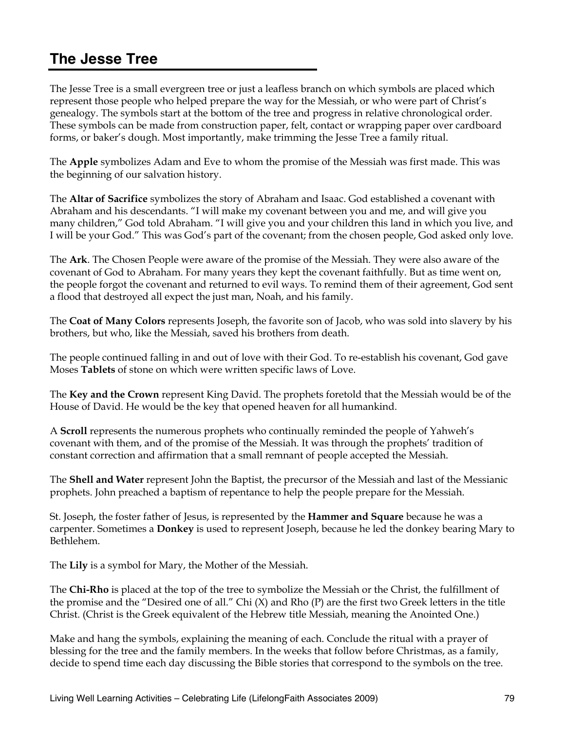## The Jesse Tree

The Jesse Tree is a small evergreen tree or just a leafless branch on which symbols are placed which represent those people who helped prepare the way for the Messiah, or who were part of Christ's genealogy. The symbols start at the bottom of the tree and progress in relative chronological order. These symbols can be made from construction paper, felt, contact or wrapping paper over cardboard forms, or baker's dough. Most importantly, make trimming the Jesse Tree a family ritual.

The **Apple** symbolizes Adam and Eve to whom the promise of the Messiah was first made. This was the beginning of our salvation history.

The **Altar of Sacrifice** symbolizes the story of Abraham and Isaac. God established a covenant with Abraham and his descendants. "I will make my covenant between you and me, and will give you many children," God told Abraham. "I will give you and your children this land in which you live, and I will be your God." This was God's part of the covenant; from the chosen people, God asked only love.

The **Ark**. The Chosen People were aware of the promise of the Messiah. They were also aware of the covenant of God to Abraham. For many years they kept the covenant faithfully. But as time went on, the people forgot the covenant and returned to evil ways. To remind them of their agreement, God sent a flood that destroyed all expect the just man, Noah, and his family.

The **Coat of Many Colors** represents Joseph, the favorite son of Jacob, who was sold into slavery by his brothers, but who, like the Messiah, saved his brothers from death.

The people continued falling in and out of love with their God. To re-establish his covenant, God gave Moses **Tablets** of stone on which were written specific laws of Love.

The **Key and the Crown** represent King David. The prophets foretold that the Messiah would be of the House of David. He would be the key that opened heaven for all humankind.

A **Scroll** represents the numerous prophets who continually reminded the people of Yahweh's covenant with them, and of the promise of the Messiah. It was through the prophets' tradition of constant correction and affirmation that a small remnant of people accepted the Messiah.

The **Shell and Water** represent John the Baptist, the precursor of the Messiah and last of the Messianic prophets. John preached a baptism of repentance to help the people prepare for the Messiah.

St. Joseph, the foster father of Jesus, is represented by the **Hammer and Square** because he was a carpenter. Sometimes a **Donkey** is used to represent Joseph, because he led the donkey bearing Mary to Bethlehem.

The **Lily** is a symbol for Mary, the Mother of the Messiah.

The **Chi-Rho** is placed at the top of the tree to symbolize the Messiah or the Christ, the fulfillment of the promise and the "Desired one of all." Chi (X) and Rho (P) are the first two Greek letters in the title Christ. (Christ is the Greek equivalent of the Hebrew title Messiah, meaning the Anointed One.)

Make and hang the symbols, explaining the meaning of each. Conclude the ritual with a prayer of blessing for the tree and the family members. In the weeks that follow before Christmas, as a family, decide to spend time each day discussing the Bible stories that correspond to the symbols on the tree.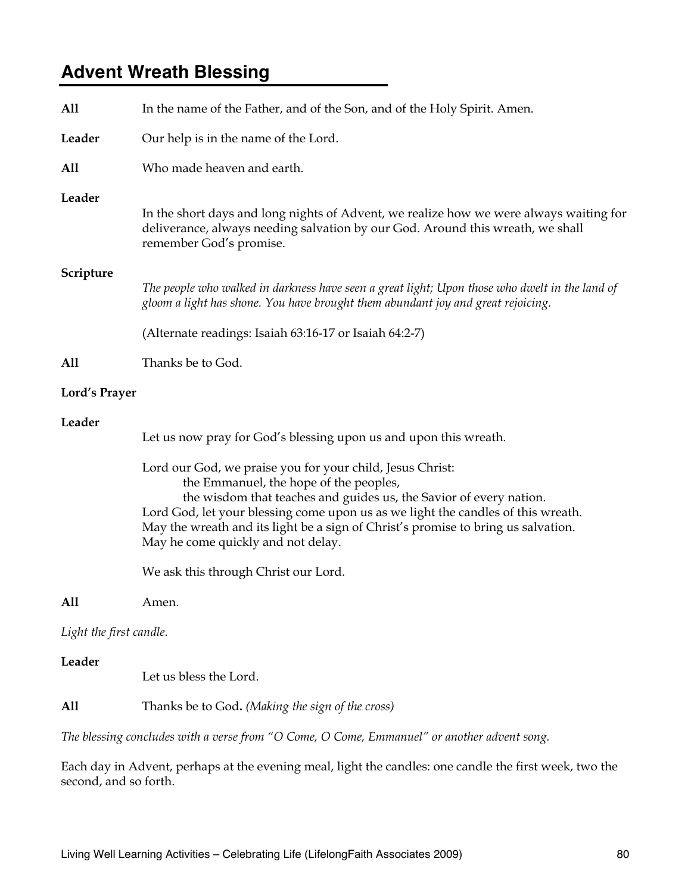## Advent Wreath Blessing

**All** In the name of the Father, and of the Son, and of the Holy Spirit. Amen.

**Leader** Our help is in the name of the Lord.

**All** Who made heaven and earth.

**Leader**

In the short days and long nights of Advent, we realize how we were always waiting for deliverance, always needing salvation by our God. Around this wreath, we shall remember God's promise.

**Scripture**

*The people who walked in darkness have seen a great light; Upon those who dwelt in the land of gloom a light has shone. You have brought them abundant joy and great rejoicing.*

(Alternate readings: Isaiah 63:16-17 or Isaiah 64:2-7)

**All** Thanks be to God.

**Lord's Prayer**

**Leader**

Let us now pray for God's blessing upon us and upon this wreath.

Lord our God, we praise you for your child, Jesus Christ:
    the Emmanuel, the hope of the peoples,
    the wisdom that teaches and guides us, the Savior of every nation.
Lord God, let your blessing come upon us as we light the candles of this wreath.
May the wreath and its light be a sign of Christ's promise to bring us salvation.
May he come quickly and not delay.

We ask this through Christ our Lord.

**All** Amen.

*Light the first candle.*

**Leader**

Let us bless the Lord.

**All** Thanks be to God**.** *(Making the sign of the cross)*

*The blessing concludes with a verse from "O Come, O Come, Emmanuel" or another advent song.*

Each day in Advent, perhaps at the evening meal, light the candles: one candle the first week, two the second, and so forth.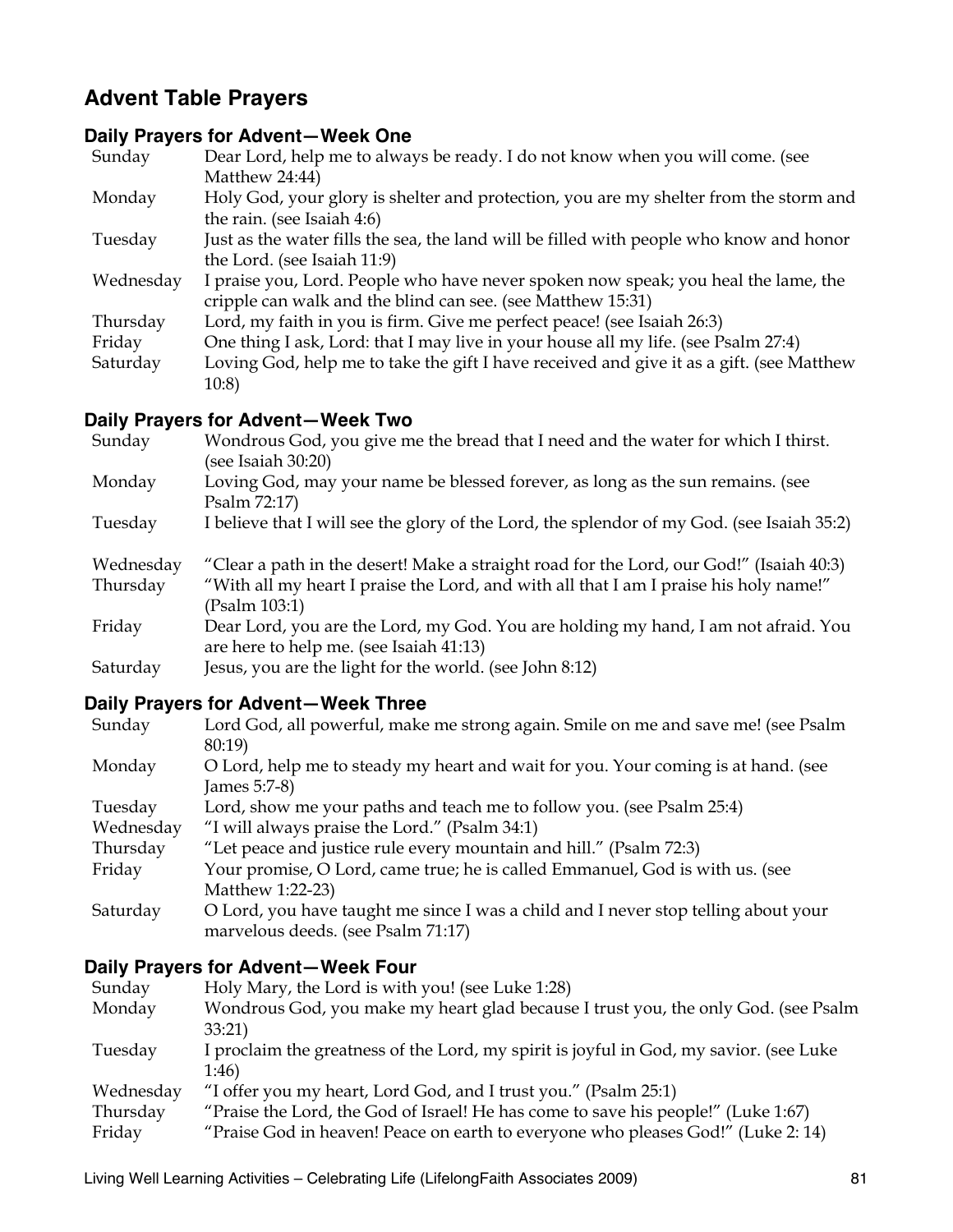## Advent Table Prayers

### Daily Prayers for Advent—Week One

| | |
|---|---|
| Sunday | Dear Lord, help me to always be ready. I do not know when you will come. (see Matthew 24:44) |
| Monday | Holy God, your glory is shelter and protection, you are my shelter from the storm and the rain. (see Isaiah 4:6) |
| Tuesday | Just as the water fills the sea, the land will be filled with people who know and honor the Lord. (see Isaiah 11:9) |
| Wednesday | I praise you, Lord. People who have never spoken now speak; you heal the lame, the cripple can walk and the blind can see. (see Matthew 15:31) |
| Thursday | Lord, my faith in you is firm. Give me perfect peace! (see Isaiah 26:3) |
| Friday | One thing I ask, Lord: that I may live in your house all my life. (see Psalm 27:4) |
| Saturday | Loving God, help me to take the gift I have received and give it as a gift. (see Matthew 10:8) |

### Daily Prayers for Advent—Week Two

| | |
|---|---|
| Sunday | Wondrous God, you give me the bread that I need and the water for which I thirst. (see Isaiah 30:20) |
| Monday | Loving God, may your name be blessed forever, as long as the sun remains. (see Psalm 72:17) |
| Tuesday | I believe that I will see the glory of the Lord, the splendor of my God. (see Isaiah 35:2) |
| Wednesday | "Clear a path in the desert! Make a straight road for the Lord, our God!" (Isaiah 40:3) |
| Thursday | "With all my heart I praise the Lord, and with all that I am I praise his holy name!" (Psalm 103:1) |
| Friday | Dear Lord, you are the Lord, my God. You are holding my hand, I am not afraid. You are here to help me. (see Isaiah 41:13) |
| Saturday | Jesus, you are the light for the world. (see John 8:12) |

### Daily Prayers for Advent—Week Three

| | |
|---|---|
| Sunday | Lord God, all powerful, make me strong again. Smile on me and save me! (see Psalm 80:19) |
| Monday | O Lord, help me to steady my heart and wait for you. Your coming is at hand. (see James 5:7-8) |
| Tuesday | Lord, show me your paths and teach me to follow you. (see Psalm 25:4) |
| Wednesday | "I will always praise the Lord." (Psalm 34:1) |
| Thursday | "Let peace and justice rule every mountain and hill." (Psalm 72:3) |
| Friday | Your promise, O Lord, came true; he is called Emmanuel, God is with us. (see Matthew 1:22-23) |
| Saturday | O Lord, you have taught me since I was a child and I never stop telling about your marvelous deeds. (see Psalm 71:17) |

### Daily Prayers for Advent—Week Four

| | |
|---|---|
| Sunday | Holy Mary, the Lord is with you! (see Luke 1:28) |
| Monday | Wondrous God, you make my heart glad because I trust you, the only God. (see Psalm 33:21) |
| Tuesday | I proclaim the greatness of the Lord, my spirit is joyful in God, my savior. (see Luke 1:46) |
| Wednesday | "I offer you my heart, Lord God, and I trust you." (Psalm 25:1) |
| Thursday | "Praise the Lord, the God of Israel! He has come to save his people!" (Luke 1:67) |
| Friday | "Praise God in heaven! Peace on earth to everyone who pleases God!" (Luke 2: 14) |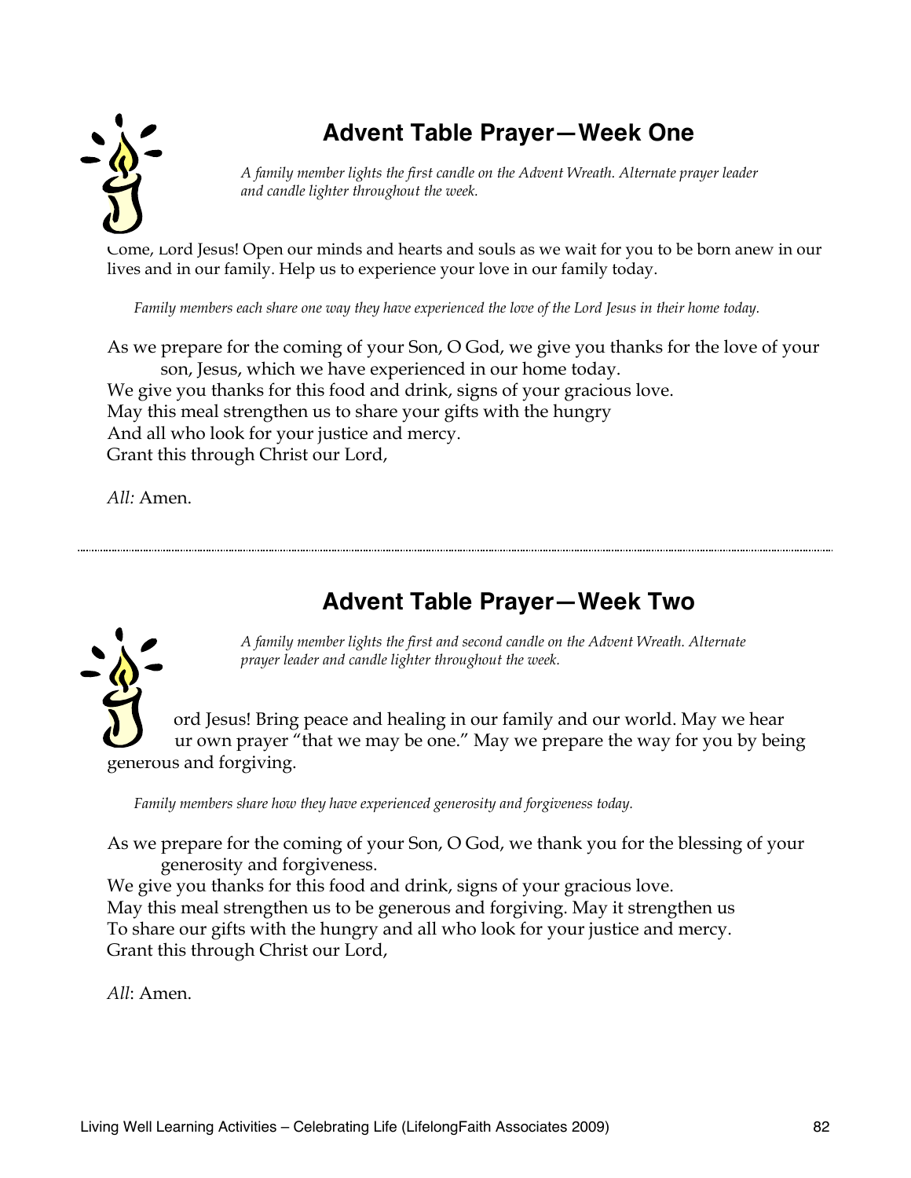## Advent Table Prayer—Week One

*A family member lights the first candle on the Advent Wreath. Alternate prayer leader and candle lighter throughout the week.*

Come, Lord Jesus! Open our minds and hearts and souls as we wait for you to be born anew in our lives and in our family. Help us to experience your love in our family today.

*Family members each share one way they have experienced the love of the Lord Jesus in their home today.*

As we prepare for the coming of your Son, O God, we give you thanks for the love of your son, Jesus, which we have experienced in our home today.
We give you thanks for this food and drink, signs of your gracious love.
May this meal strengthen us to share your gifts with the hungry
And all who look for your justice and mercy.
Grant this through Christ our Lord,

*All:* Amen.

---

## Advent Table Prayer—Week Two

*A family member lights the first and second candle on the Advent Wreath. Alternate prayer leader and candle lighter throughout the week.*

Lord Jesus! Bring peace and healing in our family and our world. May we hear our own prayer "that we may be one." May we prepare the way for you by being generous and forgiving.

*Family members share how they have experienced generosity and forgiveness today.*

As we prepare for the coming of your Son, O God, we thank you for the blessing of your generosity and forgiveness.
We give you thanks for this food and drink, signs of your gracious love.
May this meal strengthen us to be generous and forgiving. May it strengthen us
To share our gifts with the hungry and all who look for your justice and mercy.
Grant this through Christ our Lord,

*All*: Amen.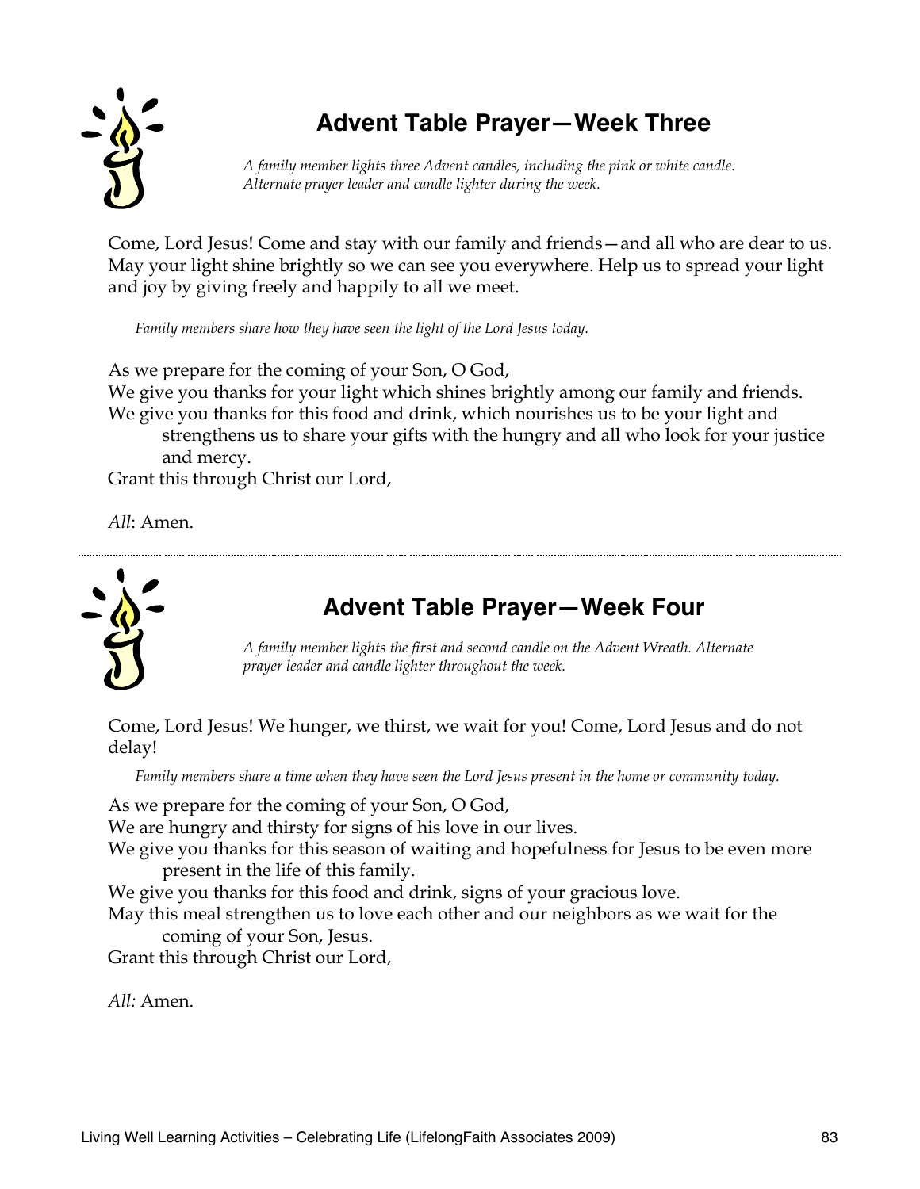## Advent Table Prayer—Week Three

*A family member lights three Advent candles, including the pink or white candle. Alternate prayer leader and candle lighter during the week.*

Come, Lord Jesus! Come and stay with our family and friends—and all who are dear to us. May your light shine brightly so we can see you everywhere. Help us to spread your light and joy by giving freely and happily to all we meet.

*Family members share how they have seen the light of the Lord Jesus today.*

As we prepare for the coming of your Son, O God,
We give you thanks for your light which shines brightly among our family and friends.
We give you thanks for this food and drink, which nourishes us to be your light and strengthens us to share your gifts with the hungry and all who look for your justice and mercy.
Grant this through Christ our Lord,

*All*: Amen.

---

## Advent Table Prayer—Week Four

*A family member lights the first and second candle on the Advent Wreath. Alternate prayer leader and candle lighter throughout the week.*

Come, Lord Jesus! We hunger, we thirst, we wait for you! Come, Lord Jesus and do not delay!

*Family members share a time when they have seen the Lord Jesus present in the home or community today.*

As we prepare for the coming of your Son, O God,
We are hungry and thirsty for signs of his love in our lives.
We give you thanks for this season of waiting and hopefulness for Jesus to be even more present in the life of this family.
We give you thanks for this food and drink, signs of your gracious love.
May this meal strengthen us to love each other and our neighbors as we wait for the coming of your Son, Jesus.
Grant this through Christ our Lord,

*All:* Amen.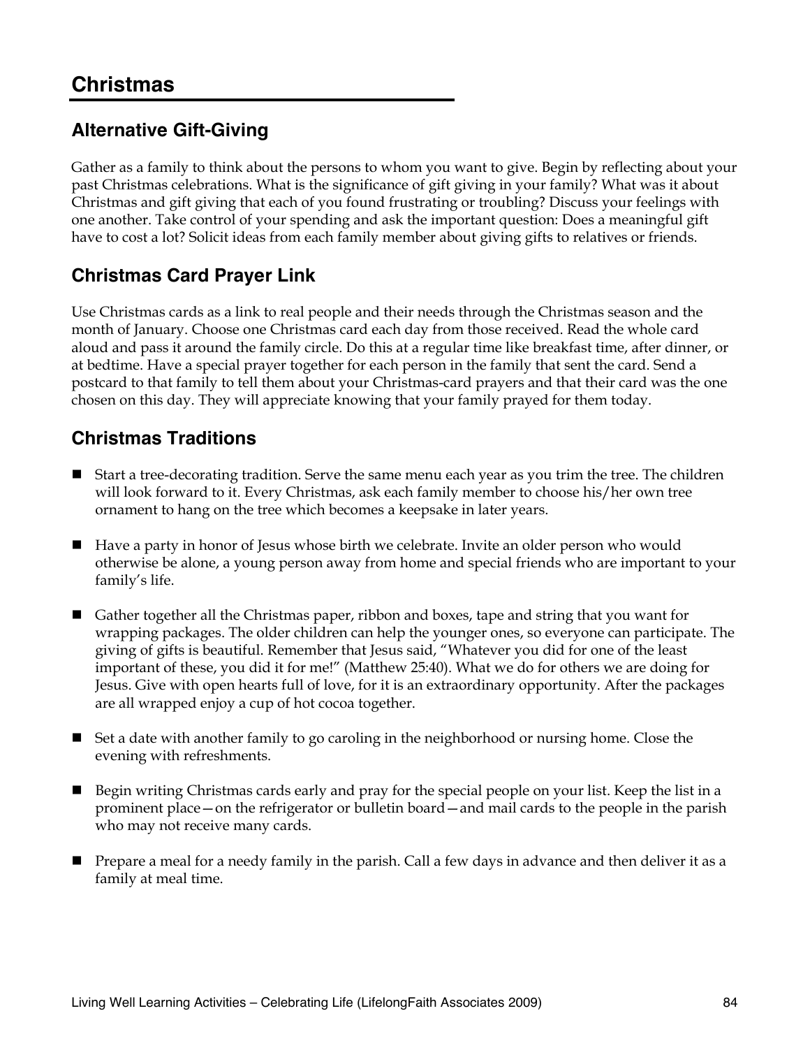# Christmas

## Alternative Gift-Giving

Gather as a family to think about the persons to whom you want to give. Begin by reflecting about your past Christmas celebrations. What is the significance of gift giving in your family? What was it about Christmas and gift giving that each of you found frustrating or troubling? Discuss your feelings with one another. Take control of your spending and ask the important question: Does a meaningful gift have to cost a lot? Solicit ideas from each family member about giving gifts to relatives or friends.

## Christmas Card Prayer Link

Use Christmas cards as a link to real people and their needs through the Christmas season and the month of January. Choose one Christmas card each day from those received. Read the whole card aloud and pass it around the family circle. Do this at a regular time like breakfast time, after dinner, or at bedtime. Have a special prayer together for each person in the family that sent the card. Send a postcard to that family to tell them about your Christmas-card prayers and that their card was the one chosen on this day. They will appreciate knowing that your family prayed for them today.

## Christmas Traditions

- Start a tree-decorating tradition. Serve the same menu each year as you trim the tree. The children will look forward to it. Every Christmas, ask each family member to choose his/her own tree ornament to hang on the tree which becomes a keepsake in later years.

- Have a party in honor of Jesus whose birth we celebrate. Invite an older person who would otherwise be alone, a young person away from home and special friends who are important to your family's life.

- Gather together all the Christmas paper, ribbon and boxes, tape and string that you want for wrapping packages. The older children can help the younger ones, so everyone can participate. The giving of gifts is beautiful. Remember that Jesus said, "Whatever you did for one of the least important of these, you did it for me!" (Matthew 25:40). What we do for others we are doing for Jesus. Give with open hearts full of love, for it is an extraordinary opportunity. After the packages are all wrapped enjoy a cup of hot cocoa together.

- Set a date with another family to go caroling in the neighborhood or nursing home. Close the evening with refreshments.

- Begin writing Christmas cards early and pray for the special people on your list. Keep the list in a prominent place—on the refrigerator or bulletin board—and mail cards to the people in the parish who may not receive many cards.

- Prepare a meal for a needy family in the parish. Call a few days in advance and then deliver it as a family at meal time.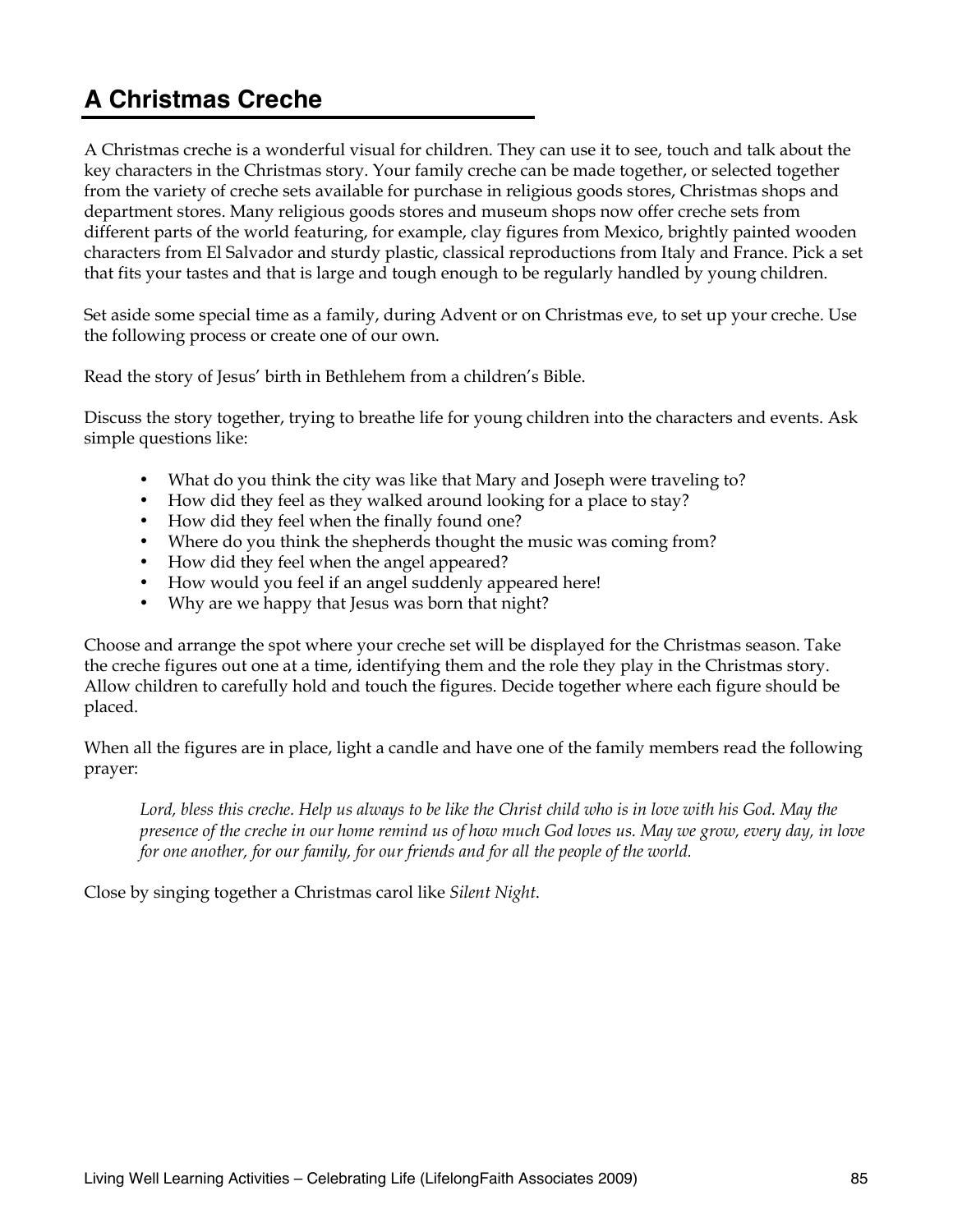# A Christmas Creche

A Christmas creche is a wonderful visual for children. They can use it to see, touch and talk about the key characters in the Christmas story. Your family creche can be made together, or selected together from the variety of creche sets available for purchase in religious goods stores, Christmas shops and department stores. Many religious goods stores and museum shops now offer creche sets from different parts of the world featuring, for example, clay figures from Mexico, brightly painted wooden characters from El Salvador and sturdy plastic, classical reproductions from Italy and France. Pick a set that fits your tastes and that is large and tough enough to be regularly handled by young children.

Set aside some special time as a family, during Advent or on Christmas eve, to set up your creche. Use the following process or create one of our own.

Read the story of Jesus' birth in Bethlehem from a children's Bible.

Discuss the story together, trying to breathe life for young children into the characters and events. Ask simple questions like:

- What do you think the city was like that Mary and Joseph were traveling to?
- How did they feel as they walked around looking for a place to stay?
- How did they feel when the finally found one?
- Where do you think the shepherds thought the music was coming from?
- How did they feel when the angel appeared?
- How would you feel if an angel suddenly appeared here!
- Why are we happy that Jesus was born that night?

Choose and arrange the spot where your creche set will be displayed for the Christmas season. Take the creche figures out one at a time, identifying them and the role they play in the Christmas story. Allow children to carefully hold and touch the figures. Decide together where each figure should be placed.

When all the figures are in place, light a candle and have one of the family members read the following prayer:

> *Lord, bless this creche. Help us always to be like the Christ child who is in love with his God. May the presence of the creche in our home remind us of how much God loves us. May we grow, every day, in love for one another, for our family, for our friends and for all the people of the world.*

Close by singing together a Christmas carol like *Silent Night*.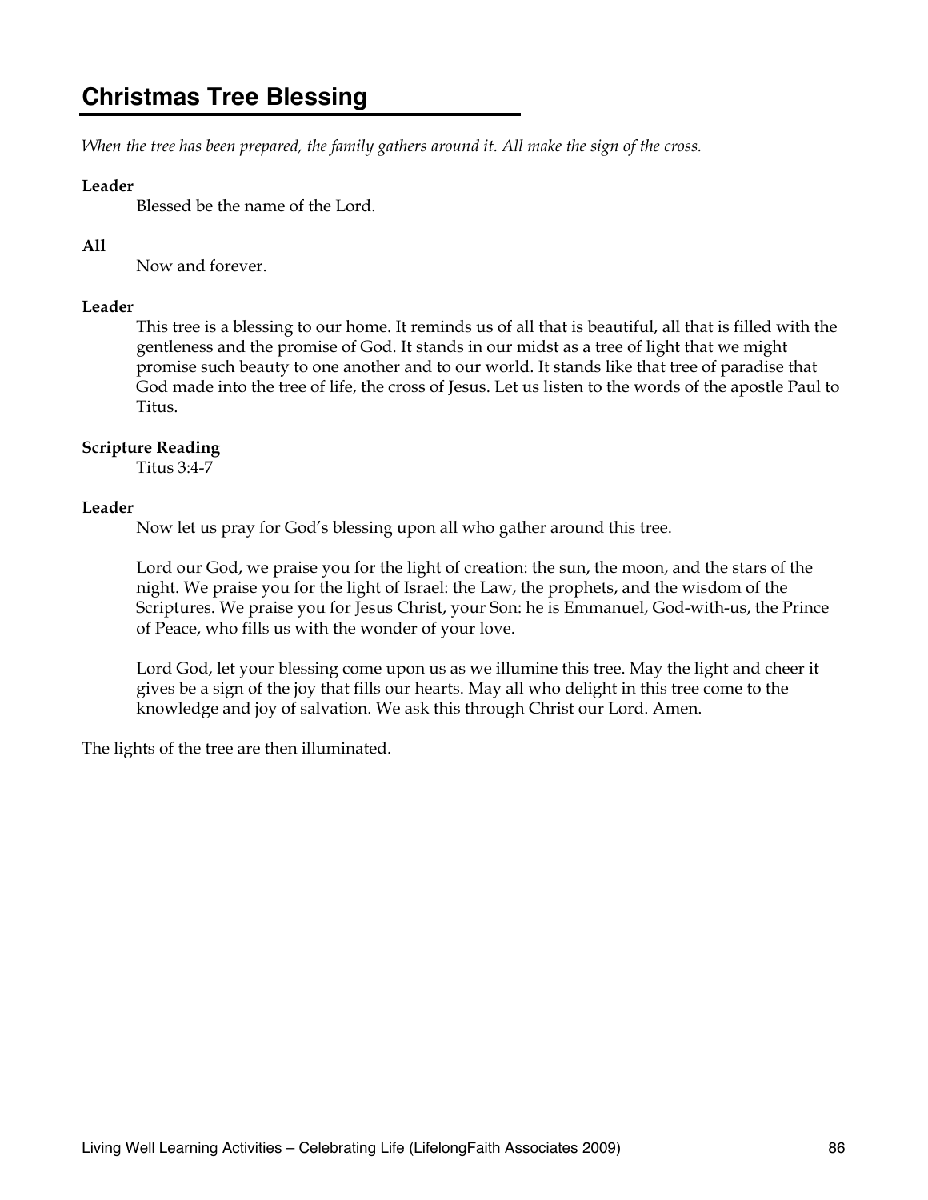# Christmas Tree Blessing

*When the tree has been prepared, the family gathers around it. All make the sign of the cross.*

**Leader**

Blessed be the name of the Lord.

**All**

Now and forever.

**Leader**

This tree is a blessing to our home. It reminds us of all that is beautiful, all that is filled with the gentleness and the promise of God. It stands in our midst as a tree of light that we might promise such beauty to one another and to our world. It stands like that tree of paradise that God made into the tree of life, the cross of Jesus. Let us listen to the words of the apostle Paul to Titus.

**Scripture Reading**

Titus 3:4-7

**Leader**

Now let us pray for God's blessing upon all who gather around this tree.

Lord our God, we praise you for the light of creation: the sun, the moon, and the stars of the night. We praise you for the light of Israel: the Law, the prophets, and the wisdom of the Scriptures. We praise you for Jesus Christ, your Son: he is Emmanuel, God-with-us, the Prince of Peace, who fills us with the wonder of your love.

Lord God, let your blessing come upon us as we illumine this tree. May the light and cheer it gives be a sign of the joy that fills our hearts. May all who delight in this tree come to the knowledge and joy of salvation. We ask this through Christ our Lord. Amen.

The lights of the tree are then illuminated.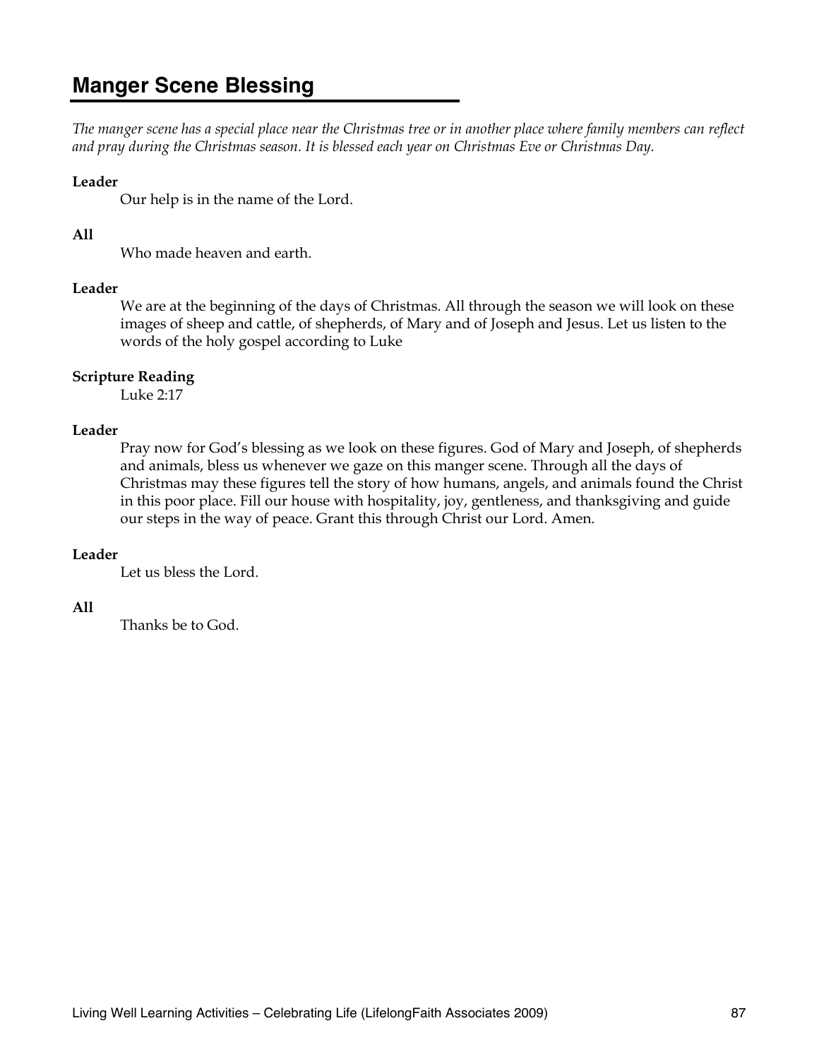## Manger Scene Blessing

*The manger scene has a special place near the Christmas tree or in another place where family members can reflect and pray during the Christmas season. It is blessed each year on Christmas Eve or Christmas Day.*

**Leader**

Our help is in the name of the Lord.

**All**

Who made heaven and earth.

**Leader**

We are at the beginning of the days of Christmas. All through the season we will look on these images of sheep and cattle, of shepherds, of Mary and of Joseph and Jesus. Let us listen to the words of the holy gospel according to Luke

**Scripture Reading**

Luke 2:17

**Leader**

Pray now for God's blessing as we look on these figures. God of Mary and Joseph, of shepherds and animals, bless us whenever we gaze on this manger scene. Through all the days of Christmas may these figures tell the story of how humans, angels, and animals found the Christ in this poor place. Fill our house with hospitality, joy, gentleness, and thanksgiving and guide our steps in the way of peace. Grant this through Christ our Lord. Amen.

**Leader**

Let us bless the Lord.

**All**

Thanks be to God.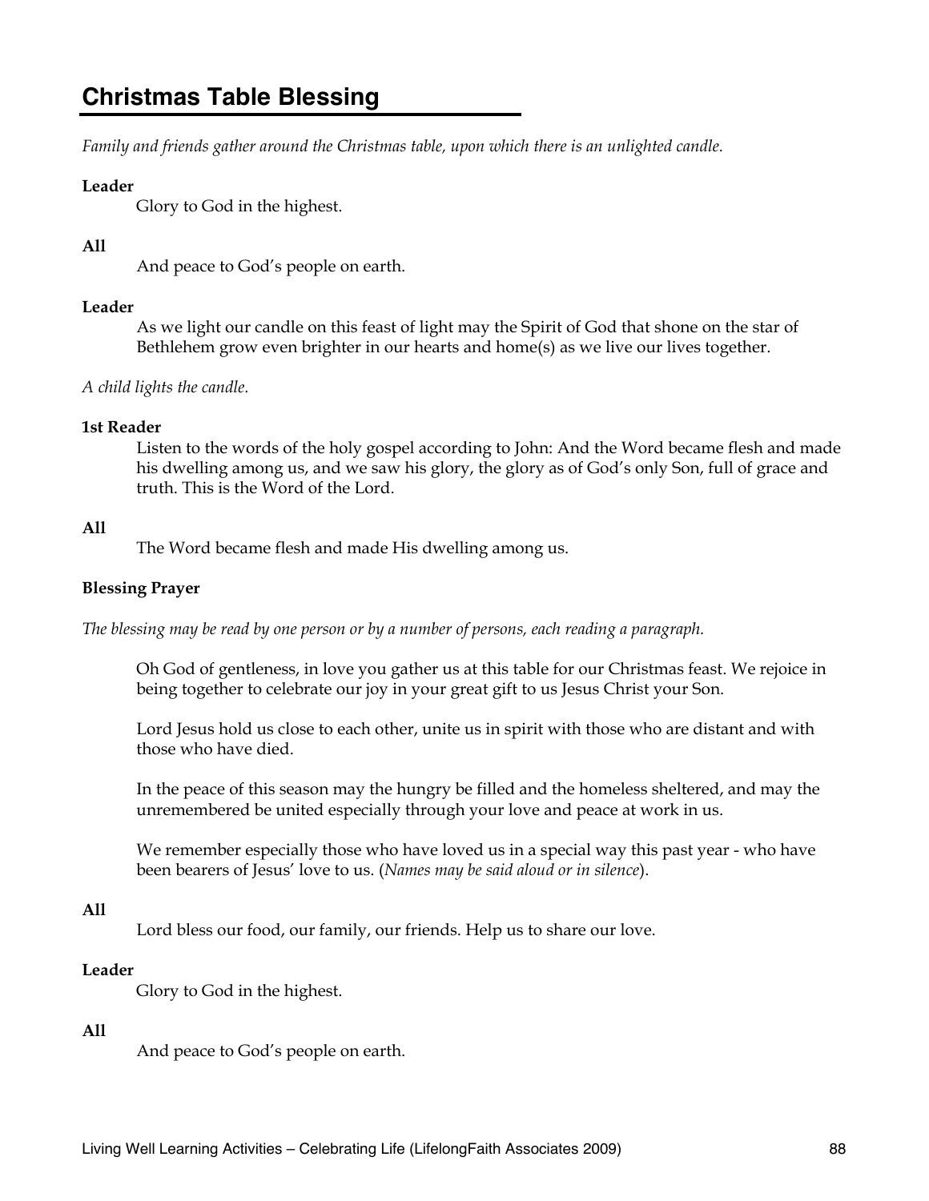## Christmas Table Blessing

*Family and friends gather around the Christmas table, upon which there is an unlighted candle.*

**Leader**

Glory to God in the highest.

**All**

And peace to God's people on earth.

**Leader**

As we light our candle on this feast of light may the Spirit of God that shone on the star of Bethlehem grow even brighter in our hearts and home(s) as we live our lives together.

*A child lights the candle.*

**1st Reader**

Listen to the words of the holy gospel according to John: And the Word became flesh and made his dwelling among us, and we saw his glory, the glory as of God's only Son, full of grace and truth. This is the Word of the Lord.

**All**

The Word became flesh and made His dwelling among us.

**Blessing Prayer**

*The blessing may be read by one person or by a number of persons, each reading a paragraph.*

Oh God of gentleness, in love you gather us at this table for our Christmas feast. We rejoice in being together to celebrate our joy in your great gift to us Jesus Christ your Son.

Lord Jesus hold us close to each other, unite us in spirit with those who are distant and with those who have died.

In the peace of this season may the hungry be filled and the homeless sheltered, and may the unremembered be united especially through your love and peace at work in us.

We remember especially those who have loved us in a special way this past year - who have been bearers of Jesus' love to us. (*Names may be said aloud or in silence*).

**All**

Lord bless our food, our family, our friends. Help us to share our love.

**Leader**

Glory to God in the highest.

**All**

And peace to God's people on earth.

Living Well Learning Activities – Celebrating Life (LifelongFaith Associates 2009)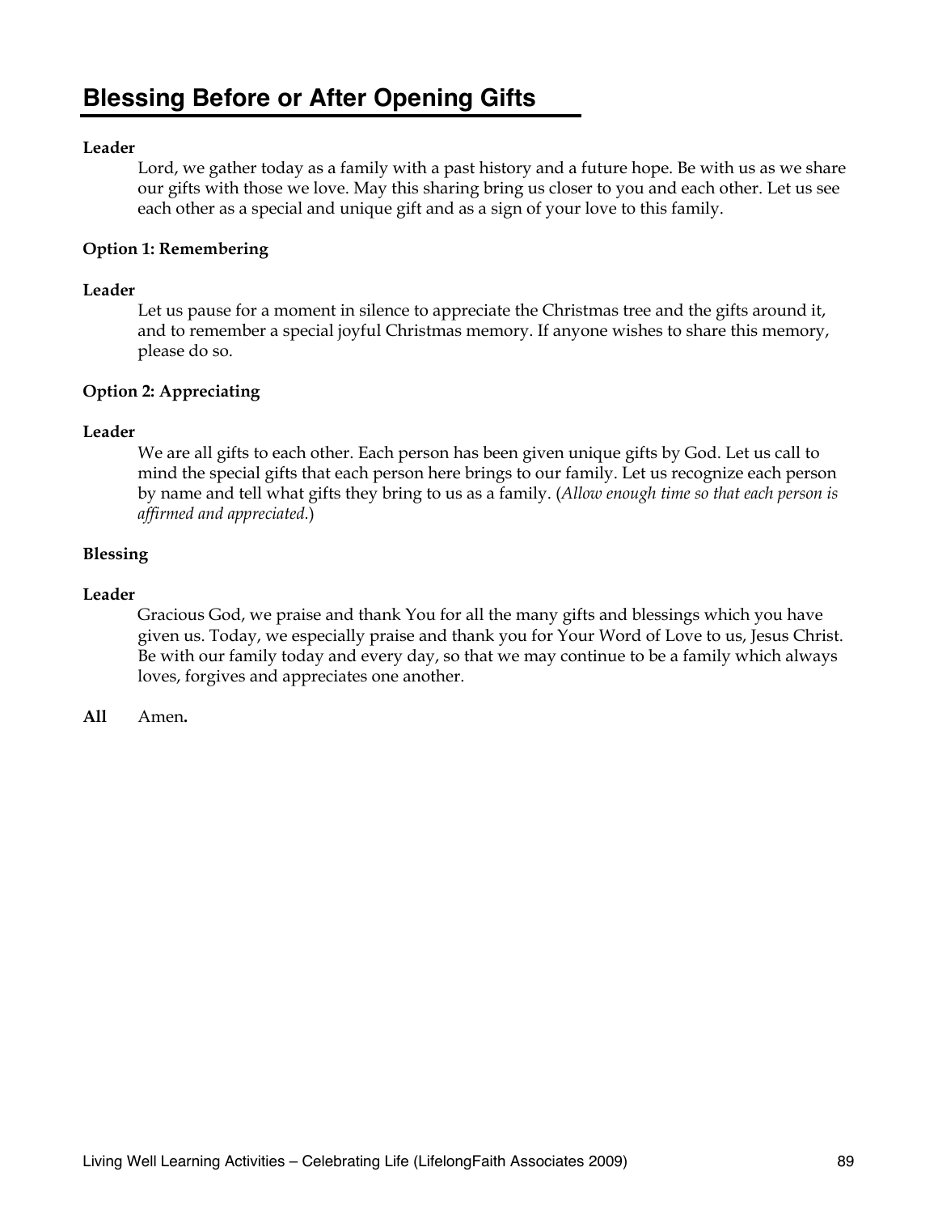## Blessing Before or After Opening Gifts

**Leader**

Lord, we gather today as a family with a past history and a future hope. Be with us as we share our gifts with those we love. May this sharing bring us closer to you and each other. Let us see each other as a special and unique gift and as a sign of your love to this family.

**Option 1: Remembering**

**Leader**

Let us pause for a moment in silence to appreciate the Christmas tree and the gifts around it, and to remember a special joyful Christmas memory. If anyone wishes to share this memory, please do so.

**Option 2: Appreciating**

**Leader**

We are all gifts to each other. Each person has been given unique gifts by God. Let us call to mind the special gifts that each person here brings to our family. Let us recognize each person by name and tell what gifts they bring to us as a family. (*Allow enough time so that each person is affirmed and appreciated.*)

**Blessing**

**Leader**

Gracious God, we praise and thank You for all the many gifts and blessings which you have given us. Today, we especially praise and thank you for Your Word of Love to us, Jesus Christ. Be with our family today and every day, so that we may continue to be a family which always loves, forgives and appreciates one another.

**All** Amen**.**